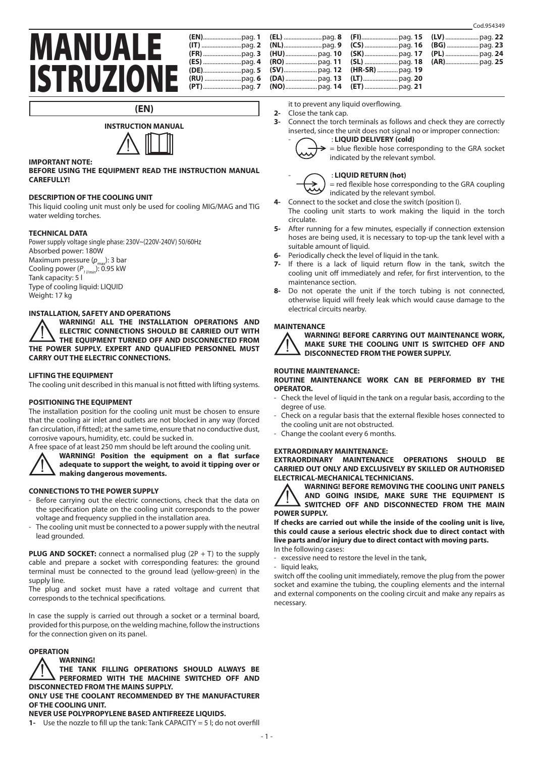Cod.954349

# MANUALE ISTRUZIONE

| | | | |
|---|---|---|---|
| **(EN)** pag. **1** | **(EL)** pag. **8** | **(FI)** pag. **15** | **(LV)** pag. **22** |
| **(IT)** pag. **2** | **(NL)** pag. **9** | **(CS)** pag. **16** | **(BG)** pag. **23** |
| **(FR)** pag. **3** | **(HU)** pag. **10** | **(SK)** pag. **17** | **(PL)** pag. **24** |
| **(ES)** pag. **4** | **(RO)** pag. **11** | **(SL)** pag. **18** | **(AR)** pag. **25** |
| **(DE)** pag. **5** | **(SV)** pag. **12** | **(HR-SR)** pag. **19** | |
| **(RU)** pag. **6** | **(DA)** pag. **13** | **(LT)** pag. **20** | |
| **(PT)** pag. **7** | **(NO)** pag. **14** | **(ET)** pag. **21** | |

## (EN)

### INSTRUCTION MANUAL

**IMPORTANT NOTE:**
**BEFORE USING THE EQUIPMENT READ THE INSTRUCTION MANUAL CAREFULLY!**

**DESCRIPTION OF THE COOLING UNIT**
This liquid cooling unit must only be used for cooling MIG/MAG and TIG water welding torches.

**TECHNICAL DATA**
Power supply voltage single phase: 230V~(220V-240V) 50/60Hz
Absorbed power: 180W
Maximum pressure ($p_{max}$): 3 bar
Cooling power ($P_{1\,l/min}$): 0.95 kW
Tank capacity: 5 l
Type of cooling liquid: LIQUID
Weight: 17 kg

**INSTALLATION, SAFETY AND OPERATIONS**
**WARNING! ALL THE INSTALLATION OPERATIONS AND ELECTRIC CONNECTIONS SHOULD BE CARRIED OUT WITH THE EQUIPMENT TURNED OFF AND DISCONNECTED FROM THE POWER SUPPLY. EXPERT AND QUALIFIED PERSONNEL MUST CARRY OUT THE ELECTRIC CONNECTIONS.**

**LIFTING THE EQUIPMENT**
The cooling unit described in this manual is not fitted with lifting systems.

**POSITIONING THE EQUIPMENT**
The installation position for the cooling unit must be chosen to ensure that the cooling air inlet and outlets are not blocked in any way (forced fan circulation, if fitted); at the same time, ensure that no conductive dust, corrosive vapours, humidity, etc. could be sucked in.
A free space of at least 250 mm should be left around the cooling unit.
**WARNING! Position the equipment on a flat surface adequate to support the weight, to avoid it tipping over or making dangerous movements.**

**CONNECTIONS TO THE POWER SUPPLY**
- Before carrying out the electric connections, check that the data on the specification plate on the cooling unit corresponds to the power voltage and frequency supplied in the installation area.
- The cooling unit must be connected to a power supply with the neutral lead grounded.

**PLUG AND SOCKET:** connect a normalised plug (2P + T) to the supply cable and prepare a socket with corresponding features: the ground terminal must be connected to the ground lead (yellow-green) in the supply line.
The plug and socket must have a rated voltage and current that corresponds to the technical specifications.

In case the supply is carried out through a socket or a terminal board, provided for this purpose, on the welding machine, follow the instructions for the connection given on its panel.

**OPERATION**
**WARNING!**
**THE TANK FILLING OPERATIONS SHOULD ALWAYS BE PERFORMED WITH THE MACHINE SWITCHED OFF AND DISCONNECTED FROM THE MAINS SUPPLY.**
**ONLY USE THE COOLANT RECOMMENDED BY THE MANUFACTURER OF THE COOLING UNIT.**
**NEVER USE POLYPROPYLENE BASED ANTIFREEZE LIQUIDS.**

**1-** Use the nozzle to fill up the tank: Tank CAPACITY = 5 l; do not overfill it to prevent any liquid overflowing.
**2-** Close the tank cap.
**3-** Connect the torch terminals as follows and check they are correctly inserted, since the unit does not signal no or improper connection:
- : **LIQUID DELIVERY (cold)** = blue flexible hose corresponding to the GRA socket indicated by the relevant symbol.
- : **LIQUID RETURN (hot)** = red flexible hose corresponding to the GRA coupling indicated by the relevant symbol.

**4-** Connect to the socket and close the switch (position I).
The cooling unit starts to work making the liquid in the torch circulate.
**5-** After running for a few minutes, especially if connection extension hoses are being used, it is necessary to top-up the tank level with a suitable amount of liquid.
**6-** Periodically check the level of liquid in the tank.
**7-** If there is a lack of liquid return flow in the tank, switch the cooling unit off immediately and refer, for first intervention, to the maintenance section.
**8-** Do not operate the unit if the torch tubing is not connected, otherwise liquid will freely leak which would cause damage to the electrical circuits nearby.

**MAINTENANCE**
**WARNING! BEFORE CARRYING OUT MAINTENANCE WORK, MAKE SURE THE COOLING UNIT IS SWITCHED OFF AND DISCONNECTED FROM THE POWER SUPPLY.**

**ROUTINE MAINTENANCE:**
**ROUTINE MAINTENANCE WORK CAN BE PERFORMED BY THE OPERATOR.**
- Check the level of liquid in the tank on a regular basis, according to the degree of use.
- Check on a regular basis that the external flexible hoses connected to the cooling unit are not obstructed.
- Change the coolant every 6 months.

**EXTRAORDINARY MAINTENANCE:**
**EXTRAORDINARY MAINTENANCE OPERATIONS SHOULD BE CARRIED OUT ONLY AND EXCLUSIVELY BY SKILLED OR AUTHORISED ELECTRICAL-MECHANICAL TECHNICIANS.**
**WARNING! BEFORE REMOVING THE COOLING UNIT PANELS AND GOING INSIDE, MAKE SURE THE EQUIPMENT IS SWITCHED OFF AND DISCONNECTED FROM THE MAIN POWER SUPPLY.**
**If checks are carried out while the inside of the cooling unit is live, this could cause a serious electric shock due to direct contact with live parts and/or injury due to direct contact with moving parts.**
In the following cases:
- excessive need to restore the level in the tank,
- liquid leaks,

switch off the cooling unit immediately, remove the plug from the power socket and examine the tubing, the coupling elements and the internal and external components on the cooling circuit and make any repairs as necessary.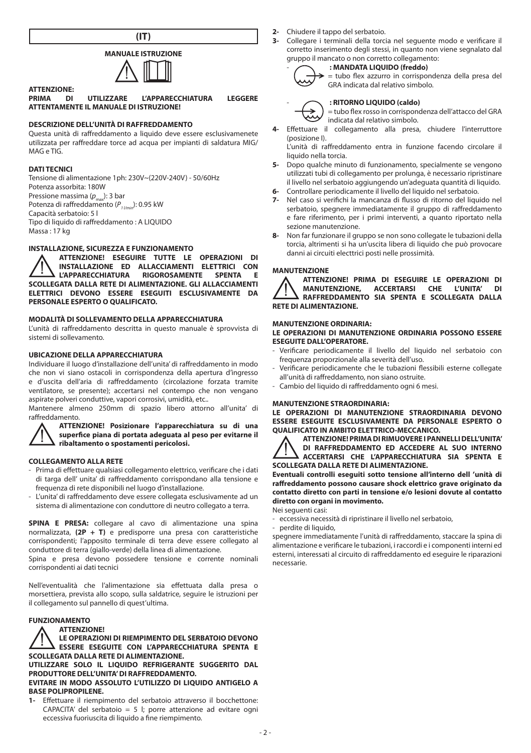# (IT)

## MANUALE ISTRUZIONE

**ATTENZIONE:**
**PRIMA DI UTILIZZARE L'APPARECCHIATURA LEGGERE ATTENTAMENTE IL MANUALE DI ISTRUZIONE!**

### DESCRIZIONE DELL'UNITÀ DI RAFFREDDAMENTO

Questa unità di raffreddamento a liquido deve essere esclusivamenete utilizzata per raffreddare torce ad acqua per impianti di saldatura MIG/MAG e TIG.

### DATI TECNICI

Tensione di alimentazione 1ph: 230V~(220V-240V) - 50/60Hz
Potenza assorbita: 180W
Pressione massima ($p_{max}$): 3 bar
Potenza di raffreddamento ($P_{1\,l/min}$): 0.95 kW
Capacità serbatoio: 5 l
Tipo di liquido di raffreddamento : A LIQUIDO
Massa : 17 kg

### INSTALLAZIONE, SICUREZZA E FUNZIONAMENTO

**ATTENZIONE! ESEGUIRE TUTTE LE OPERAZIONI DI INSTALLAZIONE ED ALLACCIAMENTI ELETTRICI CON L'APPARECCHIATURA RIGOROSAMENTE SPENTA E SCOLLEGATA DALLA RETE DI ALIMENTAZIONE. GLI ALLACCIAMENTI ELETTRICI DEVONO ESSERE ESEGUITI ESCLUSIVAMENTE DA PERSONALE ESPERTO O QUALIFICATO.**

### MODALITÀ DI SOLLEVAMENTO DELLA APPARECCHIATURA

L'unità di raffreddamento descritta in questo manuale è sprovvista di sistemi di sollevamento.

### UBICAZIONE DELLA APPARECCHIATURA

Individuare il luogo d'installazione dell'unita' di raffreddamento in modo che non vi siano ostacoli in corrispondenza della apertura d'ingresso e d'uscita dell'aria di raffreddamento (circolazione forzata tramite ventilatore, se presente); accertarsi nel contempo che non vengano aspirate polveri conduttive, vapori corrosivi, umidità, etc..

Mantenere almeno 250mm di spazio libero attorno all'unita' di raffreddamento.

**ATTENZIONE! Posizionare l'apparecchiatura su di una superfice piana di portata adeguata al peso per evitarne il ribaltamento o spostamenti pericolosi.**

### COLLEGAMENTO ALLA RETE

- Prima di effettuare qualsiasi collegamento elettrico, verificare che i dati di targa dell' unita' di raffreddamento corrispondano alla tensione e frequenza di rete disponibili nel luogo d'installazione.
- L'unita' di raffreddamento deve essere collegata esclusivamente ad un sistema di alimentazione con conduttore di neutro collegato a terra.

**SPINA E PRESA:** collegare al cavo di alimentazione una spina normalizzata, **(2P + T)** e predisporre una presa con caratteristiche corrispondenti; l'apposito terminale di terra deve essere collegato al conduttore di terra (giallo-verde) della linea di alimentazione.

Spina e presa devono possedere tensione e corrente nominali corrispondenti ai dati tecnici

Nell'eventualità che l'alimentazione sia effettuata dalla presa o morsettiera, prevista allo scopo, sulla saldatrice, seguire le istruzioni per il collegamento sul pannello di quest'ultima.

### FUNZIONAMENTO

**ATTENZIONE!**
**LE OPERAZIONI DI RIEMPIMENTO DEL SERBATOIO DEVONO ESSERE ESEGUITE CON L'APPARECCHIATURA SPENTA E SCOLLEGATA DALLA RETE DI ALIMENTAZIONE.**
**UTILIZZARE SOLO IL LIQUIDO REFRIGERANTE SUGGERITO DAL PRODUTTORE DELL'UNITA' DI RAFFREDDAMENTO.**
**EVITARE IN MODO ASSOLUTO L'UTILIZZO DI LIQUIDO ANTIGELO A BASE POLIPROPILENE.**

**1-** Effettuare il riempimento del serbatoio attraverso il bocchettone: CAPACITA' del serbatoio = 5 l; porre attenzione ad evitare ogni eccessiva fuoriuscita di liquido a fine riempimento.

**2-** Chiudere il tappo del serbatoio.

**3-** Collegare i terminali della torcia nel seguente modo e verificare il corretto inserimento degli stessi, in quanto non viene segnalato dal gruppo il mancato o non corretto collegamento:
- **: MANDATA LIQUIDO (freddo)** = tubo flex azzurro in corrispondenza della presa del GRA indicata dal relativo simbolo.
- **: RITORNO LIQUIDO (caldo)** = tubo flex rosso in corrispondenza dell'attacco del GRA indicata dal relativo simbolo.

**4-** Effettuare il collegamento alla presa, chiudere l'interruttore (posizione I).
L'unità di raffreddamento entra in funzione facendo circolare il liquido nella torcia.

**5-** Dopo qualche minuto di funzionamento, specialmente se vengono utilizzati tubi di collegamento per prolunga, è necessario ripristinare il livello nel serbatoio aggiungendo un'adeguata quantità di liquido.

**6-** Controllare periodicamente il livello del liquido nel serbatoio.

**7-** Nel caso si verifichi la mancanza di flusso di ritorno del liquido nel serbatoio, spegnere immediatamente il gruppo di raffreddamento e fare riferimento, per i primi interventi, a quanto riportato nella sezione manutenzione.

**8-** Non far funzionare il gruppo se non sono collegate le tubazioni della torcia, altrimenti si ha un'uscita libera di liquido che può provocare danni ai circuiti electtrici posti nelle prossimità.

### MANUTENZIONE

**ATTENZIONE! PRIMA DI ESEGUIRE LE OPERAZIONI DI MANUTENZIONE, ACCERTARSI CHE L'UNITA' DI RAFFREDDAMENTO SIA SPENTA E SCOLLEGATA DALLA RETE DI ALIMENTAZIONE.**

#### MANUTENZIONE ORDINARIA:

**LE OPERAZIONI DI MANUTENZIONE ORDINARIA POSSONO ESSERE ESEGUITE DALL'OPERATORE.**

- Verificare periodicamente il livello del liquido nel serbatoio con frequenza proporzionale alla severità dell'uso.
- Verificare periodicamente che le tubazioni flessibili esterne collegate all'unità di raffreddamento, non siano ostruite.
- Cambio del liquido di raffreddamento ogni 6 mesi.

#### MANUTENZIONE STRAORDINARIA:

**LE OPERAZIONI DI MANUTENZIONE STRAORDINARIA DEVONO ESSERE ESEGUITE ESCLUSIVAMENTE DA PERSONALE ESPERTO O QUALIFICATO IN AMBITO ELETTRICO-MECCANICO.**

**ATTENZIONE! PRIMA DI RIMUOVERE I PANNELLI DELL'UNITA' DI RAFFREDDAMENTO ED ACCEDERE AL SUO INTERNO ACCERTARSI CHE L'APPARECCHIATURA SIA SPENTA E SCOLLEGATA DALLA RETE DI ALIMENTAZIONE.**

**Eventuali controlli eseguiti sotto tensione all'interno dell 'unità di raffreddamento possono causare shock elettrico grave originato da contatto diretto con parti in tensione e/o lesioni dovute al contatto diretto con organi in movimento.**

Nei seguenti casi:
- eccessiva necessità di ripristinare il livello nel serbatoio,
- perdite di liquido,

spegnere immediatamente l'unità di raffreddamento, staccare la spina di alimentazione e verificare le tubazioni, i raccordi e i componenti interni ed esterni, interessati al circuito di raffreddamento ed eseguire le riparazioni necessarie.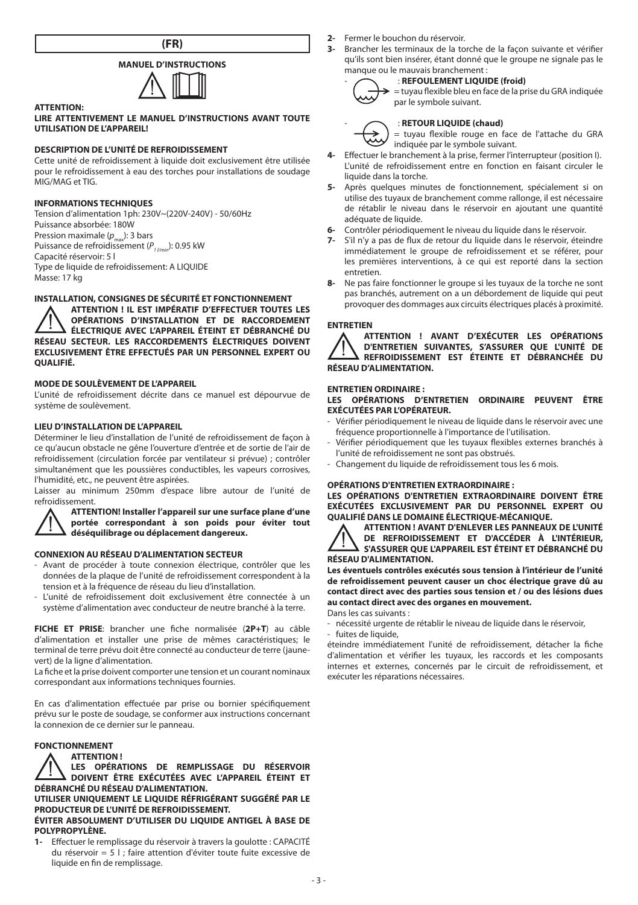## (FR)

### MANUEL D'INSTRUCTIONS

**ATTENTION:**

**LIRE ATTENTIVEMENT LE MANUEL D'INSTRUCTIONS AVANT TOUTE UTILISATION DE L'APPAREIL!**

**DESCRIPTION DE L'UNITÉ DE REFROIDISSEMENT**

Cette unité de refroidissement à liquide doit exclusivement être utilisée pour le refroidissement à eau des torches pour installations de soudage MIG/MAG et TIG.

**INFORMATIONS TECHNIQUES**

Tension d'alimentation 1ph: 230V~(220V-240V) - 50/60Hz
Puissance absorbée: 180W
Pression maximale ($p_{max}$): 3 bars
Puissance de refroidissement ($P_{1\,l/min}$): 0.95 kW
Capacité réservoir: 5 l
Type de liquide de refroidissement: A LIQUIDE
Masse: 17 kg

**INSTALLATION, CONSIGNES DE SÉCURITÉ ET FONCTIONNEMENT**

**ATTENTION ! IL EST IMPÉRATIF D'EFFECTUER TOUTES LES OPÉRATIONS D'INSTALLATION ET DE RACCORDEMENT ÉLECTRIQUE AVEC L'APPAREIL ÉTEINT ET DÉBRANCHÉ DU RÉSEAU SECTEUR. LES RACCORDEMENTS ÉLECTRIQUES DOIVENT EXCLUSIVEMENT ÊTRE EFFECTUÉS PAR UN PERSONNEL EXPERT OU QUALIFIÉ.**

**MODE DE SOULÈVEMENT DE L'APPAREIL**

L'unité de refroidissement décrite dans ce manuel est dépourvue de système de soulèvement.

**LIEU D'INSTALLATION DE L'APPAREIL**

Déterminer le lieu d'installation de l'unité de refroidissement de façon à ce qu'aucun obstacle ne gêne l'ouverture d'entrée et de sortie de l'air de refroidissement (circulation forcée par ventilateur si prévue) ; contrôler simultanément que les poussières conductibles, les vapeurs corrosives, l'humidité, etc., ne peuvent être aspirées.

Laisser au minimum 250mm d'espace libre autour de l'unité de refroidissement.

**ATTENTION! Installer l'appareil sur une surface plane d'une portée correspondant à son poids pour éviter tout déséquilibrage ou déplacement dangereux.**

**CONNEXION AU RÉSEAU D'ALIMENTATION SECTEUR**

- Avant de procéder à toute connexion électrique, contrôler que les données de la plaque de l'unité de refroidissement correspondent à la tension et à la fréquence de réseau du lieu d'installation.
- L'unité de refroidissement doit exclusivement être connectée à un système d'alimentation avec conducteur de neutre branché à la terre.

**FICHE ET PRISE**: brancher une fiche normalisée (**2P+T**) au câble d'alimentation et installer une prise de mêmes caractéristiques; le terminal de terre prévu doit être connecté au conducteur de terre (jaune-vert) de la ligne d'alimentation.

La fiche et la prise doivent comporter une tension et un courant nominaux correspondant aux informations techniques fournies.

En cas d'alimentation effectuée par prise ou bornier spécifiquement prévu sur le poste de soudage, se conformer aux instructions concernant la connexion de ce dernier sur le panneau.

**FONCTIONNEMENT**

**ATTENTION !**
**LES OPÉRATIONS DE REMPLISSAGE DU RÉSERVOIR DOIVENT ÊTRE EXÉCUTÉES AVEC L'APPAREIL ÉTEINT ET DÉBRANCHÉ DU RÉSEAU D'ALIMENTATION.**

**UTILISER UNIQUEMENT LE LIQUIDE RÉFRIGÉRANT SUGGÉRÉ PAR LE PRODUCTEUR DE L'UNITÉ DE REFROIDISSEMENT.**

**ÉVITER ABSOLUMENT D'UTILISER DU LIQUIDE ANTIGEL À BASE DE POLYPROPYLÈNE.**

**1-** Effectuer le remplissage du réservoir à travers la goulotte : CAPACITÉ du réservoir = 5 l ; faire attention d'éviter toute fuite excessive de liquide en fin de remplissage.

**2-** Fermer le bouchon du réservoir.

**3-** Brancher les terminaux de la torche de la façon suivante et vérifier qu'ils sont bien insérer, étant donné que le groupe ne signale pas le manque ou le mauvais branchement :

- : **REFOULEMENT LIQUIDE (froid)**
= tuyau flexible bleu en face de la prise du GRA indiquée par le symbole suivant.

- : **RETOUR LIQUIDE (chaud)**
= tuyau flexible rouge en face de l'attache du GRA indiquée par le symbole suivant.

**4-** Effectuer le branchement à la prise, fermer l'interrupteur (position I). L'unité de refroidissement entre en fonction en faisant circuler le liquide dans la torche.

**5-** Après quelques minutes de fonctionnement, spécialement si on utilise des tuyaux de branchement comme rallonge, il est nécessaire de rétablir le niveau dans le réservoir en ajoutant une quantité adéquate de liquide.

**6-** Contrôler périodiquement le niveau du liquide dans le réservoir.

**7-** S'il n'y a pas de flux de retour du liquide dans le réservoir, éteindre immédiatement le groupe de refroidissement et se référer, pour les premières interventions, à ce qui est reporté dans la section entretien.

**8-** Ne pas faire fonctionner le groupe si les tuyaux de la torche ne sont pas branchés, autrement on a un débordement de liquide qui peut provoquer des dommages aux circuits électriques placés à proximité.

**ENTRETIEN**

**ATTENTION ! AVANT D'EXÉCUTER LES OPÉRATIONS D'ENTRETIEN SUIVANTES, S'ASSURER QUE L'UNITÉ DE REFROIDISSEMENT EST ÉTEINTE ET DÉBRANCHÉE DU RÉSEAU D'ALIMENTATION.**

**ENTRETIEN ORDINAIRE :**

**LES OPÉRATIONS D'ENTRETIEN ORDINAIRE PEUVENT ÊTRE EXÉCUTÉES PAR L'OPÉRATEUR.**

- Vérifier périodiquement le niveau de liquide dans le réservoir avec une fréquence proportionnelle à l'importance de l'utilisation.
- Vérifier périodiquement que les tuyaux flexibles externes branchés à l'unité de refroidissement ne sont pas obstrués.
- Changement du liquide de refroidissement tous les 6 mois.

**OPÉRATIONS D'ENTRETIEN EXTRAORDINAIRE :**

**LES OPÉRATIONS D'ENTRETIEN EXTRAORDINAIRE DOIVENT ÊTRE EXÉCUTÉES EXCLUSIVEMENT PAR DU PERSONNEL EXPERT OU QUALIFIÉ DANS LE DOMAINE ÉLECTRIQUE-MÉCANIQUE.**

**ATTENTION ! AVANT D'ENLEVER LES PANNEAUX DE L'UNITÉ DE REFROIDISSEMENT ET D'ACCÉDER À L'INTÉRIEUR, S'ASSURER QUE L'APPAREIL EST ÉTEINT ET DÉBRANCHÉ DU RÉSEAU D'ALIMENTATION.**

**Les éventuels contrôles exécutés sous tension à l'intérieur de l'unité de refroidissement peuvent causer un choc électrique grave dû au contact direct avec des parties sous tension et / ou des lésions dues au contact direct avec des organes en mouvement.**

Dans les cas suivants :

- nécessité urgente de rétablir le niveau de liquide dans le réservoir,
- fuites de liquide,

éteindre immédiatement l'unité de refroidissement, détacher la fiche d'alimentation et vérifier les tuyaux, les raccords et les composants internes et externes, concernés par le circuit de refroidissement, et exécuter les réparations nécessaires.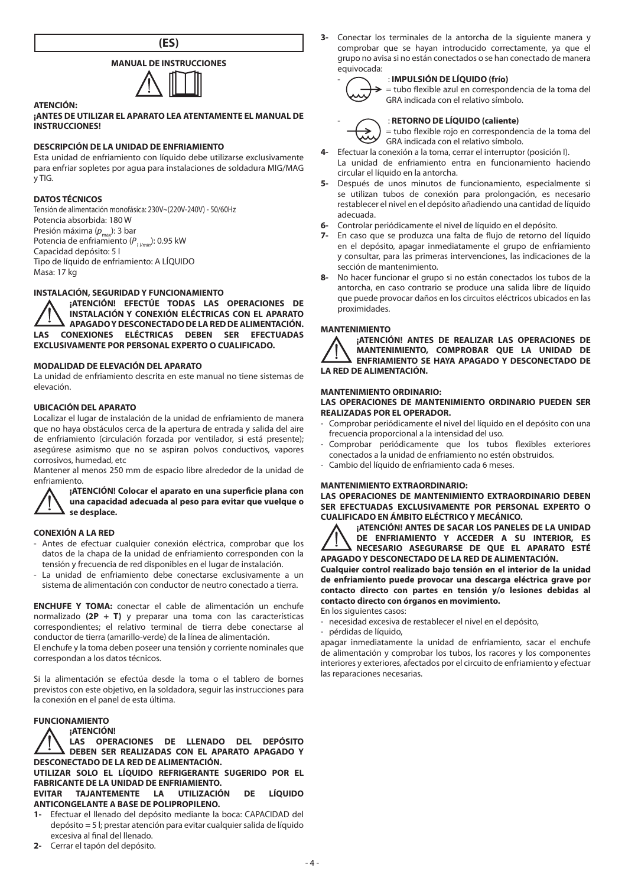# (ES)

## MANUAL DE INSTRUCCIONES

**ATENCIÓN:**

**¡ANTES DE UTILIZAR EL APARATO LEA ATENTAMENTE EL MANUAL DE INSTRUCCIONES!**

### DESCRIPCIÓN DE LA UNIDAD DE ENFRIAMIENTO

Esta unidad de enfriamiento con líquido debe utilizarse exclusivamente para enfriar sopletes por agua para instalaciones de soldadura MIG/MAG y TIG.

### DATOS TÉCNICOS

Tensión de alimentación monofásica: 230V~(220V-240V) - 50/60Hz
Potencia absorbida: 180 W
Presión máxima ($p_{max}$): 3 bar
Potencia de enfriamiento ($P_{1\,l/min}$): 0.95 kW
Capacidad depósito: 5 l
Tipo de líquido de enfriamiento: A LÍQUIDO
Masa: 17 kg

### INSTALACIÓN, SEGURIDAD Y FUNCIONAMIENTO

**¡ATENCIÓN! EFECTÚE TODAS LAS OPERACIONES DE INSTALACIÓN Y CONEXIÓN ELÉCTRICAS CON EL APARATO APAGADO Y DESCONECTADO DE LA RED DE ALIMENTACIÓN. LAS CONEXIONES ELÉCTRICAS DEBEN SER EFECTUADAS EXCLUSIVAMENTE POR PERSONAL EXPERTO O CUALIFICADO.**

### MODALIDAD DE ELEVACIÓN DEL APARATO

La unidad de enfriamiento descrita en este manual no tiene sistemas de elevación.

### UBICACIÓN DEL APARATO

Localizar el lugar de instalación de la unidad de enfriamiento de manera que no haya obstáculos cerca de la apertura de entrada y salida del aire de enfriamiento (circulación forzada por ventilador, si está presente); asegúrese asimismo que no se aspiran polvos conductivos, vapores corrosivos, humedad, etc

Mantener al menos 250 mm de espacio libre alrededor de la unidad de enfriamiento.

**¡ATENCIÓN! Colocar el aparato en una superficie plana con una capacidad adecuada al peso para evitar que vuelque o se desplace.**

### CONEXIÓN A LA RED

- Antes de efectuar cualquier conexión eléctrica, comprobar que los datos de la chapa de la unidad de enfriamiento corresponden con la tensión y frecuencia de red disponibles en el lugar de instalación.
- La unidad de enfriamiento debe conectarse exclusivamente a un sistema de alimentación con conductor de neutro conectado a tierra.

**ENCHUFE Y TOMA:** conectar el cable de alimentación un enchufe normalizado **(2P + T)** y preparar una toma con las características correspondientes; el relativo terminal de tierra debe conectarse al conductor de tierra (amarillo-verde) de la línea de alimentación.

El enchufe y la toma deben poseer una tensión y corriente nominales que correspondan a los datos técnicos.

Si la alimentación se efectúa desde la toma o el tablero de bornes previstos con este objetivo, en la soldadora, seguir las instrucciones para la conexión en el panel de esta última.

### FUNCIONAMIENTO

**¡ATENCIÓN!**

**LAS OPERACIONES DE LLENADO DEL DEPÓSITO DEBEN SER REALIZADAS CON EL APARATO APAGADO Y DESCONECTADO DE LA RED DE ALIMENTACIÓN.**

**UTILIZAR SOLO EL LÍQUIDO REFRIGERANTE SUGERIDO POR EL FABRICANTE DE LA UNIDAD DE ENFRIAMIENTO.**

**EVITAR TAJANTEMENTE LA UTILIZACIÓN DE LÍQUIDO ANTICONGELANTE A BASE DE POLIPROPILENO.**

1- Efectuar el llenado del depósito mediante la boca: CAPACIDAD del depósito = 5 l; prestar atención para evitar cualquier salida de líquido excesiva al final del llenado.
2- Cerrar el tapón del depósito.
3- Conectar los terminales de la antorcha de la siguiente manera y comprobar que se hayan introducido correctamente, ya que el grupo no avisa si no están conectados o se han conectado de manera equivocada:
   - : **IMPULSIÓN DE LÍQUIDO (frío)** = tubo flexible azul en correspondencia de la toma del GRA indicada con el relativo símbolo.
   - : **RETORNO DE LÍQUIDO (caliente)** = tubo flexible rojo en correspondencia de la toma del GRA indicada con el relativo símbolo.
4- Efectuar la conexión a la toma, cerrar el interruptor (posición I). La unidad de enfriamiento entra en funcionamiento haciendo circular el líquido en la antorcha.
5- Después de unos minutos de funcionamiento, especialmente si se utilizan tubos de conexión para prolongación, es necesario restablecer el nivel en el depósito añadiendo una cantidad de líquido adecuada.
6- Controlar periódicamente el nivel de líquido en el depósito.
7- En caso que se produzca una falta de flujo de retorno del líquido en el depósito, apagar inmediatamente el grupo de enfriamiento y consultar, para las primeras intervenciones, las indicaciones de la sección de mantenimiento.
8- No hacer funcionar el grupo si no están conectados los tubos de la antorcha, en caso contrario se produce una salida libre de líquido que puede provocar daños en los circuitos eléctricos ubicados en las proximidades.

### MANTENIMIENTO

**¡ATENCIÓN! ANTES DE REALIZAR LAS OPERACIONES DE MANTENIMIENTO, COMPROBAR QUE LA UNIDAD DE ENFRIAMIENTO SE HAYA APAGADO Y DESCONECTADO DE LA RED DE ALIMENTACIÓN.**

#### MANTENIMIENTO ORDINARIO:

**LAS OPERACIONES DE MANTENIMIENTO ORDINARIO PUEDEN SER REALIZADAS POR EL OPERADOR.**

- Comprobar periódicamente el nivel del líquido en el depósito con una frecuencia proporcional a la intensidad del uso.
- Comprobar periódicamente que los tubos flexibles exteriores conectados a la unidad de enfriamiento no estén obstruidos.
- Cambio del líquido de enfriamiento cada 6 meses.

#### MANTENIMIENTO EXTRAORDINARIO:

**LAS OPERACIONES DE MANTENIMIENTO EXTRAORDINARIO DEBEN SER EFECTUADAS EXCLUSIVAMENTE POR PERSONAL EXPERTO O CUALIFICADO EN ÁMBITO ELÉCTRICO Y MECÁNICO.**

**¡ATENCIÓN! ANTES DE SACAR LOS PANELES DE LA UNIDAD DE ENFRIAMIENTO Y ACCEDER A SU INTERIOR, ES NECESARIO ASEGURARSE DE QUE EL APARATO ESTÉ APAGADO Y DESCONECTADO DE LA RED DE ALIMENTACIÓN.**

**Cualquier control realizado bajo tensión en el interior de la unidad de enfriamiento puede provocar una descarga eléctrica grave por contacto directo con partes en tensión y/o lesiones debidas al contacto directo con órganos en movimiento.**

En los siguientes casos:

- necesidad excesiva de restablecer el nivel en el depósito,
- pérdidas de líquido,

apagar inmediatamente la unidad de enfriamiento, sacar el enchufe de alimentación y comprobar los tubos, los racores y los componentes interiores y exteriores, afectados por el circuito de enfriamiento y efectuar las reparaciones necesarias.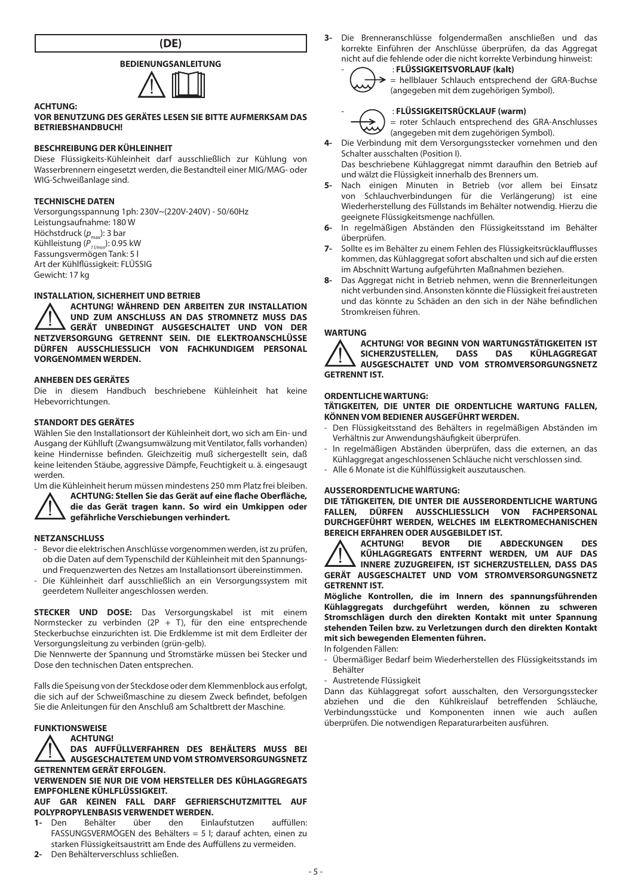# (DE)

## BEDIENUNGSANLEITUNG

**ACHTUNG:**

**VOR BENUTZUNG DES GERÄTES LESEN SIE BITTE AUFMERKSAM DAS BETRIEBSHANDBUCH!**

### BESCHREIBUNG DER KÜHLEINHEIT

Diese Flüssigkeits-Kühleinheit darf ausschließlich zur Kühlung von Wasserbrennern eingesetzt werden, die Bestandteil einer MIG/MAG- oder WIG-Schweißanlage sind.

### TECHNISCHE DATEN

Versorgungsspannung 1ph: 230V~(220V-240V) - 50/60Hz
Leistungsaufnahme: 180 W
Höchstdruck ($p_{max}$): 3 bar
Kühlleistung ($P_{1 l/min}$): 0.95 kW
Fassungsvermögen Tank: 5 l
Art der Kühlflüssigkeit: FLÜSSIG
Gewicht: 17 kg

### INSTALLATION, SICHERHEIT UND BETRIEB

**ACHTUNG! WÄHREND DEN ARBEITEN ZUR INSTALLATION UND ZUM ANSCHLUSS AN DAS STROMNETZ MUSS DAS GERÄT UNBEDINGT AUSGESCHALTET UND VON DER NETZVERSORGUNG GETRENNT SEIN. DIE ELEKTROANSCHLÜSSE DÜRFEN AUSSCHLIESSLICH VON FACHKUNDIGEM PERSONAL VORGENOMMEN WERDEN.**

### ANHEBEN DES GERÄTES

Die in diesem Handbuch beschriebene Kühleinheit hat keine Hebevorrichtungen.

### STANDORT DES GERÄTES

Wählen Sie den Installationsort der Kühleinheit dort, wo sich am Ein- und Ausgang der Kühlluft (Zwangsumwälzung mit Ventilator, falls vorhanden) keine Hindernisse befinden. Gleichzeitig muß sichergestellt sein, daß keine leitenden Stäube, aggressive Dämpfe, Feuchtigkeit u. ä. eingesaugt werden.

Um die Kühleinheit herum müssen mindestens 250 mm Platz frei bleiben.

**ACHTUNG: Stellen Sie das Gerät auf eine flache Oberfläche, die das Gerät tragen kann. So wird ein Umkippen oder gefährliche Verschiebungen verhindert.**

### NETZANSCHLUSS

- Bevor die elektrischen Anschlüsse vorgenommen werden, ist zu prüfen, ob die Daten auf dem Typenschild der Kühleinheit mit den Spannungs- und Frequenzwerten des Netzes am Installationsort übereinstimmen.
- Die Kühleinheit darf ausschließlich an ein Versorgungssystem mit geerdetem Nulleiter angeschlossen werden.

**STECKER UND DOSE:** Das Versorgungskabel ist mit einem Normstecker zu verbinden (2P + T), für den eine entsprechende Steckerbuchse einzurichten ist. Die Erdklemme ist mit dem Erdleiter der Versorgungsleitung zu verbinden (grün-gelb).

Die Nennwerte der Spannung und Stromstärke müssen bei Stecker und Dose den technischen Daten entsprechen.

Falls die Speisung von der Steckdose oder dem Klemmenblock aus erfolgt, die sich auf der Schweißmaschine zu diesem Zweck befindet, befolgen Sie die Anleitungen für den Anschluß am Schaltbrett der Maschine.

### FUNKTIONSWEISE

**ACHTUNG!**

**DAS AUFFÜLLVERFAHREN DES BEHÄLTERS MUSS BEI AUSGESCHALTETEM UND VOM STROMVERSORGUNGSNETZ GETRENNTEM GERÄT ERFOLGEN.**

**VERWENDEN SIE NUR DIE VOM HERSTELLER DES KÜHLAGGREGATS EMPFOHLENE KÜHLFLÜSSIGKEIT.**

**AUF GAR KEINEN FALL DARF GEFRIERSCHUTZMITTEL AUF POLYPROPYLENBASIS VERWENDET WERDEN.**

1- Den Behälter über den Einlaufstutzen auffüllen: FASSUNGSVERMÖGEN des Behälters = 5 l; darauf achten, einen zu starken Flüssigkeitsaustritt am Ende des Auffüllens zu vermeiden.
2- Den Behälterverschluss schließen.
3- Die Brenneranschlüsse folgendermaßen anschließen und das korrekte Einführen der Anschlüsse überprüfen, da das Aggregat nicht auf die fehlende oder die nicht korrekte Verbindung hinweist:
   - : **FLÜSSIGKEITSVORLAUF (kalt)** = hellblauer Schlauch entsprechend der GRA-Buchse (angegeben mit dem zugehörigen Symbol).
   - : **FLÜSSIGKEITSRÜCKLAUF (warm)** = roter Schlauch entsprechend des GRA-Anschlusses (angegeben mit dem zugehörigen Symbol).
4- Die Verbindung mit dem Versorgungsstecker vornehmen und den Schalter ausschalten (Position I).
   Das beschriebene Kühlaggregat nimmt daraufhin den Betrieb auf und wälzt die Flüssigkeit innerhalb des Brenners um.
5- Nach einigen Minuten in Betrieb (vor allem bei Einsatz von Schlauchverbindungen für die Verlängerung) ist eine Wiederherstellung des Füllstands im Behälter notwendig. Hierzu die geeignete Flüssigkeitsmenge nachfüllen.
6- In regelmäßigen Abständen den Flüssigkeitsstand im Behälter überprüfen.
7- Sollte es im Behälter zu einem Fehlen des Flüssigkeitsrücklaufflusses kommen, das Kühlaggregat sofort abschalten und sich auf die ersten im Abschnitt Wartung aufgeführten Maßnahmen beziehen.
8- Das Aggregat nicht in Betrieb nehmen, wenn die Brennerleitungen nicht verbunden sind. Ansonsten könnte die Flüssigkeit frei austreten und das könnte zu Schäden an den sich in der Nähe befindlichen Stromkreisen führen.

### WARTUNG

**ACHTUNG! VOR BEGINN VON WARTUNGSTÄTIGKEITEN IST SICHERZUSTELLEN, DASS DAS KÜHLAGGREGAT AUSGESCHALTET UND VOM STROMVERSORGUNGSNETZ GETRENNT IST.**

#### ORDENTLICHE WARTUNG:

**TÄTIGKEITEN, DIE UNTER DIE ORDENTLICHE WARTUNG FALLEN, KÖNNEN VOM BEDIENER AUSGEFÜHRT WERDEN.**

- Den Flüssigkeitsstand des Behälters in regelmäßigen Abständen im Verhältnis zur Anwendungshäufigkeit überprüfen.
- In regelmäßigen Abständen überprüfen, dass die externen, an das Kühlaggregat angeschlossenen Schläuche nicht verschlossen sind.
- Alle 6 Monate ist die Kühlflüssigkeit auszutauschen.

#### AUSSERORDENTLICHE WARTUNG:

**DIE TÄTIGKEITEN, DIE UNTER DIE AUSSERORDENTLICHE WARTUNG FALLEN, DÜRFEN AUSSCHLIESSLICH VON FACHPERSONAL DURCHGEFÜHRT WERDEN, WELCHES IM ELEKTROMECHANISCHEN BEREICH ERFAHREN ODER AUSGEBILDET IST.**

**ACHTUNG! BEVOR DIE ABDECKUNGEN DES KÜHLAGGREGATS ENTFERNT WERDEN, UM AUF DAS INNERE ZUZUGREIFEN, IST SICHERZUSTELLEN, DASS DAS GERÄT AUSGESCHALTET UND VOM STROMVERSORGUNGSNETZ GETRENNT IST.**

**Mögliche Kontrollen, die im Innern des spannungsführenden Kühlaggregats durchgeführt werden, können zu schweren Stromschlägen durch den direkten Kontakt mit unter Spannung stehenden Teilen bzw. zu Verletzungen durch den direkten Kontakt mit sich bewegenden Elementen führen.**

In folgenden Fällen:

- Übermäßiger Bedarf beim Wiederherstellen des Flüssigkeitsstands im Behälter
- Austretende Flüssigkeit

Dann das Kühlaggregat sofort ausschalten, den Versorgungsstecker abziehen und die den Kühlkreislauf betreffenden Schläuche, Verbindungsstücke und Komponenten innen wie auch außen überprüfen. Die notwendigen Reparaturarbeiten ausführen.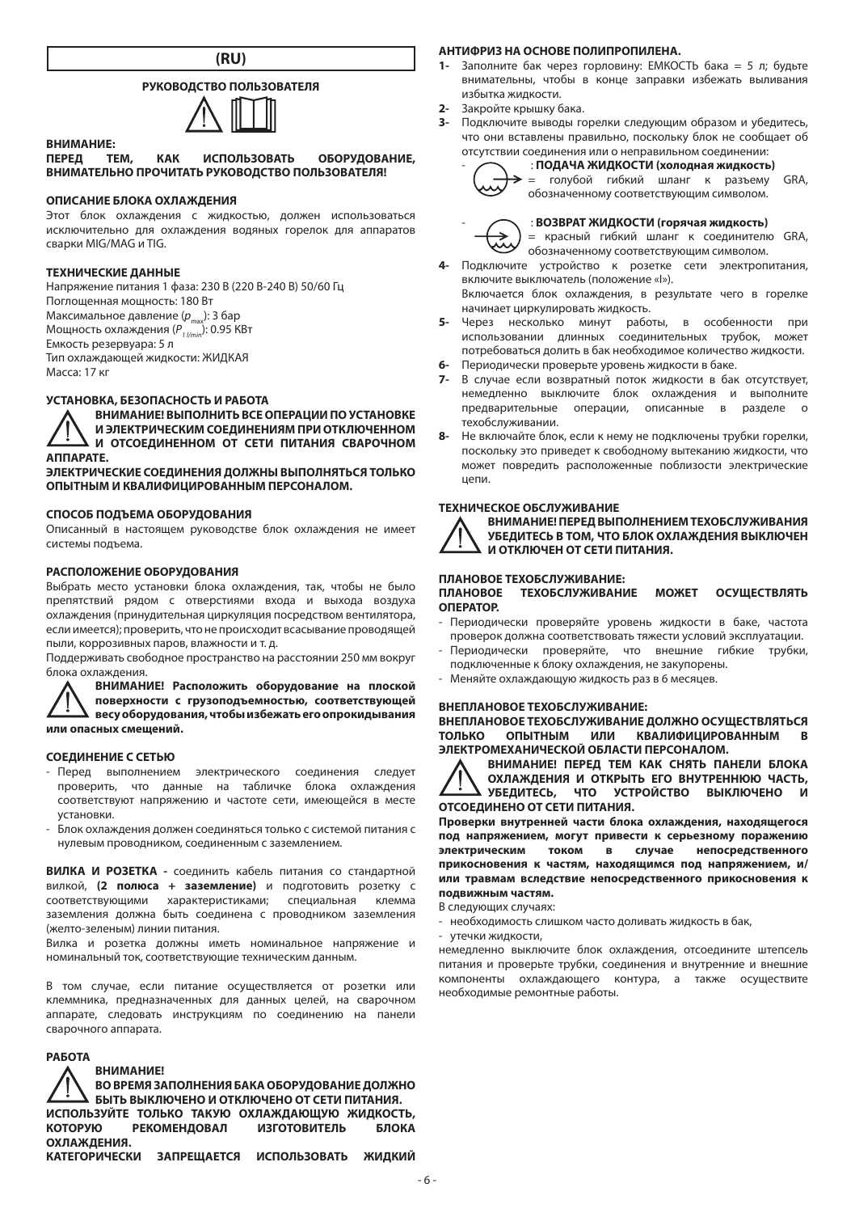## (RU)

### РУКОВОДСТВО ПОЛЬЗОВАТЕЛЯ

**ВНИМАНИЕ:**
**ПЕРЕД ТЕМ, КАК ИСПОЛЬЗОВАТЬ ОБОРУДОВАНИЕ, ВНИМАТЕЛЬНО ПРОЧИТАТЬ РУКОВОДСТВО ПОЛЬЗОВАТЕЛЯ!**

### ОПИСАНИЕ БЛОКА ОХЛАЖДЕНИЯ

Этот блок охлаждения с жидкостью, должен использоваться исключительно для охлаждения водяных горелок для аппаратов сварки MIG/MAG и TIG.

### ТЕХНИЧЕСКИЕ ДАННЫЕ

Напряжение питания 1 фаза: 230 В (220 В-240 В) 50/60 Гц
Поглощенная мощность: 180 Вт
Максимальное давление ($p_{max}$): 3 бар
Мощность охлаждения ($P_{1\,l/min}$): 0.95 КВт
Емкость резервуара: 5 л
Тип охлаждающей жидкости: ЖИДКАЯ
Масса: 17 кг

### УСТАНОВКА, БЕЗОПАСНОСТЬ И РАБОТА

**ВНИМАНИЕ! ВЫПОЛНИТЬ ВСЕ ОПЕРАЦИИ ПО УСТАНОВКЕ И ЭЛЕКТРИЧЕСКИМ СОЕДИНЕНИЯМ ПРИ ОТКЛЮЧЕННОМ И ОТСОЕДИНЕННОМ ОТ СЕТИ ПИТАНИЯ СВАРОЧНОМ АППАРАТЕ.**
**ЭЛЕКТРИЧЕСКИЕ СОЕДИНЕНИЯ ДОЛЖНЫ ВЫПОЛНЯТЬСЯ ТОЛЬКО ОПЫТНЫМ И КВАЛИФИЦИРОВАННЫМ ПЕРСОНАЛОМ.**

### СПОСОБ ПОДЪЕМА ОБОРУДОВАНИЯ

Описанный в настоящем руководстве блок охлаждения не имеет системы подъема.

### РАСПОЛОЖЕНИЕ ОБОРУДОВАНИЯ

Выбрать место установки блока охлаждения, так, чтобы не было препятствий рядом с отверстиями входа и выхода воздуха охлаждения (принудительная циркуляция посредством вентилятора, если имеется); проверить, что не происходит всасывание проводящей пыли, коррозивных паров, влажности и т. д.
Поддерживать свободное пространство на расстоянии 250 мм вокруг блока охлаждения.

**ВНИМАНИЕ! Расположить оборудование на плоской поверхности с грузоподъемностью, соответствующей весу оборудования, чтобы избежать его опрокидывания или опасных смещений.**

### СОЕДИНЕНИЕ С СЕТЬЮ

- Перед выполнением электрического соединения следует проверить, что данные на табличке блока охлаждения соответствуют напряжению и частоте сети, имеющейся в месте установки.
- Блок охлаждения должен соединяться только с системой питания с нулевым проводником, соединенным с заземлением.

**ВИЛКА И РОЗЕТКА -** соединить кабель питания со стандартной вилкой, **(2 полюса + заземление)** и подготовить розетку с соответствующими характеристиками; специальная клемма заземления должна быть соединена с проводником заземления (желто-зеленым) линии питания.
Вилка и розетка должны иметь номинальное напряжение и номинальный ток, соответствующие техническим данным.

В том случае, если питание осуществляется от розетки или клеммника, предназначенных для данных целей, на сварочном аппарате, следовать инструкциям по соединению на панели сварочного аппарата.

### РАБОТА

**ВНИМАНИЕ!**
**ВО ВРЕМЯ ЗАПОЛНЕНИЯ БАКА ОБОРУДОВАНИЕ ДОЛЖНО БЫТЬ ВЫКЛЮЧЕНО И ОТКЛЮЧЕНО ОТ СЕТИ ПИТАНИЯ.**
**ИСПОЛЬЗУЙТЕ ТОЛЬКО ТАКУЮ ОХЛАЖДАЮЩУЮ ЖИДКОСТЬ, КОТОРУЮ РЕКОМЕНДОВАЛ ИЗГОТОВИТЕЛЬ БЛОКА ОХЛАЖДЕНИЯ.**
**КАТЕГОРИЧЕСКИ ЗАПРЕЩАЕТСЯ ИСПОЛЬЗОВАТЬ ЖИДКИЙ АНТИФРИЗ НА ОСНОВЕ ПОЛИПРОПИЛЕНА.**

1- Заполните бак через горловину: ЕМКОСТЬ бака = 5 л; будьте внимательны, чтобы в конце заправки избежать выливания избытка жидкости.
2- Закройте крышку бака.
3- Подключите выводы горелки следующим образом и убедитесь, что они вставлены правильно, поскольку блок не сообщает об отсутствии соединения или о неправильном соединении:
   - : **ПОДАЧА ЖИДКОСТИ (холодная жидкость)** = голубой гибкий шланг к разъему GRA, обозначенному соответствующим символом.
   - : **ВОЗВРАТ ЖИДКОСТИ (горячая жидкость)** = красный гибкий шланг к соединителю GRA, обозначенному соответствующим символом.
4- Подключите устройство к розетке сети электропитания, включите выключатель (положение «I»).
   Включается блок охлаждения, в результате чего в горелке начинает циркулировать жидкость.
5- Через несколько минут работы, в особенности при использовании длинных соединительных трубок, может потребоваться долить в бак необходимое количество жидкости.
6- Периодически проверьте уровень жидкости в баке.
7- В случае если возвратный поток жидкости в бак отсутствует, немедленно выключите блок охлаждения и выполните предварительные операции, описанные в разделе о техобслуживании.
8- Не включайте блок, если к нему не подключены трубки горелки, поскольку это приведет к свободному вытеканию жидкости, что может повредить расположенные поблизости электрические цепи.

### ТЕХНИЧЕСКОЕ ОБСЛУЖИВАНИЕ

**ВНИМАНИЕ! ПЕРЕД ВЫПОЛНЕНИЕМ ТЕХОБСЛУЖИВАНИЯ УБЕДИТЕСЬ В ТОМ, ЧТО БЛОК ОХЛАЖДЕНИЯ ВЫКЛЮЧЕН И ОТКЛЮЧЕН ОТ СЕТИ ПИТАНИЯ.**

**ПЛАНОВОЕ ТЕХОБСЛУЖИВАНИЕ:**
**ПЛАНОВОЕ ТЕХОБСЛУЖИВАНИЕ МОЖЕТ ОСУЩЕСТВЛЯТЬ ОПЕРАТОР.**
- Периодически проверяйте уровень жидкости в баке, частота проверок должна соответствовать тяжести условий эксплуатации.
- Периодически проверяйте, что внешние гибкие трубки, подключенные к блоку охлаждения, не закупорены.
- Меняйте охлаждающую жидкость раз в 6 месяцев.

**ВНЕПЛАНОВОЕ ТЕХОБСЛУЖИВАНИЕ:**
**ВНЕПЛАНОВОЕ ТЕХОБСЛУЖИВАНИЕ ДОЛЖНО ОСУЩЕСТВЛЯТЬСЯ ТОЛЬКО ОПЫТНЫМ ИЛИ КВАЛИФИЦИРОВАННЫМ В ЭЛЕКТРОМЕХАНИЧЕСКОЙ ОБЛАСТИ ПЕРСОНАЛОМ.**

**ВНИМАНИЕ! ПЕРЕД ТЕМ КАК СНЯТЬ ПАНЕЛИ БЛОКА ОХЛАЖДЕНИЯ И ОТКРЫТЬ ЕГО ВНУТРЕННЮЮ ЧАСТЬ, УБЕДИТЕСЬ, ЧТО УСТРОЙСТВО ВЫКЛЮЧЕНО И ОТСОЕДИНЕНО ОТ СЕТИ ПИТАНИЯ.**
**Проверки внутренней части блока охлаждения, находящегося под напряжением, могут привести к серьезному поражению электрическим током в случае непосредственного прикосновения к частям, находящимся под напряжением, и/или травмам вследствие непосредственного прикосновения к подвижным частям.**

В следующих случаях:
- необходимость слишком часто доливать жидкость в бак,
- утечки жидкости,

немедленно выключите блок охлаждения, отсоедините штепсель питания и проверьте трубки, соединения и внутренние и внешние компоненты охлаждающего контура, а также осуществите необходимые ремонтные работы.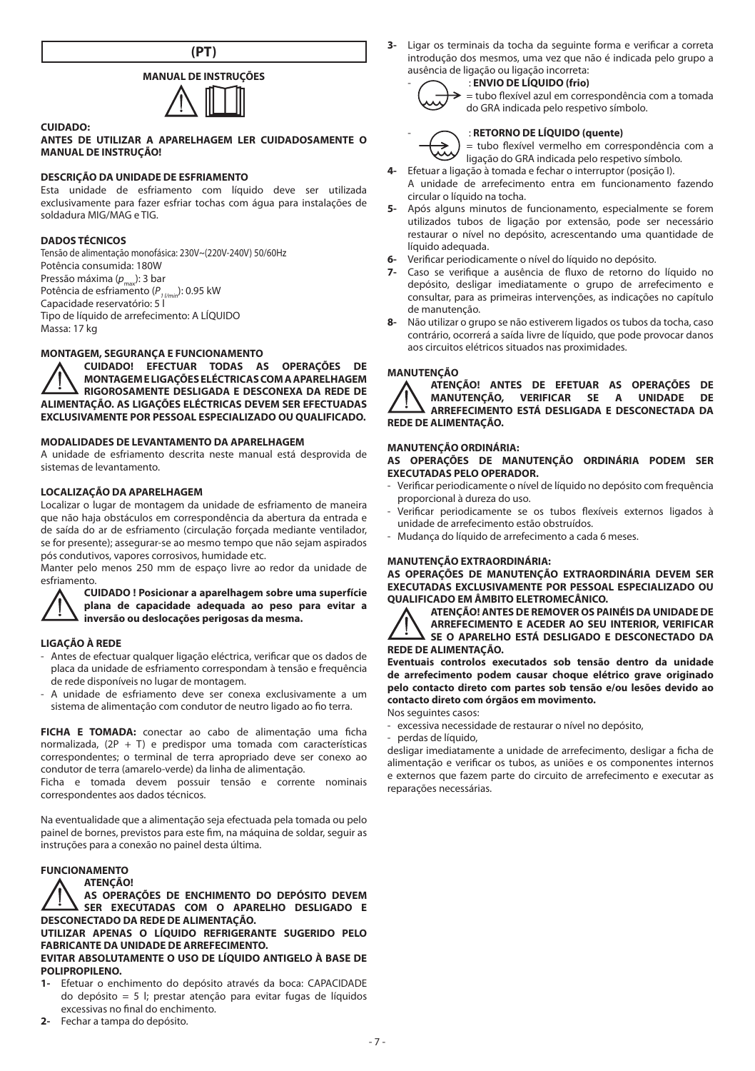# (PT)

## MANUAL DE INSTRUÇÕES

**CUIDADO:**

**ANTES DE UTILIZAR A APARELHAGEM LER CUIDADOSAMENTE O MANUAL DE INSTRUÇÃO!**

### DESCRIÇÃO DA UNIDADE DE ESFRIAMENTO

Esta unidade de esfriamento com líquido deve ser utilizada exclusivamente para fazer esfriar tochas com água para instalações de soldadura MIG/MAG e TIG.

### DADOS TÉCNICOS

Tensão de alimentação monofásica: 230V~(220V-240V) 50/60Hz
Potência consumida: 180W
Pressão máxima ($p_{max}$): 3 bar
Potência de esfriamento ($P_{1\,l/min}$): 0.95 kW
Capacidade reservatório: 5 l
Tipo de líquido de arrefecimento: A LÍQUIDO
Massa: 17 kg

### MONTAGEM, SEGURANÇA E FUNCIONAMENTO

**CUIDADO! EFECTUAR TODAS AS OPERAÇÕES DE MONTAGEM E LIGAÇÕES ELÉCTRICAS COM A APARELHAGEM RIGOROSAMENTE DESLIGADA E DESCONEXA DA REDE DE ALIMENTAÇÃO. AS LIGAÇÕES ELÉCTRICAS DEVEM SER EFECTUADAS EXCLUSIVAMENTE POR PESSOAL ESPECIALIZADO OU QUALIFICADO.**

### MODALIDADES DE LEVANTAMENTO DA APARELHAGEM

A unidade de esfriamento descrita neste manual está desprovida de sistemas de levantamento.

### LOCALIZAÇÃO DA APARELHAGEM

Localizar o lugar de montagem da unidade de esfriamento de maneira que não haja obstáculos em correspondência da abertura da entrada e de saída do ar de esfriamento (circulação forçada mediante ventilador, se for presente); assegurar-se ao mesmo tempo que não sejam aspirados pós condutivos, vapores corrosivos, humidade etc.

Manter pelo menos 250 mm de espaço livre ao redor da unidade de esfriamento.

**CUIDADO ! Posicionar a aparelhagem sobre uma superfície plana de capacidade adequada ao peso para evitar a inversão ou deslocações perigosas da mesma.**

### LIGAÇÃO À REDE

- Antes de efectuar qualquer ligação eléctrica, verificar que os dados de placa da unidade de esfriamento correspondam à tensão e frequência de rede disponíveis no lugar de montagem.
- A unidade de esfriamento deve ser conexa exclusivamente a um sistema de alimentação com condutor de neutro ligado ao fio terra.

**FICHA E TOMADA:** conectar ao cabo de alimentação uma ficha normalizada, (2P + T) e predispor uma tomada com características correspondentes; o terminal de terra apropriado deve ser conexo ao condutor de terra (amarelo-verde) da linha de alimentação.

Ficha e tomada devem possuir tensão e corrente nominais correspondentes aos dados técnicos.

Na eventualidade que a alimentação seja efectuada pela tomada ou pelo painel de bornes, previstos para este fim, na máquina de soldar, seguir as instruções para a conexão no painel desta última.

### FUNCIONAMENTO

**ATENÇÃO!**

**AS OPERAÇÕES DE ENCHIMENTO DO DEPÓSITO DEVEM SER EXECUTADAS COM O APARELHO DESLIGADO E DESCONECTADO DA REDE DE ALIMENTAÇÃO.**

**UTILIZAR APENAS O LÍQUIDO REFRIGERANTE SUGERIDO PELO FABRICANTE DA UNIDADE DE ARREFECIMENTO.**

**EVITAR ABSOLUTAMENTE O USO DE LÍQUIDO ANTIGELO À BASE DE POLIPROPILENO.**

1- Efetuar o enchimento do depósito através da boca: CAPACIDADE do depósito = 5 l; prestar atenção para evitar fugas de líquidos excessivas no final do enchimento.
2- Fechar a tampa do depósito.
3- Ligar os terminais da tocha da seguinte forma e verificar a correta introdução dos mesmos, uma vez que não é indicada pelo grupo a ausência de ligação ou ligação incorreta:
   - : **ENVIO DE LÍQUIDO (frio)** = tubo flexível azul em correspondência com a tomada do GRA indicada pelo respetivo símbolo.
   - : **RETORNO DE LÍQUIDO (quente)** = tubo flexível vermelho em correspondência com a ligação do GRA indicada pelo respetivo símbolo.
4- Efetuar a ligação à tomada e fechar o interruptor (posição I). A unidade de arrefecimento entra em funcionamento fazendo circular o líquido na tocha.
5- Após alguns minutos de funcionamento, especialmente se forem utilizados tubos de ligação por extensão, pode ser necessário restaurar o nível no depósito, acrescentando uma quantidade de líquido adequada.
6- Verificar periodicamente o nível do líquido no depósito.
7- Caso se verifique a ausência de fluxo de retorno do líquido no depósito, desligar imediatamente o grupo de arrefecimento e consultar, para as primeiras intervenções, as indicações no capítulo de manutenção.
8- Não utilizar o grupo se não estiverem ligados os tubos da tocha, caso contrário, ocorrerá a saída livre de líquido, que pode provocar danos aos circuitos elétricos situados nas proximidades.

### MANUTENÇÃO

**ATENÇÃO! ANTES DE EFETUAR AS OPERAÇÕES DE MANUTENÇÃO, VERIFICAR SE A UNIDADE DE ARREFECIMENTO ESTÁ DESLIGADA E DESCONECTADA DA REDE DE ALIMENTAÇÃO.**

### MANUTENÇÃO ORDINÁRIA:

**AS OPERAÇÕES DE MANUTENÇÃO ORDINÁRIA PODEM SER EXECUTADAS PELO OPERADOR.**

- Verificar periodicamente o nível de líquido no depósito com frequência proporcional à dureza do uso.
- Verificar periodicamente se os tubos flexíveis externos ligados à unidade de arrefecimento estão obstruídos.
- Mudança do líquido de arrefecimento a cada 6 meses.

### MANUTENÇÃO EXTRAORDINÁRIA:

**AS OPERAÇÕES DE MANUTENÇÃO EXTRAORDINÁRIA DEVEM SER EXECUTADAS EXCLUSIVAMENTE POR PESSOAL ESPECIALIZADO OU QUALIFICADO EM ÂMBITO ELETROMECÂNICO.**

**ATENÇÃO! ANTES DE REMOVER OS PAINÉIS DA UNIDADE DE ARREFECIMENTO E ACEDER AO SEU INTERIOR, VERIFICAR SE O APARELHO ESTÁ DESLIGADO E DESCONECTADO DA REDE DE ALIMENTAÇÃO.**

**Eventuais controlos executados sob tensão dentro da unidade de arrefecimento podem causar choque elétrico grave originado pelo contacto direto com partes sob tensão e/ou lesões devido ao contacto direto com órgãos em movimento.**

Nos seguintes casos:

- excessiva necessidade de restaurar o nível no depósito,
- perdas de líquido,

desligar imediatamente a unidade de arrefecimento, desligar a ficha de alimentação e verificar os tubos, as uniões e os componentes internos e externos que fazem parte do circuito de arrefecimento e executar as reparações necessárias.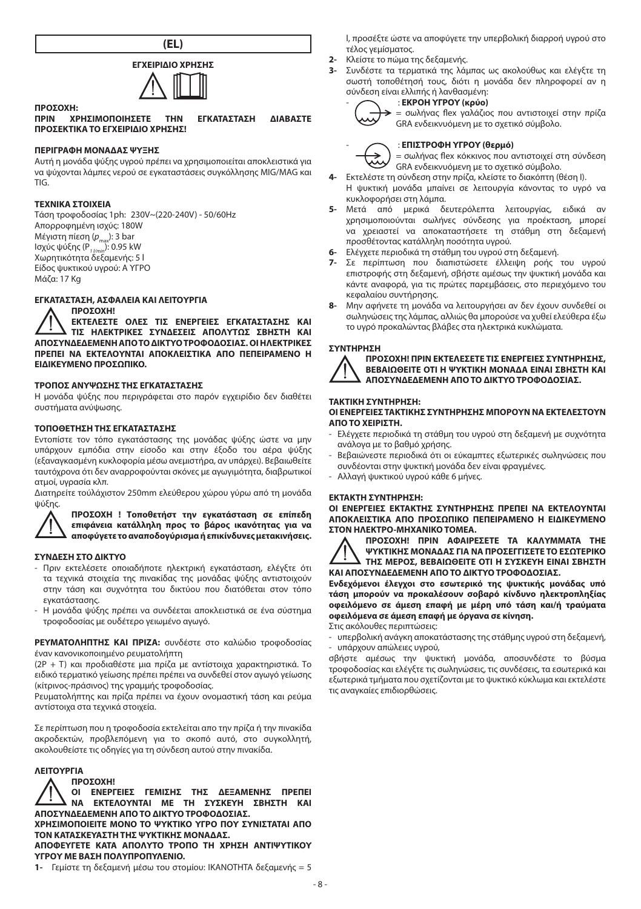# (EL)

## ΕΓΧΕΙΡΙΔΙΟ ΧΡΗΣΗΣ

**ΠΡΟΣΟΧΗ:**

**ΠΡΙΝ ΧΡΗΣΙΜΟΠΟΙΗΣΕΤΕ ΤΗΝ ΕΓΚΑΤΑΣΤΑΣΗ ΔΙΑΒΑΣΤΕ ΠΡΟΣΕΚΤΙΚΑ ΤΟ ΕΓΧΕΙΡΙΔΙΟ ΧΡΗΣΗΣ!**

### ΠΕΡΙΓΡΑΦΗ ΜΟΝΑΔΑΣ ΨΥΞΗΣ

Αυτή η μονάδα ψύξης υγρού πρέπει να χρησιμοποιείται αποκλειστικά για να ψύχονται λάμπες νερού σε εγκαταστάσεις συγκόλλησης MIG/MAG και TIG.

### ΤΕΧΝΙΚΑ ΣΤΟΙΧΕΙΑ

Τάση τροφοδοσίας 1ph: 230V~(220-240V) - 50/60Hz
Απορροφημένη ισχύς: 180W
Μέγιστη πίεση ($p_{max}$): 3 bar
Ισχύς ψύξης ($P_{1l/min}$): 0.95 kW
Χωρητικότητα δεξαμενής: 5 l
Είδος ψυκτικού υγρού: A ΥΓΡΟ
Μάζα: 17 Kg

### ΕΓΚΑΤΑΣΤΑΣΗ, ΑΣΦΑΛΕΙΑ ΚΑΙ ΛΕΙΤΟΥΡΓΙΑ

**ΠΡΟΣΟΧΗ!**
**ΕΚΤΕΛΕΣΤΕ ΟΛΕΣ ΤΙΣ ΕΝΕΡΓΕΙΕΣ ΕΓΚΑΤΑΣΤΑΣΗΣ ΚΑΙ ΤΙΣ ΗΛΕΚΤΡΙΚΕΣ ΣΥΝΔΕΣΕΙΣ ΑΠΟΛΥΤΩΣ ΣΒΗΣΤΗ ΚΑΙ ΑΠΟΣΥΝΔΕΔΕΜΕΝΗ ΑΠΟ ΤΟ ΔΙΚΤΥΟ ΤΡΟΦΟΔΟΣΙΑΣ. ΟΙ ΗΛΕΚΤΡΙΚΕΣ ΠΡΕΠΕΙ ΝΑ ΕΚΤΕΛΟΥΝΤΑΙ ΑΠΟΚΛΕΙΣΤΙΚΑ ΑΠΟ ΠΕΠΕΙΡΑΜΕΝΟ Η ΕΙΔΙΚΕΥΜΕΝΟ ΠΡΟΣΩΠΙΚΟ.**

### ΤΡΟΠΟΣ ΑΝΥΨΩΣΗΣ ΤΗΣ ΕΓΚΑΤΑΣΤΑΣΗΣ

Η μονάδα ψύξης που περιγράφεται στο παρόν εγχειρίδιο δεν διαθέτει συστήματα ανύψωσης.

### ΤΟΠΟΘΕΤΗΣΗ ΤΗΣ ΕΓΚΑΤΑΣΤΑΣΗΣ

Εντοπίστε τον τόπο εγκατάστασης της μονάδας ψύξης ώστε να μην υπάρχουν εμπόδια στην είσοδο και στην έξοδο του αέρα ψύξης (εξαναγκασμένη κυκλοφορία μέσω ανεμιστήρα, αν υπάρχει). Βεβαιωθείτε ταυτόχρονα ότι δεν αναρροφούνται σκόνες με αγωγιμότητα, διαβρωτικοί ατμοί, υγρασία κλπ.

Διατηρείτε τουλάχιστον 250mm ελεύθερου χώρου γύρω από τη μονάδα ψύξης.

**ΠΡΟΣΟΧΗ ! Τοποθετήστ την εγκατάσταση σε επίπεδη επιφάνεια κατάλληλη προς το βάρος ικανότητας για να αποφύγετε το αναποδογύρισμα ή επικίνδυνες μετακινήσεις.**

### ΣΥΝΔΕΣΗ ΣΤΟ ΔΙΚΤΥΟ

- Πριν εκτελέσετε οποιαδήποτε ηλεκτρική εγκατάσταση, ελέγξτε ότι τα τεχνικά στοιχεία της πινακίδας της μονάδας ψύξης αντιστοιχούν στην τάση και συχνότητα του δικτύου που διατίθεται στον τόπο εγκατάστασης.
- Η μονάδα ψύξης πρέπει να συνδέεται αποκλειστικά με ένα σύστημα τροφοδοσίας με ουδέτερο γειωμένο αγωγό.

**ΡΕΥΜΑΤΟΛΗΠΤΗΣ ΚΑΙ ΠΡΙΖΑ:** συνδέστε στο καλώδιο τροφοδοσίας έναν κανονικοποιημένο ρευματολήπτη

(2P + T) και προδιαθέστε μια πρίζα με αντίστοιχα χαρακτηριστικά. Το ειδικό τερματικό γείωσης πρέπει πρέπει να συνδεθεί στον αγωγό γείωσης (κίτρινος-πράσινος) της γραμμής τροφοδοσίας.

Ρευματολήπτης και πρίζα πρέπει να έχουν ονομαστική τάση και ρεύμα αντίστοιχα στα τεχνικά στοιχεία.

Σε περίπτωση που η τροφοδοσία εκτελείται απο την πρίζα ή την πινακίδα ακροδεκτών, προβλεπόμενη για το σκοπό αυτό, στο συγκολλητή, ακολουθείστε τις οδηγίες για τη σύνδεση αυτού στην πινακίδα.

### ΛΕΙΤΟΥΡΓΙΑ

**ΠΡΟΣΟΧΗ!**
**ΟΙ ΕΝΕΡΓΕΙΕΣ ΓΕΜΙΣΗΣ ΤΗΣ ΔΕΞΑΜΕΝΗΣ ΠΡΕΠΕΙ ΝΑ ΕΚΤΕΛΟΥΝΤΑΙ ΜΕ ΤΗ ΣΥΣΚΕΥΗ ΣΒΗΣΤΗ ΚΑΙ ΑΠΟΣΥΝΔΕΔΕΜΕΝΗ ΑΠΟ ΤΟ ΔΙΚΤΥΟ ΤΡΟΦΟΔΟΣΙΑΣ.**
**ΧΡΗΣΙΜΟΠΟΙΕΙΤΕ ΜΟΝΟ ΤΟ ΨΥΚΤΙΚΟ ΥΓΡΟ ΠΟΥ ΣΥΝΙΣΤΑΤΑΙ ΑΠΟ ΤΟΝ ΚΑΤΑΣΚΕΥΑΣΤΗ ΤΗΣ ΨΥΚΤΙΚΗΣ ΜΟΝΑΔΑΣ.**
**ΑΠΟΦΕΥΓΕΤΕ ΚΑΤΑ ΑΠΟΛΥΤΟ ΤΡΟΠΟ ΤΗ ΧΡΗΣΗ ΑΝΤΙΨΥΚΤΙΚΟΥ ΥΓΡΟΥ ΜΕ ΒΑΣΗ ΠΟΛΥΠΡΟΠΥΛΕΝΙΟ.**

1- Γεμίστε τη δεξαμενή μέσω του στομίου: ΙΚΑΝΟΤΗΤΑ δεξαμενής = 5 l, προσέξτε ώστε να αποφύγετε την υπερβολική διαρροή υγρού στο τέλος γεμίσματος.
2- Κλείστε το πώμα της δεξαμενής.
3- Συνδέστε τα τερματικά της λάμπας ως ακολούθως και ελέγξτε τη σωστή τοποθέτησή τους, διότι η μονάδα δεν πληροφορεί αν η σύνδεση είναι ελλιπής ή λανθασμένη:
   - : **ΕΚΡΟΗ ΥΓΡΟΥ (κρύο)** = σωλήνας flex γαλάζιος που αντιστοιχεί στην πρίζα GRA ενδεικνυόμενη με το σχετικό σύμβολο.
   - : **ΕΠΙΣΤΡΟΦΗ ΥΓΡΟΥ (θερμό)** = σωλήνας flex κόκκινος που αντιστοιχεί στη σύνδεση GRA ενδεικνυόμενη με το σχετικό σύμβολο.
4- Εκτελέστε τη σύνδεση στην πρίζα, κλείστε το διακόπτη (θέση I). Η ψυκτική μονάδα μπαίνει σε λειτουργία κάνοντας το υγρό να κυκλοφορήσει στη λάμπα.
5- Μετά από μερικά δευτερόλεπτα λειτουργίας, ειδικά αν χρησιμοποιούνται σωλήνες σύνδεσης για προέκταση, μπορεί να χρειαστεί να αποκαταστήσετε τη στάθμη στη δεξαμενή προσθέτοντας κατάλληλη ποσότητα υγρού.
6- Ελέγχετε περιοδικά τη στάθμη του υγρού στη δεξαμενή.
7- Σε περίπτωση που διαπιστώσετε έλλειψη ροής του υγρού επιστροφής στη δεξαμενή, σβήστε αμέσως την ψυκτική μονάδα και κάντε αναφορά, για τις πρώτες παρεμβάσεις, στο περιεχόμενο του κεφαλαίου συντήρησης.
8- Μην αφήνετε τη μονάδα να λειτουργήσει αν δεν έχουν συνδεθεί οι σωληνώσεις της λάμπας, αλλιώς θα μπορούσε να χυθεί ελεύθερα έξω το υγρό προκαλώντας βλάβες στα ηλεκτρικά κυκλώματα.

### ΣΥΝΤΗΡΗΣΗ

**ΠΡΟΣΟΧΗ! ΠΡΙΝ ΕΚΤΕΛΕΣΕΤΕ ΤΙΣ ΕΝΕΡΓΕΙΕΣ ΣΥΝΤΗΡΗΣΗΣ, ΒΕΒΑΙΩΘΕΙΤΕ ΟΤΙ Η ΨΥΚΤΙΚΗ ΜΟΝΑΔΑ ΕΙΝΑΙ ΣΒΗΣΤΗ ΚΑΙ ΑΠΟΣΥΝΔΕΔΕΜΕΝΗ ΑΠΟ ΤΟ ΔΙΚΤΥΟ ΤΡΟΦΟΔΟΣΙΑΣ.**

### ΤΑΚΤΙΚΗ ΣΥΝΤΗΡΗΣΗ:

**ΟΙ ΕΝΕΡΓΕΙΕΣ ΤΑΚΤΙΚΗΣ ΣΥΝΤΗΡΗΣΗΣ ΜΠΟΡΟΥΝ ΝΑ ΕΚΤΕΛΕΣΤΟΥΝ ΑΠΟ ΤΟ ΧΕΙΡΙΣΤΗ.**

- Ελέγχετε περιοδικά τη στάθμη του υγρού στη δεξαμενή με συχνότητα ανάλογα με το βαθμό χρήσης.
- Βεβαιώνεστε περιοδικά ότι οι εύκαμπτες εξωτερικές σωληνώσεις που συνδέονται στην ψυκτική μονάδα δεν είναι φραγμένες.
- Αλλαγή ψυκτικού υγρού κάθε 6 μήνες.

### ΕΚΤΑΚΤΗ ΣΥΝΤΗΡΗΣΗ:

**ΟΙ ΕΝΕΡΓΕΙΕΣ ΕΚΤΑΚΤΗΣ ΣΥΝΤΗΡΗΣΗΣ ΠΡΕΠΕΙ ΝΑ ΕΚΤΕΛΟΥΝΤΑΙ ΑΠΟΚΛΕΙΣΤΙΚΑ ΑΠΟ ΠΡΟΣΩΠΙΚΟ ΠΕΠΕΙΡΑΜΕΝΟ Η ΕΙΔΙΚΕΥΜΕΝΟ ΣΤΟΝ ΗΛΕΚΤΡΟ-ΜΗΧΑΝΙΚΟ ΤΟΜΕΑ.**

**ΠΡΟΣΟΧΗ! ΠΡΙΝ ΑΦΑΙΡΕΣΕΤΕ ΤΑ ΚΑΛΥΜΜΑΤΑ ΤΗΣ ΨΥΚΤΙΚΗΣ ΜΟΝΑΔΑΣ ΓΙΑ ΝΑ ΠΡΟΣΕΓΓΙΣΕΤΕ ΤΟ ΕΣΩΤΕΡΙΚΟ ΤΗΣ ΜΕΡΟΣ, ΒΕΒΑΙΩΘΕΙΤΕ ΟΤΙ Η ΣΥΣΚΕΥΗ ΕΙΝΑΙ ΣΒΗΣΤΗ ΚΑΙ ΑΠΟΣΥΝΔΕΔΕΜΕΝΗ ΑΠΟ ΤΟ ΔΙΚΤΥΟ ΤΡΟΦΟΔΟΣΙΑΣ.**

**Ενδεχόμενοι έλεγχοι στο εσωτερικό της ψυκτικής μονάδας υπό τάση μπορούν να προκαλέσουν σοβαρό κίνδυνο ηλεκτροπληξίας οφειλόμενο σε άμεση επαφή με μέρη υπό τάση και/ή τραύματα οφειλόμενα σε άμεση επαφή με όργανα σε κίνηση.**

Στις ακόλουθες περιπτώσεις:

- υπερβολική ανάγκη αποκατάστασης της στάθμης υγρού στη δεξαμενή,
- υπάρχουν απώλειες υγρού,

σβήστε αμέσως την ψυκτική μονάδα, αποσυνδέστε το βύσμα τροφοδοσίας και ελέγξτε τις σωληνώσεις, τις συνδέσεις, τα εσωτερικά και εξωτερικά τμήματα που σχετίζονται με το ψυκτικό κύκλωμα και εκτελέστε τις αναγκαίες επιδιορθώσεις.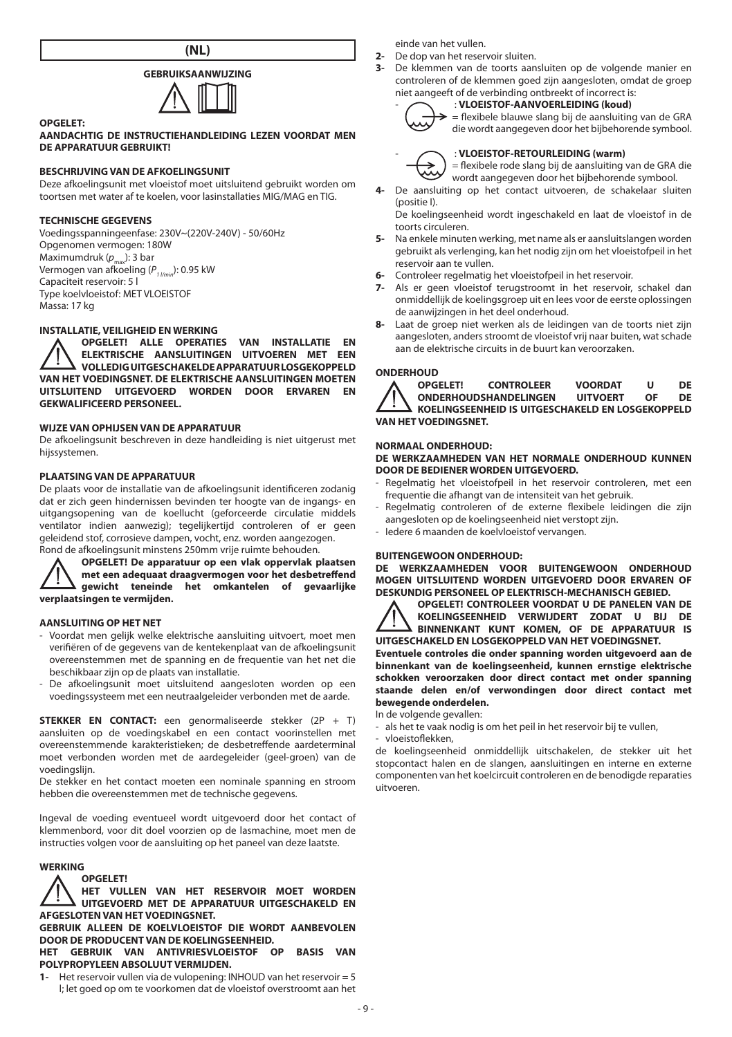# (NL)

## GEBRUIKSAANWIJZING

**OPGELET:**

**AANDACHTIG DE INSTRUCTIEHANDLEIDING LEZEN VOORDAT MEN DE APPARATUUR GEBRUIKT!**

### BESCHRIJVING VAN DE AFKOELINGSUNIT

Deze afkoelingsunit met vloeistof moet uitsluitend gebruikt worden om toortsen met water af te koelen, voor lasinstallaties MIG/MAG en TIG.

### TECHNISCHE GEGEVENS

Voedingsspanningeenfase: 230V~(220V-240V) - 50/60Hz
Opgenomen vermogen: 180W
Maximumdruk ($p_{max}$): 3 bar
Vermogen van afkoeling ($P_{1\,l/min}$): 0.95 kW
Capaciteit reservoir: 5 l
Type koelvloeistof: MET VLOEISTOF
Massa: 17 kg

### INSTALLATIE, VEILIGHEID EN WERKING

**OPGELET! ALLE OPERATIES VAN INSTALLATIE EN ELEKTRISCHE AANSLUITINGEN UITVOEREN MET EEN VOLLEDIG UITGESCHAKELDE APPARATUUR LOSGEKOPPELD VAN HET VOEDINGSNET. DE ELEKTRISCHE AANSLUITINGEN MOETEN UITSLUITEND UITGEVOERD WORDEN DOOR ERVAREN EN GEKWALIFICEERD PERSONEEL.**

### WIJZE VAN OPHIJSEN VAN DE APPARATUUR

De afkoelingsunit beschreven in deze handleiding is niet uitgerust met hijssystemen.

### PLAATSING VAN DE APPARATUUR

De plaats voor de installatie van de afkoelingsunit identificeren zodanig dat er zich geen hindernissen bevinden ter hoogte van de ingangs- en uitgangsopening van de koellucht (geforceerde circulatie middels ventilator indien aanwezig); tegelijkertijd controleren of er geen geleidend stof, corrosieve dampen, vocht, enz. worden aangezogen.
Rond de afkoelingsunit minstens 250mm vrije ruimte behouden.

**OPGELET! De apparatuur op een vlak oppervlak plaatsen met een adequaat draagvermogen voor het desbetreffend gewicht teneinde het omkantelen of gevaarlijke verplaatsingen te vermijden.**

### AANSLUITING OP HET NET

- Voordat men gelijk welke elektrische aansluiting uitvoert, moet men verifiëren of de gegevens van de kentekenplaat van de afkoelingsunit overeenstemmen met de spanning en de frequentie van het net die beschikbaar zijn op de plaats van installatie.
- De afkoelingsunit moet uitsluitend aangesloten worden op een voedingssysteem met een neutraalgeleider verbonden met de aarde.

**STEKKER EN CONTACT:** een genormaliseerde stekker (2P + T) aansluiten op de voedingskabel en een contact voorinstellen met overeenstemmende karakteristieken; de desbetreffende aardeterminal moet verbonden worden met de aardegeleider (geel-groen) van de voedingslijn.
De stekker en het contact moeten een nominale spanning en stroom hebben die overeenstemmen met de technische gegevens.

Ingeval de voeding eventueel wordt uitgevoerd door het contact of klemmenbord, voor dit doel voorzien op de lasmachine, moet men de instructies volgen voor de aansluiting op het paneel van deze laatste.

### WERKING

**OPGELET!**
**HET VULLEN VAN HET RESERVOIR MOET WORDEN UITGEVOERD MET DE APPARATUUR UITGESCHAKELD EN AFGESLOTEN VAN HET VOEDINGSNET.**

**GEBRUIK ALLEEN DE KOELVLOEISTOF DIE WORDT AANBEVOLEN DOOR DE PRODUCENT VAN DE KOELINGSEENHEID.**

**HET GEBRUIK VAN ANTIVRIESVLOEISTOF OP BASIS VAN POLYPROPYLEEN ABSOLUUT VERMIJDEN.**

**1-** Het reservoir vullen via de vulopening: INHOUD van het reservoir = 5 l; let goed op om te voorkomen dat de vloeistof overstroomt aan het einde van het vullen.
**2-** De dop van het reservoir sluiten.
**3-** De klemmen van de toorts aansluiten op de volgende manier en controleren of de klemmen goed zijn aangesloten, omdat de groep niet aangeeft of de verbinding ontbreekt of incorrect is:
- : **VLOEISTOF-AANVOERLEIDING (koud)**
= flexibele blauwe slang bij de aansluiting van de GRA die wordt aangegeven door het bijbehorende symbool.
- : **VLOEISTOF-RETOURLEIDING (warm)**
= flexibele rode slang bij de aansluiting van de GRA die wordt aangegeven door het bijbehorende symbool.

**4-** De aansluiting op het contact uitvoeren, de schakelaar sluiten (positie I).
De koelingseenheid wordt ingeschakeld en laat de vloeistof in de toorts circuleren.
**5-** Na enkele minuten werking, met name als er aansluitslangen worden gebruikt als verlenging, kan het nodig zijn om het vloeistofpeil in het reservoir aan te vullen.
**6-** Controleer regelmatig het vloeistofpeil in het reservoir.
**7-** Als er geen vloeistof terugstroomt in het reservoir, schakel dan onmiddellijk de koelingsgroep uit en lees voor de eerste oplossingen de aanwijzingen in het deel onderhoud.
**8-** Laat de groep niet werken als de leidingen van de toorts niet zijn aangesloten, anders stroomt de vloeistof vrij naar buiten, wat schade aan de elektrische circuits in de buurt kan veroorzaken.

### ONDERHOUD

**OPGELET! CONTROLEER VOORDAT U DE ONDERHOUDSHANDELINGEN UITVOERT OF DE KOELINGSEENHEID IS UITGESCHAKELD EN LOSGEKOPPELD VAN HET VOEDINGSNET.**

### NORMAAL ONDERHOUD:

**DE WERKZAAMHEDEN VAN HET NORMALE ONDERHOUD KUNNEN DOOR DE BEDIENER WORDEN UITGEVOERD.**

- Regelmatig het vloeistofpeil in het reservoir controleren, met een frequentie die afhangt van de intensiteit van het gebruik.
- Regelmatig controleren of de externe flexibele leidingen die zijn aangesloten op de koelingseenheid niet verstopt zijn.
- Iedere 6 maanden de koelvloeistof vervangen.

### BUITENGEWOON ONDERHOUD:

**DE WERKZAAMHEDEN VOOR BUITENGEWOON ONDERHOUD MOGEN UITSLUITEND WORDEN UITGEVOERD DOOR ERVAREN OF DESKUNDIG PERSONEEL OP ELEKTRISCH-MECHANISCH GEBIED.**

**OPGELET! CONTROLEER VOORDAT U DE PANELEN VAN DE KOELINGSEENHEID VERWIJDERT ZODAT U BIJ DE BINNENKANT KUNT KOMEN, OF DE APPARATUUR IS UITGESCHAKELD EN LOSGEKOPPELD VAN HET VOEDINGSNET.**

**Eventuele controles die onder spanning worden uitgevoerd aan de binnenkant van de koelingseenheid, kunnen ernstige elektrische schokken veroorzaken door direct contact met onder spanning staande delen en/of verwondingen door direct contact met bewegende onderdelen.**

In de volgende gevallen:
- als het te vaak nodig is om het peil in het reservoir bij te vullen,
- vloeistoflekken,

de koelingseenheid onmiddellijk uitschakelen, de stekker uit het stopcontact halen en de slangen, aansluitingen en interne en externe componenten van het koelcircuit controleren en de benodigde reparaties uitvoeren.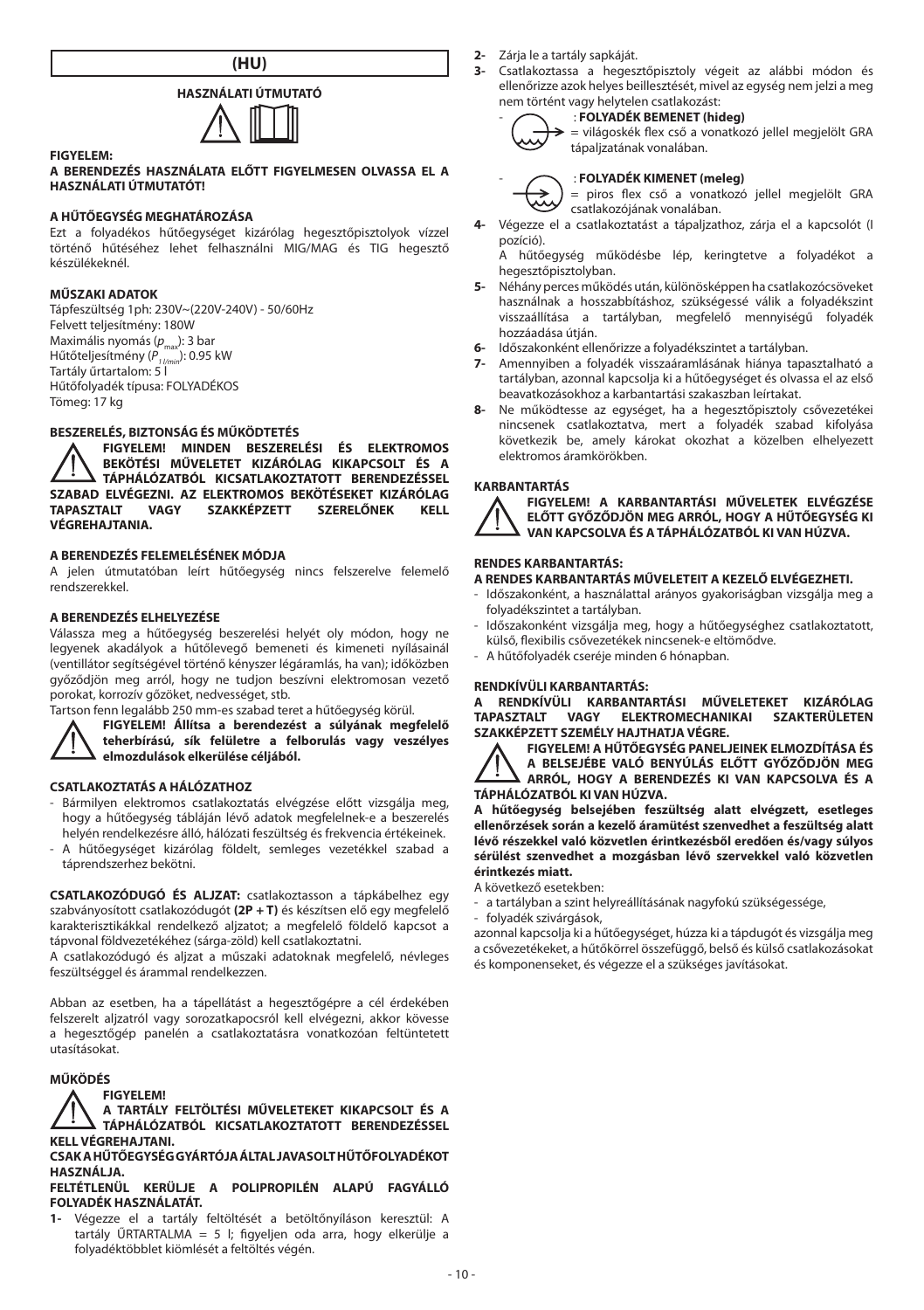# (HU)

## HASZNÁLATI ÚTMUTATÓ

**FIGYELEM:**

**A BERENDEZÉS HASZNÁLATA ELŐTT FIGYELMESEN OLVASSA EL A HASZNÁLATI ÚTMUTATÓT!**

### A HŰTŐEGYSÉG MEGHATÁROZÁSA

Ezt a folyadékos hűtőegységet kizárólag hegesztőpisztolyok vízzel történő hűtéséhez lehet felhasználni MIG/MAG és TIG hegesztő készülékeknél.

### MŰSZAKI ADATOK

Tápfeszültség 1ph: 230V~(220V-240V) - 50/60Hz
Felvett teljesítmény: 180W
Maximális nyomás ($p_{max}$): 3 bar
Hűtőteljesítmény ($P_{1 l/min}$): 0.95 kW
Tartály űrtartalom: 5 l
Hűtőfolyadék típusa: FOLYADÉKOS
Tömeg: 17 kg

### BESZERELÉS, BIZTONSÁG ÉS MŰKÖDTETÉS

**FIGYELEM! MINDEN BESZERELÉSI ÉS ELEKTROMOS BEKÖTÉSI MŰVELETET KIZÁRÓLAG KIKAPCSOLT ÉS A TÁPHÁLÓZATBÓL KICSATLAKOZTATOTT BERENDEZÉSSEL SZABAD ELVÉGEZNI. AZ ELEKTROMOS BEKÖTÉSEKET KIZÁRÓLAG TAPASZTALT VAGY SZAKKÉPZETT SZERELŐNEK KELL VÉGREHAJTANIA.**

### A BERENDEZÉS FELEMELÉSÉNEK MÓDJA

A jelen útmutatóban leírt hűtőegység nincs felszerelve felemelő rendszerekkel.

### A BERENDEZÉS ELHELYEZÉSE

Válassza meg a hűtőegység beszerelési helyét oly módon, hogy ne legyenek akadályok a hűtőlevegő bemeneti és kimeneti nyílásainál (ventillátor segítségével történő kényszer légáramlás, ha van); időközben győződjön meg arról, hogy ne tudjon beszívni elektromosan vezető porokat, korrozív gőzöket, nedvességet, stb.

Tartson fenn legalább 250 mm-es szabad teret a hűtőegység körül.

**FIGYELEM! Állítsa a berendezést a súlyának megfelelő teherbírású, sík felületre a felborulás vagy veszélyes elmozdulások elkerülése céljából.**

### CSATLAKOZTATÁS A HÁLÓZATHOZ

- Bármilyen elektromos csatlakoztatás elvégzése előtt vizsgálja meg, hogy a hűtőegység tábláján lévő adatok megfelelnek-e a beszerelés helyén rendelkezésre álló, hálózati feszültség és frekvencia értékeinek.
- A hűtőegységet kizárólag földelt, semleges vezetékkel szabad a táprendszerhez bekötni.

**CSATLAKOZÓDUGÓ ÉS ALJZAT:** csatlakoztasson a tápkábelhez egy szabványosított csatlakozódugót **(2P + T)** és készítsen elő egy megfelelő karakterisztikákkal rendelkező aljzatot; a megfelelő földelő kapcsot a tápvonal földvezetékéhez (sárga-zöld) kell csatlakoztatni.

A csatlakozódugó és aljzat a műszaki adatoknak megfelelő, névleges feszültséggel és árammal rendelkezzen.

Abban az esetben, ha a tápellátást a hegesztőgépre a cél érdekében felszerelt aljzatról vagy sorozatkapocsról kell elvégezni, akkor kövesse a hegesztőgép panelén a csatlakoztatásra vonatkozóan feltüntetett utasításokat.

### MŰKÖDÉS

**FIGYELEM!**
**A TARTÁLY FELTÖLTÉSI MŰVELETEKET KIKAPCSOLT ÉS A TÁPHÁLÓZATBÓL KICSATLAKOZTATOTT BERENDEZÉSSEL KELL VÉGREHAJTANI.**

**CSAK A HŰTŐEGYSÉG GYÁRTÓJA ÁLTAL JAVASOLT HŰTŐFOLYADÉKOT HASZNÁLJA.**

**FELTÉTLENÜL KERÜLJE A POLIPROPILÉN ALAPÚ FAGYÁLLÓ FOLYADÉK HASZNÁLATÁT.**

1- Végezze el a tartály feltöltését a betöltőnyíláson keresztül: A tartály ŰRTARTALMA = 5 l; figyeljen oda arra, hogy elkerülje a folyadéktöbblet kiömlését a feltöltés végén.
2- Zárja le a tartály sapkáját.
3- Csatlakoztassa a hegesztőpisztoly végeit az alábbi módon és ellenőrizze azok helyes beillesztését, mivel az egység nem jelzi a meg nem történt vagy helytelen csatlakozást:
   - : **FOLYADÉK BEMENET (hideg)**
     = világoskék flex cső a vonatkozó jellel megjelölt GRA tápaljzatának vonalában.
   - : **FOLYADÉK KIMENET (meleg)**
     = piros flex cső a vonatkozó jellel megjelölt GRA csatlakozójának vonalában.
4- Végezze el a csatlakoztatást a tápaljzathoz, zárja el a kapcsolót (I pozíció).
   A hűtőegység működésbe lép, keringtetve a folyadékot a hegesztőpisztolyban.
5- Néhány perces működés után, különösképpen ha csatlakozócsöveket használnak a hosszabbításhoz, szükségessé válik a folyadékszint visszaállítása a tartályban, megfelelő mennyiségű folyadék hozzáadása útján.
6- Időszakonként ellenőrizze a folyadékszintet a tartályban.
7- Amennyiben a folyadék visszaáramlásának hiánya tapasztalható a tartályban, azonnal kapcsolja ki a hűtőegységet és olvassa el az első beavatkozásokhoz a karbantartási szakaszban leírtakat.
8- Ne működtesse az egységet, ha a hegesztőpisztoly csővezetékei nincsenek csatlakoztatva, mert a folyadék szabad kifolyása következik be, amely károkat okozhat a közelben elhelyezett elektromos áramkörökben.

### KARBANTARTÁS

**FIGYELEM! A KARBANTARTÁSI MŰVELETEK ELVÉGZÉSE ELŐTT GYŐZŐDJÖN MEG ARRÓL, HOGY A HŰTŐEGYSÉG KI VAN KAPCSOLVA ÉS A TÁPHÁLÓZATBÓL KI VAN HÚZVA.**

### RENDES KARBANTARTÁS:

**A RENDES KARBANTARTÁS MŰVELETEIT A KEZELŐ ELVÉGEZHETI.**

- Időszakonként, a használattal arányos gyakorisággal vizsgálja meg a folyadékszintet a tartályban.
- Időszakonként vizsgálja meg, hogy a hűtőegységhez csatlakoztatott, külső, flexibilis csővezetékek nincsenek-e eltömődve.
- A hűtőfolyadék cseréje minden 6 hónapban.

### RENDKÍVÜLI KARBANTARTÁS:

**A RENDKÍVÜLI KARBANTARTÁSI MŰVELETEKET KIZÁRÓLAG TAPASZTALT VAGY ELEKTROMECHANIKAI SZAKTERÜLETEN SZAKKÉPZETT SZEMÉLY HAJTHATJA VÉGRE.**

**FIGYELEM! A HŰTŐEGYSÉG PANELJEINEK ELMOZDÍTÁSA ÉS A BELSEJÉBE VALÓ BENYÚLÁS ELŐTT GYŐZŐDJÖN MEG ARRÓL, HOGY A BERENDEZÉS KI VAN KAPCSOLVA ÉS A TÁPHÁLÓZATBÓL KI VAN HÚZVA.**

**A hűtőegység belsejében feszültség alatt elvégzett, esetleges ellenőrzések során a kezelő áramütést szenvedhet a feszültség alatt lévő részekkel való közvetlen érintkezésből eredően és/vagy súlyos sérülést szenvedhet a mozgásban lévő szervekkel való közvetlen érintkezés miatt.**

A következő esetekben:
- a tartályban a szint helyreállításának nagyfokú szükségessége,
- folyadék szivárgások,

azonnal kapcsolja ki a hűtőegységet, húzza ki a tápdugót és vizsgálja meg a csővezetékeket, a hűtőkörrel összefüggő, belső és külső csatlakozásokat és komponenseket, és végezze el a szükséges javításokat.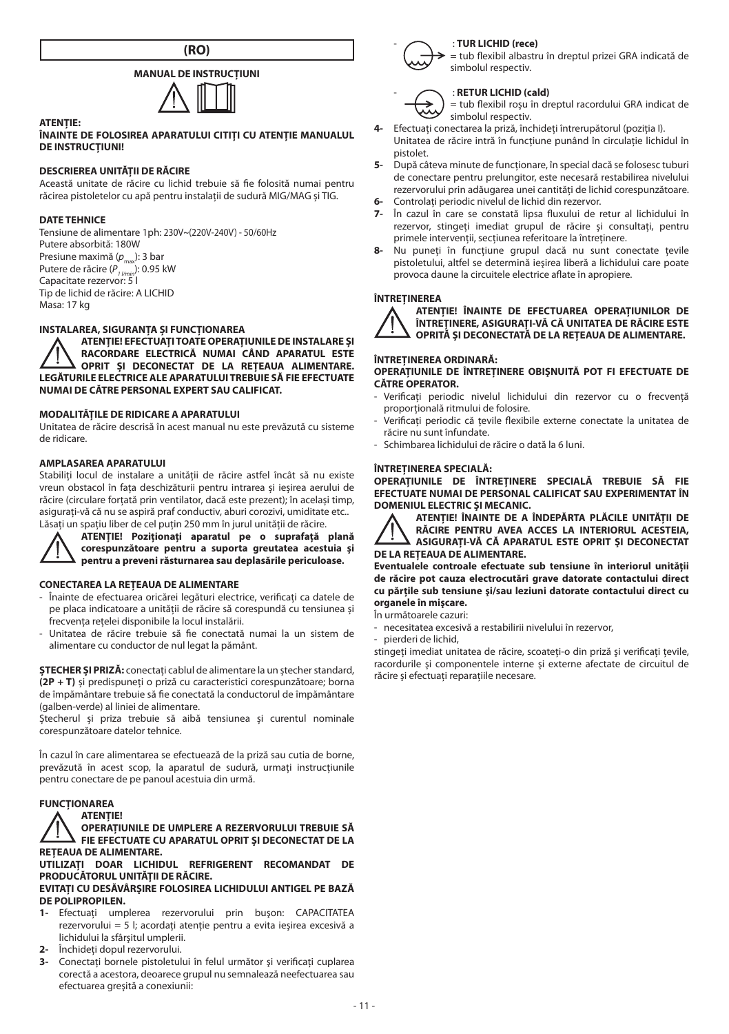# (RO)

## MANUAL DE INSTRUCȚIUNI

**ATENȚIE:**

**ÎNAINTE DE FOLOSIREA APARATULUI CITIȚI CU ATENȚIE MANUALUL DE INSTRUCȚIUNI!**

### DESCRIEREA UNITĂȚII DE RĂCIRE

Această unitate de răcire cu lichid trebuie să fie folosită numai pentru răcirea pistoletelor cu apă pentru instalații de sudură MIG/MAG și TIG.

### DATE TEHNICE

Tensiune de alimentare 1ph: 230V~(220V-240V) - 50/60Hz
Putere absorbită: 180W
Presiune maximă ($p_{max}$): 3 bar
Putere de răcire ($P_{1\,l/min}$): 0.95 kW
Capacitate rezervor: 5 l
Tip de lichid de răcire: A LICHID
Masa: 17 kg

### INSTALAREA, SIGURANȚA ȘI FUNCȚIONAREA

**ATENȚIE! EFECTUAȚI TOATE OPERAȚIUNILE DE INSTALARE ȘI RACORDARE ELECTRICĂ NUMAI CÂND APARATUL ESTE OPRIT ȘI DECONECTAT DE LA REȚEAUA ALIMENTARE. LEGĂTURILE ELECTRICE ALE APARATULUI TREBUIE SĂ FIE EFECTUATE NUMAI DE CĂTRE PERSONAL EXPERT SAU CALIFICAT.**

### MODALITĂȚILE DE RIDICARE A APARATULUI

Unitatea de răcire descrisă în acest manual nu este prevăzută cu sisteme de ridicare.

### AMPLASAREA APARATULUI

Stabiliți locul de instalare a unității de răcire astfel încât să nu existe vreun obstacol în fața deschizăturii pentru intrarea și ieșirea aerului de răcire (circulare forțată prin ventilator, dacă este prezent); în același timp, asigurați-vă că nu se aspiră praf conductiv, aburi corozivi, umiditate etc.. Lăsați un spațiu liber de cel puțin 250 mm în jurul unității de răcire.

**ATENȚIE! Poziționați aparatul pe o suprafață plană corespunzătoare pentru a suporta greutatea acestuia și pentru a preveni răsturnarea sau deplasările periculoase.**

### CONECTAREA LA REȚEAUA DE ALIMENTARE

- Înainte de efectuarea oricărei legături electrice, verificați ca datele de pe placa indicatoare a unității de răcire să corespundă cu tensiunea și frecvența rețelei disponibile la locul instalării.
- Unitatea de răcire trebuie să fie conectată numai la un sistem de alimentare cu conductor de nul legat la pământ.

**ȘTECHER ȘI PRIZĂ:** conectați cablul de alimentare la un ștecher standard, **(2P + T)** și predispuneți o priză cu caracteristici corespunzătoare; borna de împământare trebuie să fie conectată la conductorul de împământare (galben-verde) al liniei de alimentare.
Ștecherul și priza trebuie să aibă tensiunea și curentul nominale corespunzătoare datelor tehnice.

În cazul în care alimentarea se efectuează de la priză sau cutia de borne, prevăzută în acest scop, la aparatul de sudură, urmați instrucțiunile pentru conectare de pe panoul acestuia din urmă.

### FUNCȚIONAREA

**ATENȚIE!**
**OPERAȚIUNILE DE UMPLERE A REZERVORULUI TREBUIE SĂ FIE EFECTUATE CU APARATUL OPRIT ȘI DECONECTAT DE LA REȚEAUA DE ALIMENTARE.**
**UTILIZAȚI DOAR LICHIDUL REFRIGERENT RECOMANDAT DE PRODUCĂTORUL UNITĂȚII DE RĂCIRE.**
**EVITAȚI CU DESĂVÂRȘIRE FOLOSIREA LICHIDULUI ANTIGEL PE BAZĂ DE POLIPROPILEN.**

**1-** Efectuați umplerea rezervorului prin bușon: CAPACITATEA rezervorului = 5 l; acordați atenție pentru a evita ieșirea excesivă a lichidului la sfârșitul umplerii.
**2-** Închideți dopul rezervorului.
**3-** Conectați bornele pistoletului în felul următor și verificați cuplarea corectă a acestora, deoarece grupul nu semnalează neefectuarea sau efectuarea greșită a conexiunii:
- : **TUR LICHID (rece)** = tub flexibil albastru în dreptul prizei GRA indicată de simbolul respectiv.
- : **RETUR LICHID (cald)** = tub flexibil roșu în dreptul racordului GRA indicat de simbolul respectiv.

**4-** Efectuați conectarea la priză, închideți întrerupătorul (poziția I). Unitatea de răcire intră în funcțiune punând în circulație lichidul în pistolet.
**5-** După câteva minute de funcționare, în special dacă se folosesc tuburi de conectare pentru prelungitor, este necesară restabilirea nivelului rezervorului prin adăugarea unei cantități de lichid corespunzătoare.
**6-** Controlați periodic nivelul de lichid din rezervor.
**7-** În cazul în care se constată lipsa fluxului de retur al lichidului în rezervor, stingeți imediat grupul de răcire și consultați, pentru primele intervenții, secțiunea referitoare la întreținere.
**8-** Nu puneți în funcțiune grupul dacă nu sunt conectate țevile pistoletului, altfel se determină ieșirea liberă a lichidului care poate provoca daune la circuitele electrice aflate în apropiere.

### ÎNTREȚINEREA

**ATENȚIE! ÎNAINTE DE EFECTUAREA OPERAȚIUNILOR DE ÎNTREȚINERE, ASIGURAȚI-VĂ CĂ UNITATEA DE RĂCIRE ESTE OPRITĂ ȘI DECONECTATĂ DE LA REȚEAUA DE ALIMENTARE.**

#### ÎNTREȚINEREA ORDINARĂ:

**OPERAȚIUNILE DE ÎNTREȚINERE OBIȘNUITĂ POT FI EFECTUATE DE CĂTRE OPERATOR.**

- Verificați periodic nivelul lichidului din rezervor cu o frecvență proporțională ritmului de folosire.
- Verificați periodic că țevile flexibile externe conectate la unitatea de răcire nu sunt înfundate.
- Schimbarea lichidului de răcire o dată la 6 luni.

#### ÎNTREȚINEREA SPECIALĂ:

**OPERAȚIUNILE DE ÎNTREȚINERE SPECIALĂ TREBUIE SĂ FIE EFECTUATE NUMAI DE PERSONAL CALIFICAT SAU EXPERIMENTAT ÎN DOMENIUL ELECTRIC ȘI MECANIC.**

**ATENȚIE! ÎNAINTE DE A ÎNDEPĂRTA PLĂCILE UNITĂȚII DE RĂCIRE PENTRU AVEA ACCES LA INTERIORUL ACESTEIA, ASIGURAȚI-VĂ CĂ APARATUL ESTE OPRIT ȘI DECONECTAT DE LA REȚEAUA DE ALIMENTARE.**

**Eventualele controale efectuate sub tensiune în interiorul unității de răcire pot cauza electrocutări grave datorate contactului direct cu părțile sub tensiune și/sau leziuni datorate contactului direct cu organele în mișcare.**

În următoarele cazuri:

- necesitatea excesivă a restabilirii nivelului în rezervor,
- pierderi de lichid,

stingeți imediat unitatea de răcire, scoateți-o din priză și verificați țevile, racordurile și componentele interne și externe afectate de circuitul de răcire și efectuați reparațiile necesare.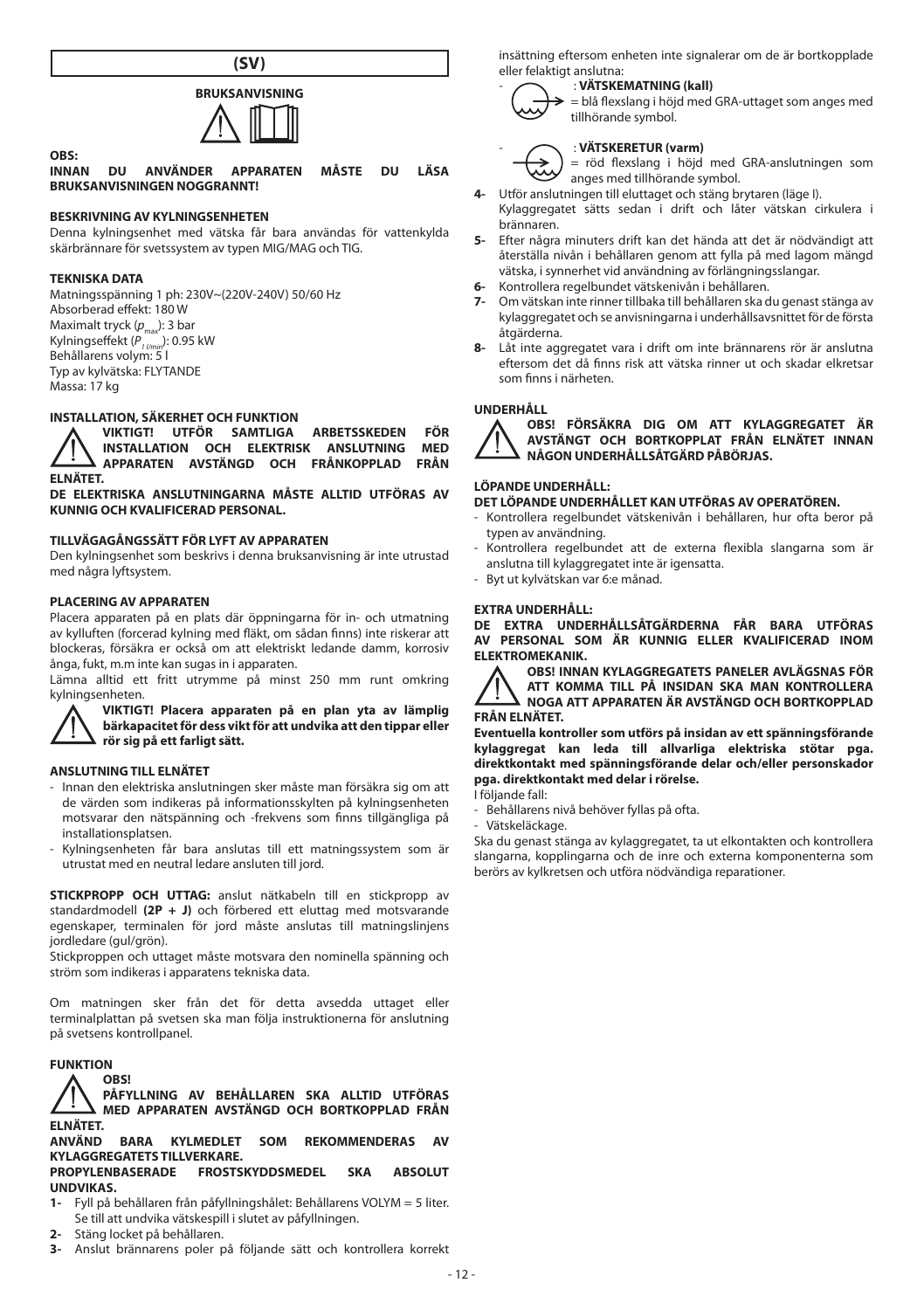# (SV)

## BRUKSANVISNING

**OBS:**
**INNAN DU ANVÄNDER APPARATEN MÅSTE DU LÄSA BRUKSANVISNINGEN NOGGRANNT!**

**BESKRIVNING AV KYLNINGSENHETEN**

Denna kylningsenhet med vätska får bara användas för vattenkylda skärbrännare för svetssystem av typen MIG/MAG och TIG.

**TEKNISKA DATA**

Matningsspänning 1 ph: 230V~(220V-240V) 50/60 Hz
Absorberad effekt: 180 W
Maximalt tryck ($p_{max}$): 3 bar
Kylningseffekt ($P_{1\,l/min}$): 0.95 kW
Behållarens volym: 5 l
Typ av kylvätska: FLYTANDE
Massa: 17 kg

**INSTALLATION, SÄKERHET OCH FUNKTION**

**VIKTIGT! UTFÖR SAMTLIGA ARBETSSKEDEN FÖR INSTALLATION OCH ELEKTRISK ANSLUTNING MED APPARATEN AVSTÄNGD OCH FRÅNKOPPLAD FRÅN ELNÄTET.**

**DE ELEKTRISKA ANSLUTNINGARNA MÅSTE ALLTID UTFÖRAS AV KUNNIG OCH KVALIFICERAD PERSONAL.**

**TILLVÄGAGÅNGSSÄTT FÖR LYFT AV APPARATEN**

Den kylningsenhet som beskrivs i denna bruksanvisning är inte utrustad med några lyftsystem.

**PLACERING AV APPARATEN**

Placera apparaten på en plats där öppningarna för in- och utmatning av kylluften (forcerad kylning med fläkt, om sådan finns) inte riskerar att blockeras, försäkra er också om att elektriskt ledande damm, korrosiv ånga, fukt, m.m inte kan sugas in i apparaten.

Lämna alltid ett fritt utrymme på minst 250 mm runt omkring kylningsenheten.

**VIKTIGT! Placera apparaten på en plan yta av lämplig bärkapacitet för dess vikt för att undvika att den tippar eller rör sig på ett farligt sätt.**

**ANSLUTNING TILL ELNÄTET**

- Innan den elektriska anslutningen sker måste man försäkra sig om att de värden som indikeras på informationsskylten på kylningsenheten motsvarar den nätspänning och -frekvens som finns tillgängliga på installationsplatsen.
- Kylningsenheten får bara anslutas till ett matningssystem som är utrustat med en neutral ledare ansluten till jord.

**STICKPROPP OCH UTTAG:** anslut nätkabeln till en stickpropp av standardmodell **(2P + J)** och förbered ett eluttag med motsvarande egenskaper, terminalen för jord måste anslutas till matningslinjens jordledare (gul/grön).

Stickproppen och uttaget måste motsvara den nominella spänning och ström som indikeras i apparatens tekniska data.

Om matningen sker från det för detta avsedda uttaget eller terminalplattan på svetsen ska man följa instruktionerna för anslutning på svetsens kontrollpanel.

**FUNKTION**

**OBS!**
**PÅFYLLNING AV BEHÅLLAREN SKA ALLTID UTFÖRAS MED APPARATEN AVSTÄNGD OCH BORTKOPPLAD FRÅN ELNÄTET.**

**ANVÄND BARA KYLMEDLET SOM REKOMMENDERAS AV KYLAGGREGATETS TILLVERKARE.**

**PROPYLENBASERADE FROSTSKYDDSMEDEL SKA ABSOLUT UNDVIKAS.**

**1-** Fyll på behållaren från påfyllningshålet: Behållarens VOLYM = 5 liter. Se till att undvika vätskespill i slutet av påfyllningen.
**2-** Stäng locket på behållaren.
**3-** Anslut brännarens poler på följande sätt och kontrollera korrekt insättning eftersom enheten inte signalerar om de är bortkopplade eller felaktigt anslutna:
- : **VÄTSKEMATNING (kall)** = blå flexslang i höjd med GRA-uttaget som anges med tillhörande symbol.
- : **VÄTSKERETUR (varm)** = röd flexslang i höjd med GRA-anslutningen som anges med tillhörande symbol.

**4-** Utför anslutningen till eluttaget och stäng brytaren (läge I). Kylaggregatet sätts sedan i drift och låter vätskan cirkulera i brännaren.
**5-** Efter några minuters drift kan det hända att det är nödvändigt att återställa nivån i behållaren genom att fylla på med lagom mängd vätska, i synnerhet vid användning av förlängningsslangar.
**6-** Kontrollera regelbundet vätskenivån i behållaren.
**7-** Om vätskan inte rinner tillbaka till behållaren ska du genast stänga av kylaggregatet och se anvisningarna i underhållsavsnittet för de första åtgärderna.
**8-** Låt inte aggregatet vara i drift om inte brännarens rör är anslutna eftersom det då finns risk att vätska rinner ut och skadar elkretsar som finns i närheten.

**UNDERHÅLL**

**OBS! FÖRSÄKRA DIG OM ATT KYLAGGREGATET ÄR AVSTÄNGT OCH BORTKOPPLAT FRÅN ELNÄTET INNAN NÅGON UNDERHÅLLSÅTGÄRD PÅBÖRJAS.**

**LÖPANDE UNDERHÅLL:**
**DET LÖPANDE UNDERHÅLLET KAN UTFÖRAS AV OPERATÖREN.**

- Kontrollera regelbundet vätskenivån i behållaren, hur ofta beror på typen av användning.
- Kontrollera regelbundet att de externa flexibla slangarna som är anslutna till kylaggregatet inte är igensatta.
- Byt ut kylvätskan var 6:e månad.

**EXTRA UNDERHÅLL:**
**DE EXTRA UNDERHÅLLSÅTGÄRDERNA FÅR BARA UTFÖRAS AV PERSONAL SOM ÄR KUNNIG ELLER KVALIFICERAD INOM ELEKTROMEKANIK.**

**OBS! INNAN KYLAGGREGATETS PANELER AVLÄGSNAS FÖR ATT KOMMA TILL PÅ INSIDAN SKA MAN KONTROLLERA NOGA ATT APPARATEN ÄR AVSTÄNGD OCH BORTKOPPLAD FRÅN ELNÄTET.**

**Eventuella kontroller som utförs på insidan av ett spänningsförande kylaggregat kan leda till allvarliga elektriska stötar pga. direktkontakt med spänningsförande delar och/eller personskador pga. direktkontakt med delar i rörelse.**

I följande fall:
- Behållarens nivå behöver fyllas på ofta.
- Vätskeläckage.

Ska du genast stänga av kylaggregatet, ta ut elkontakten och kontrollera slangarna, kopplingarna och de inre och externa komponenterna som berörs av kylkretsen och utföra nödvändiga reparationer.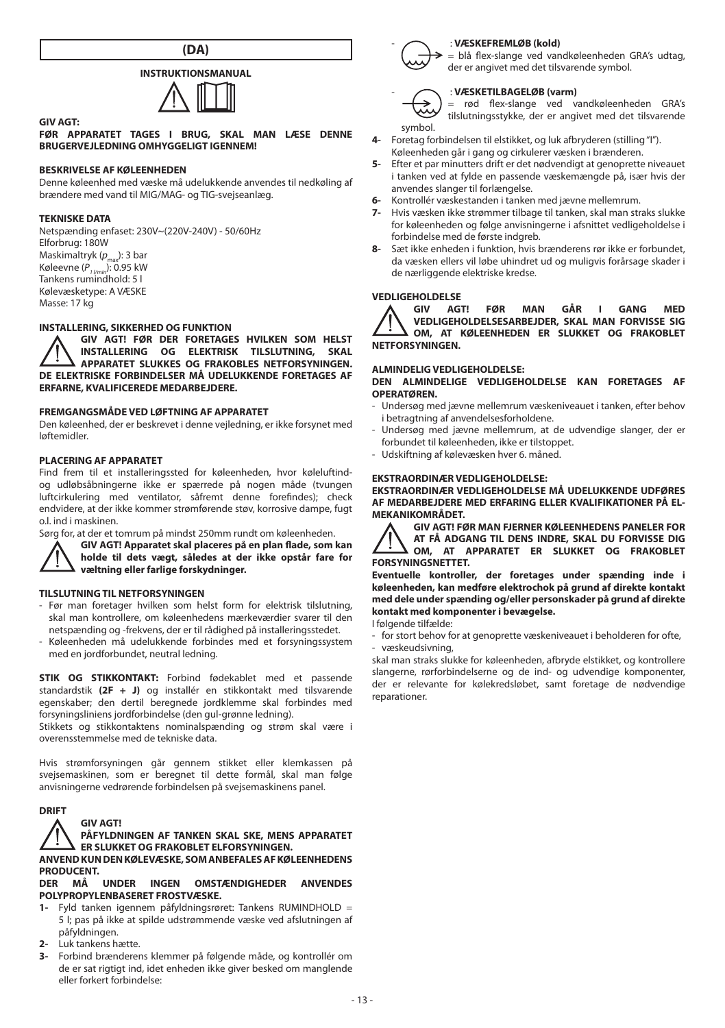# (DA)

## INSTRUKTIONSMANUAL

**GIV AGT:**

**FØR APPARATET TAGES I BRUG, SKAL MAN LÆSE DENNE BRUGERVEJLEDNING OMHYGGELIGT IGENNEM!**

### BESKRIVELSE AF KØLEENHEDEN

Denne køleenhed med væske må udelukkende anvendes til nedkøling af brændere med vand til MIG/MAG- og TIG-svejseanlæg.

### TEKNISKE DATA

Netspænding enfaset: 230V~(220V-240V) - 50/60Hz
Elforbrug: 180W
Maskimaltryk ($p_{max}$): 3 bar
Køleevne ($P_{1\ l/min}$): 0.95 kW
Tankens rumindhold: 5 l
Kølevæsketype: A VÆSKE
Masse: 17 kg

### INSTALLERING, SIKKERHED OG FUNKTION

**GIV AGT! FØR DER FORETAGES HVILKEN SOM HELST INSTALLERING OG ELEKTRISK TILSLUTNING, SKAL APPARATET SLUKKES OG FRAKOBLES NETFORSYNINGEN. DE ELEKTRISKE FORBINDELSER MÅ UDELUKKENDE FORETAGES AF ERFARNE, KVALIFICEREDE MEDARBEJDERE.**

### FREMGANGSMÅDE VED LØFTNING AF APPARATET

Den køleenhed, der er beskrevet i denne vejledning, er ikke forsynet med løftemidler.

### PLACERING AF APPARATET

Find frem til et installeringssted for køleenheden, hvor køleluftind- og udløbsåbningerne ikke er spærrede på nogen måde (tvungen luftcirkulering med ventilator, såfremt denne forefindes); check endvidere, at der ikke kommer strømførende støv, korrosive dampe, fugt o.l. ind i maskinen.

Sørg for, at der et tomrum på mindst 250mm rundt om køleenheden.

**GIV AGT! Apparatet skal placeres på en plan flade, som kan holde til dets vægt, således at der ikke opstår fare for væltning eller farlige forskydninger.**

### TILSLUTNING TIL NETFORSYNINGEN

- Før man foretager hvilken som helst form for elektrisk tilslutning, skal man kontrollere, om køleenhedens mærkeværdier svarer til den netspænding og -frekvens, der er til rådighed på installeringsstedet.
- Køleenheden må udelukkende forbindes med et forsyningssystem med en jordforbundet, neutral ledning.

**STIK OG STIKKONTAKT:** Forbind fødekablet med et passende standardstik **(2F + J)** og installér en stikkontakt med tilsvarende egenskaber; den dertil beregnede jordklemme skal forbindes med forsyningsliniens jordforbindelse (den gul-grønne ledning).

Stikkets og stikkontaktens nominalspænding og strøm skal være i overensstemmelse med de tekniske data.

Hvis strømforsyningen går gennem stikket eller klemkassen på svejsemaskinen, som er beregnet til dette formål, skal man følge anvisningerne vedrørende forbindelsen på svejsemaskinens panel.

### DRIFT

**GIV AGT!**
**PÅFYLDNINGEN AF TANKEN SKAL SKE, MENS APPARATET ER SLUKKET OG FRAKOBLET ELFORSYNINGEN.**
**ANVEND KUN DEN KØLEVÆSKE, SOM ANBEFALES AF KØLEENHEDENS PRODUCENT.**
**DER MÅ UNDER INGEN OMSTÆNDIGHEDER ANVENDES POLYPROPYLENBASERET FROSTVÆSKE.**

**1-** Fyld tanken igennem påfyldningsrøret: Tankens RUMINDHOLD = 5 l; pas på ikke at spilde udstrømmende væske ved afslutningen af påfyldningen.
**2-** Luk tankens hætte.
**3-** Forbind brænderens klemmer på følgende måde, og kontrollér om de er sat rigtigt ind, idet enheden ikke giver besked om manglende eller forkert forbindelse:

- : **VÆSKEFREMLØB (kold)** = blå flex-slange ved vandkøleenheden GRA's udtag, der er angivet med det tilsvarende symbol.
- : **VÆSKETILBAGELØB (varm)** = rød flex-slange ved vandkøleenheden GRA's tilslutningsstykke, der er angivet med det tilsvarende symbol.

**4-** Foretag forbindelsen til elstikket, og luk afbryderen (stilling "I"). Køleenheden går i gang og cirkulerer væsken i brænderen.
**5-** Efter et par minutters drift er det nødvendigt at genoprette niveauet i tanken ved at fylde en passende væskemængde på, især hvis der anvendes slanger til forlængelse.
**6-** Kontrollér væskestanden i tanken med jævne mellemrum.
**7-** Hvis væsken ikke strømmer tilbage til tanken, skal man straks slukke for køleenheden og følge anvisningerne i afsnittet vedligeholdelse i forbindelse med de første indgreb.
**8-** Sæt ikke enheden i funktion, hvis brænderens rør ikke er forbundet, da væsken ellers vil løbe uhindret ud og muligvis forårsage skader i de nærliggende elektriske kredse.

### VEDLIGEHOLDELSE

**GIV AGT! FØR MAN GÅR I GANG MED VEDLIGEHOLDELSESARBEJDER, SKAL MAN FORVISSE SIG OM, AT KØLEENHEDEN ER SLUKKET OG FRAKOBLET NETFORSYNINGEN.**

#### ALMINDELIG VEDLIGEHOLDELSE:

**DEN ALMINDELIGE VEDLIGEHOLDELSE KAN FORETAGES AF OPERATØREN.**

- Undersøg med jævne mellemrum væskeniveauet i tanken, efter behov i betragtning af anvendelsesforholdene.
- Undersøg med jævne mellemrum, at de udvendige slanger, der er forbundet til køleenheden, ikke er tilstoppet.
- Udskiftning af kølevæsken hver 6. måned.

#### EKSTRAORDINÆR VEDLIGEHOLDELSE:

**EKSTRAORDINÆR VEDLIGEHOLDELSE MÅ UDELUKKENDE UDFØRES AF MEDARBEJDERE MED ERFARING ELLER KVALIFIKATIONER PÅ EL-MEKANIKOMRÅDET.**

**GIV AGT! FØR MAN FJERNER KØLEENHEDENS PANELER FOR AT FÅ ADGANG TIL DENS INDRE, SKAL DU FORVISSE DIG OM, AT APPARATET ER SLUKKET OG FRAKOBLET FORSYNINGSNETTET.**

**Eventuelle kontroller, der foretages under spænding inde i køleenheden, kan medføre elektrochok på grund af direkte kontakt med dele under spænding og/eller personskader på grund af direkte kontakt med komponenter i bevægelse.**

I følgende tilfælde:

- for stort behov for at genoprette væskeniveauet i beholderen for ofte,
- væskeudsivning,

skal man straks slukke for køleenheden, afbryde elstikket, og kontrollere slangerne, rørforbindelserne og de ind- og udvendige komponenter, der er relevante for kølekredsløbet, samt foretage de nødvendige reparationer.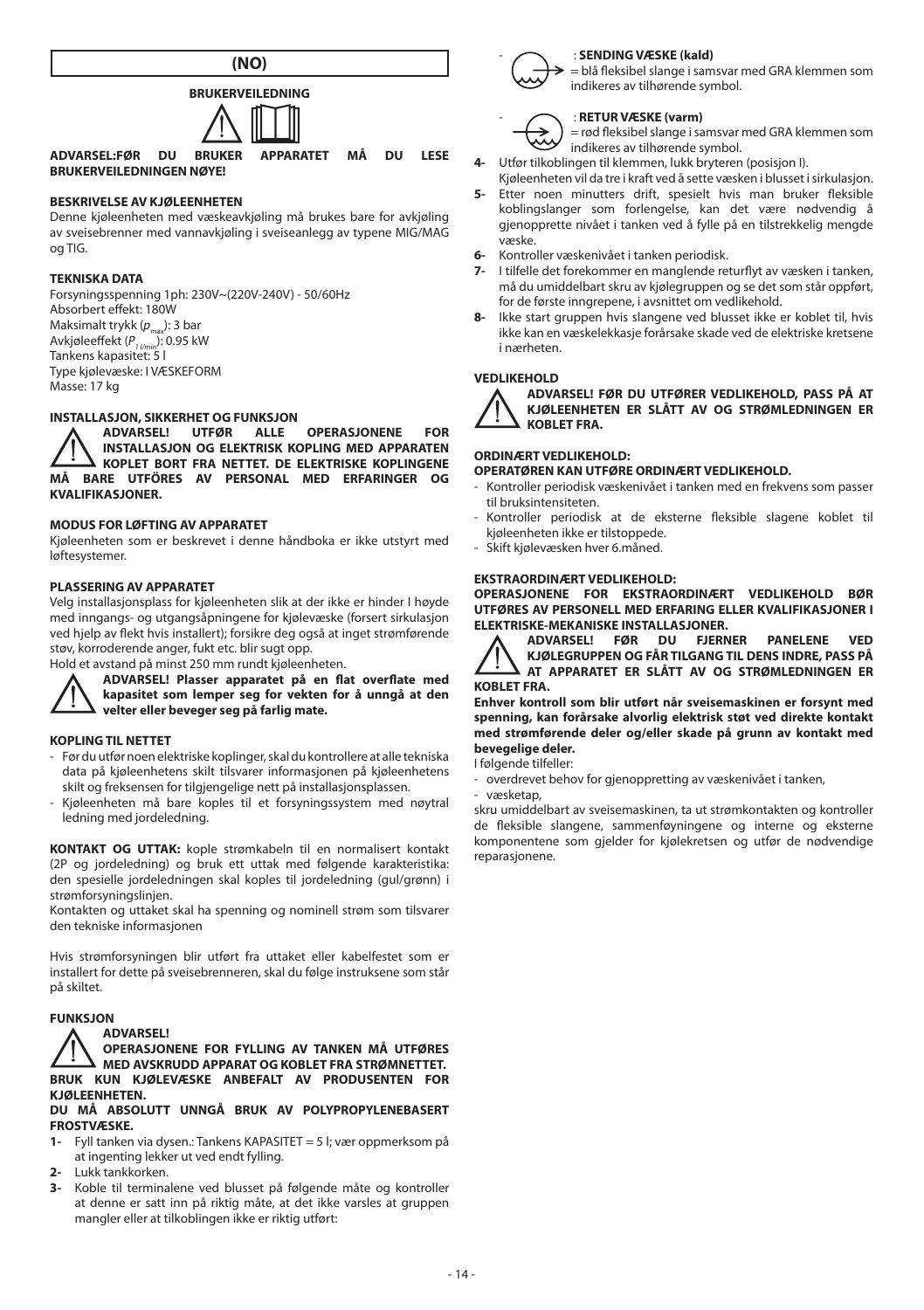# (NO)

## BRUKERVEILEDNING

**ADVARSEL:FØR DU BRUKER APPARATET MÅ DU LESE BRUKERVEILEDNINGEN NØYE!**

### BESKRIVELSE AV KJØLEENHETEN

Denne kjøleenheten med væskeavkjøling må brukes bare for avkjøling av sveisebrenner med vannavkjøling i sveiseanlegg av typene MIG/MAG og TIG.

### TEKNISKA DATA

Forsyningsspenning 1ph: 230V~(220V-240V) - 50/60Hz
Absorbert effekt: 180W
Maksimalt trykk ($p_{max}$): 3 bar
Avkjøleffekt ($P_{1\,l/min}$): 0.95 kW
Tankens kapasitet: 5 l
Type kjølevæske: I VÆSKEFORM
Masse: 17 kg

### INSTALLASJON, SIKKERHET OG FUNKSJON

**ADVARSEL! UTFØR ALLE OPERASJONENE FOR INSTALLASJON OG ELEKTRISK KOPLING MED APPARATEN KOPLET BORT FRA NETTET. DE ELEKTRISKE KOPLINGENE MÅ BARE UTFÖRES AV PERSONAL MED ERFARINGER OG KVALIFIKASJONER.**

### MODUS FOR LØFTING AV APPARATET

Kjøleenheten som er beskrevet i denne håndboka er ikke utstyrt med løftesystemer.

### PLASSERING AV APPARATET

Velg installasjonsplass for kjøleenheten slik at der ikke er hinder I høyde med inngangs- og utgangsåpningene for kjølevæske (forsert sirkulasjon ved hjelp av flekt hvis installert); forsikre deg også at inget strømførende støv, korroderende anger, fukt etc. blir sugt opp.
Hold et avstand på minst 250 mm rundt kjøleenheten.

**ADVARSEL! Plasser apparatet på en flat overflate med kapasitet som lemper seg for vekten for å unngå at den velter eller beveger seg på farlig mate.**

### KOPLING TIL NETTET

- Før du utfør noen elektriske koplinger, skal du kontrollere at alle tekniska data på kjøleenhetens skilt tilsvarer informasjonen på kjøleenhetens skilt og freksensen for tilgjengelige nett på installasjonsplassen.
- Kjøleenheten må bare koples til et forsyningssystem med nøytral ledning med jordeledning.

**KONTAKT OG UTTAK:** kople strømkabeln til en normalisert kontakt (2P og jordeledning) og bruk ett uttak med følgende karakteristika: den spesielle jordeledningen skal koples til jordeledning (gul/grønn) i strømforsyningslinjen.
Kontakten og uttaket skal ha spenning og nominell strøm som tilsvarer den tekniske informasjonen

Hvis strømforsyningen blir utført fra uttaket eller kabelfestet som er installert for dette på sveisebrenneren, skal du følge instruksene som står på skiltet.

### FUNKSJON

**ADVARSEL!**
**OPERASJONENE FOR FYLLING AV TANKEN MÅ UTFØRES MED AVSKRUDD APPARAT OG KOBLET FRA STRØMNETTET.**
**BRUK KUN KJØLEVÆSKE ANBEFALT AV PRODUSENTEN FOR KJØLEENHETEN.**
**DU MÅ ABSOLUTT UNNGÅ BRUK AV POLYPROPYLENEBASERT FROSTVÆSKE.**

1- Fyll tanken via dysen.: Tankens KAPASITET = 5 l; vær oppmerksom på at ingenting lekker ut ved endt fylling.
2- Lukk tankkorken.
3- Koble til terminalene ved blusset på følgende måte og kontroller at denne er satt inn på riktig måte, at det ikke varsles at gruppen mangler eller at tilkoblingen ikke er riktig utført:
   - : **SENDING VÆSKE (kald)** = blå fleksibel slange i samsvar med GRA klemmen som indikeres av tilhørende symbol.
   - : **RETUR VÆSKE (varm)** = rød fleksibel slange i samsvar med GRA klemmen som indikeres av tilhørende symbol.
4- Utfør tilkoblingen til klemmen, lukk bryteren (posisjon I).
   Kjøleenheten vil da tre i kraft ved å sette væsken i blusset i sirkulasjon.
5- Etter noen minutters drift, spesielt hvis man bruker fleksible koblingslanger som forlengelse, kan det være nødvendig å gjenopprette nivået i tanken ved å fylle på en tilstrekkelig mengde væske.
6- Kontroller væskenivået i tanken periodisk.
7- I tilfelle det forekommer en manglende returflyt av væsken i tanken, må du umiddelbart skru av kjølegruppen og se det som står oppført, for de første inngrepene, i avsnittet om vedlikehold.
8- Ikke start gruppen hvis slangene ved blusset ikke er koblet til, hvis ikke kan en væskelekkasje forårsake skade ved de elektriske kretsene i nærheten.

### VEDLIKEHOLD

**ADVARSEL! FØR DU UTFØRER VEDLIKEHOLD, PASS PÅ AT KJØLEENHETEN ER SLÅTT AV OG STRØMLEDNINGEN ER KOBLET FRA.**

#### ORDINÆRT VEDLIKEHOLD:

**OPERATØREN KAN UTFØRE ORDINÆRT VEDLIKEHOLD.**

- Kontroller periodisk væskenivået i tanken med en frekvens som passer til bruksintensiteten.
- Kontroller periodisk at de eksterne fleksible slagene koblet til kjøleenheten ikke er tilstoppede.
- Skift kjølevæsken hver 6.måned.

#### EKSTRAORDINÆRT VEDLIKEHOLD:

**OPERASJONENE FOR EKSTRAORDINÆRT VEDLIKEHOLD BØR UTFØRES AV PERSONELL MED ERFARING ELLER KVALIFIKASJONER I ELEKTRISKE-MEKANISKE INSTALLASJONER.**

**ADVARSEL! FØR DU FJERNER PANELENE VED KJØLEGRUPPEN OG FÅR TILGANG TIL DENS INDRE, PASS PÅ AT APPARATET ER SLÅTT AV OG STRØMLEDNINGEN ER KOBLET FRA.**

**Enhver kontroll som blir utført når sveisemaskinen er forsynt med spenning, kan forårsake alvorlig elektrisk støt ved direkte kontakt med strømførende deler og/eller skade på grunn av kontakt med bevegelige deler.**

I følgende tilfeller:
- overdrevet behov for gjenoppretting av væskenivået i tanken,
- væsketap,

skru umiddelbart av sveisemaskinen, ta ut strømkontakten og kontroller de fleksible slangene, sammenføyningene og interne og eksterne komponentene som gjelder for kjølekretsen og utfør de nødvendige reparasjonene.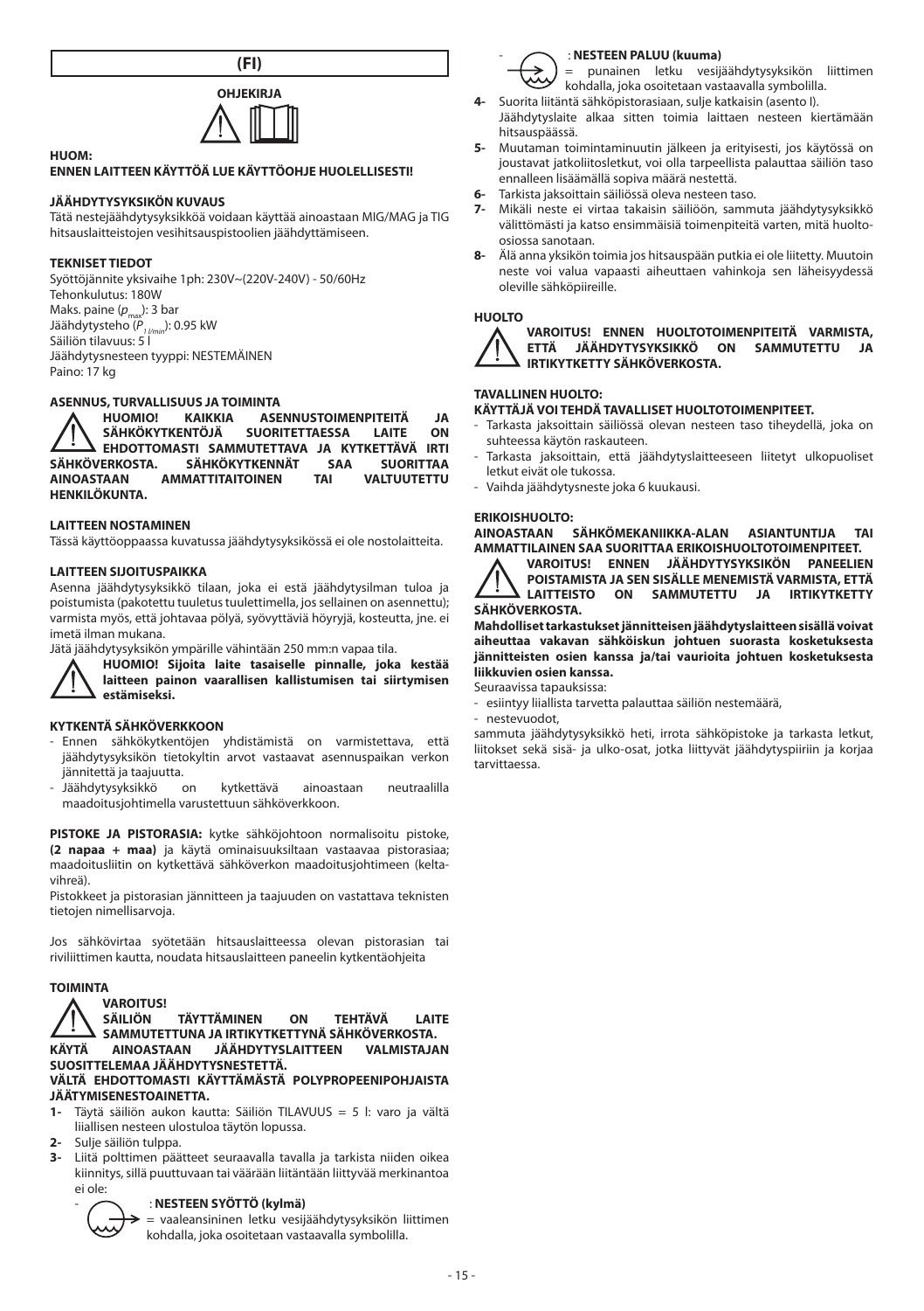# (FI)

**OHJEKIRJA**

**HUOM:**
**ENNEN LAITTEEN KÄYTTÖÄ LUE KÄYTTÖOHJE HUOLELLISESTI!**

### JÄÄHDYTYSYKSIKÖN KUVAUS

Tätä nestejäähdytysyksikköä voidaan käyttää ainoastaan MIG/MAG ja TIG hitsauslaitteistojen vesihitsauspistoolien jäähdyttämiseen.

### TEKNISET TIEDOT

Syöttöjännite yksivaihe 1ph: 230V~(220V-240V) - 50/60Hz
Tehonkulutus: 180W
Maks. paine ($p_{max}$): 3 bar
Jäähdytysteho ($P_{1\,l/min}$): 0.95 kW
Säiliön tilavuus: 5 l
Jäähdytysnesteen tyyppi: NESTEMÄINEN
Paino: 17 kg

### ASENNUS, TURVALLISUUS JA TOIMINTA

**HUOMIO! KAIKKIA ASENNUSTOIMENPITEITÄ JA SÄHKÖKYTKENTÖJÄ SUORITETTAESSA LAITE ON EHDOTTOMASTI SAMMUTETTAVA JA KYTKETTÄVÄ IRTI SÄHKÖVERKOSTA. SÄHKÖKYTKENNÄT SAA SUORITTAA AINOASTAAN AMMATTITAITOINEN TAI VALTUUTETTU HENKILÖKUNTA.**

### LAITTEEN NOSTAMINEN

Tässä käyttöoppaassa kuvatussa jäähdytysyksikössä ei ole nostolaitteita.

### LAITTEEN SIJOITUSPAIKKA

Asenna jäähdytysyksikkö tilaan, joka ei estä jäähdytysilman tuloa ja poistumista (pakotettu tuuletus tuulettimella, jos sellainen on asennettu); varmista myös, että johtavaa pölyä, syövyttäviä höyryjä, kosteutta, jne. ei imetä ilman mukana.
Jätä jäähdytysyksikön ympärille vähintään 250 mm:n vapaa tila.

**HUOMIO! Sijoita laite tasaiselle pinnalle, joka kestää laitteen painon vaarallisen kallistumisen tai siirtymisen estämiseksi.**

### KYTKENTÄ SÄHKÖVERKKOON

- Ennen sähkökytkentöjen yhdistämistä on varmistettava, että jäähdytysyksikön tietokyltin arvot vastaavat asennuspaikan verkon jännitettä ja taajuutta.
- Jäähdytysyksikkö on kytkettävä ainoastaan neutraalilla maadoitusjohtimella varustettuun sähköverkkoon.

**PISTOKE JA PISTORASIA:** kytke sähköjohtoon normalisoitu pistoke, **(2 napaa + maa)** ja käytä ominaisuuksiltaan vastaavaa pistorasiaa; maadoitusliitin on kytkettävä sähköverkon maadoitusjohtimeen (kelta-vihreä).
Pistokkeet ja pistorasian jännitteen ja taajuuden on vastattava teknisten tietojen nimellisarvoja.

Jos sähkövirtaa syötetään hitsauslaitteessa olevan pistorasian tai riviliittimen kautta, noudata hitsauslaitteen paneelin kytkentäohjeita

### TOIMINTA

**VAROITUS!**
**SÄILIÖN TÄYTTÄMINEN ON TEHTÄVÄ LAITE SAMMUTETTUNA JA IRTIKYTKETTYNÄ SÄHKÖVERKOSTA.**
**KÄYTÄ AINOASTAAN JÄÄHDYTYSLAITTEEN VALMISTAJAN SUOSITTELEMAA JÄÄHDYTYSNESTETTÄ.**
**VÄLTÄ EHDOTTOMASTI KÄYTTÄMÄSTÄ POLYPROPEENIPOHJAISTA JÄÄTYMISENESTOAINETTA.**

**1-** Täytä säiliön aukon kautta: Säiliön TILAVUUS = 5 l: varo ja vältä liiallisen nesteen ulostuloa täytön lopussa.
**2-** Sulje säiliön tulppa.
**3-** Liitä polttimen päätteet seuraavalla tavalla ja tarkista niiden oikea kiinnitys, sillä puuttuvaan tai väärään liitäntään liittyvää merkinantoa ei ole:
- : **NESTEEN SYÖTTÖ (kylmä)** = vaaleansininen letku vesijäähdytysyksikön liittimen kohdalla, joka osoitetaan vastaavalla symbolilla.
- : **NESTEEN PALUU (kuuma)** = punainen letku vesijäähdytysyksikön liittimen kohdalla, joka osoitetaan vastaavalla symbolilla.

**4-** Suorita liitäntä sähköpistorasiaan, sulje katkaisin (asento I). Jäähdytyslaite alkaa sitten toimia laittaen nesteen kiertämään hitsauspäässä.
**5-** Muutaman toimintaminuutin jälkeen ja erityisesti, jos käytössä on joustavat jatkoliitosletkut, voi olla tarpeellista palauttaa säiliön taso ennalleen lisäämällä sopiva määrä nestettä.
**6-** Tarkista jaksoittain säiliössä oleva nesteen taso.
**7-** Mikäli neste ei virtaa takaisin säiliöön, sammuta jäähdytysyksikkö välittömästi ja katso ensimmäisiä toimenpiteitä varten, mitä huolto-osiossa sanotaan.
**8-** Älä anna yksikön toimia jos hitsauspään putkia ei ole liitetty. Muutoin neste voi valua vapaasti aiheuttaen vahinkoja sen läheisyydessä oleville sähköpiireille.

### HUOLTO

**VAROITUS! ENNEN HUOLTOTOIMENPITEITÄ VARMISTA, ETTÄ JÄÄHDYTYSYKSIKKÖ ON SAMMUTETTU JA IRTIKYTKETTY SÄHKÖVERKOSTA.**

### TAVALLINEN HUOLTO:

**KÄYTTÄJÄ VOI TEHDÄ TAVALLISET HUOLTOTOIMENPITEET.**

- Tarkasta jaksoittain säiliössä olevan nesteen taso tiheydellä, joka on suhteessa käytön raskauteen.
- Tarkasta jaksoittain, että jäähdytyslaitteeseen liitetyt ulkopuoliset letkut eivät ole tukossa.
- Vaihda jäähdytysneste joka 6 kuukausi.

### ERIKOISHUOLTO:

**AINOASTAAN SÄHKÖMEKANIIKKA-ALAN ASIANTUNTIJA TAI AMMATTILAINEN SAA SUORITTAA ERIKOISHUOLTOTOIMENPITEET.**

**VAROITUS! ENNEN JÄÄHDYTYSYKSIKÖN PANEELIEN POISTAMISTA JA SEN SISÄLLE MENEMISTÄ VARMISTA, ETTÄ LAITTEISTO ON SAMMUTETTU JA IRTIKYTKETTY SÄHKÖVERKOSTA.**

**Mahdolliset tarkastukset jännitteisen jäähdytyslaitteen sisällä voivat aiheuttaa vakavan sähköiskun johtuen suorasta kosketuksesta jännitteisten osien kanssa ja/tai vaurioita johtuen kosketuksesta liikkuvien osien kanssa.**

Seuraavissa tapauksissa:
- esiintyy liiallista tarvetta palauttaa säiliön nestemäärä,
- nestevuodot,

sammuta jäähdytysyksikkö heti, irrota sähköpistoke ja tarkasta letkut, liitokset sekä sisä- ja ulko-osat, jotka liittyvät jäähdytyspiiriin ja korjaa tarvittaessa.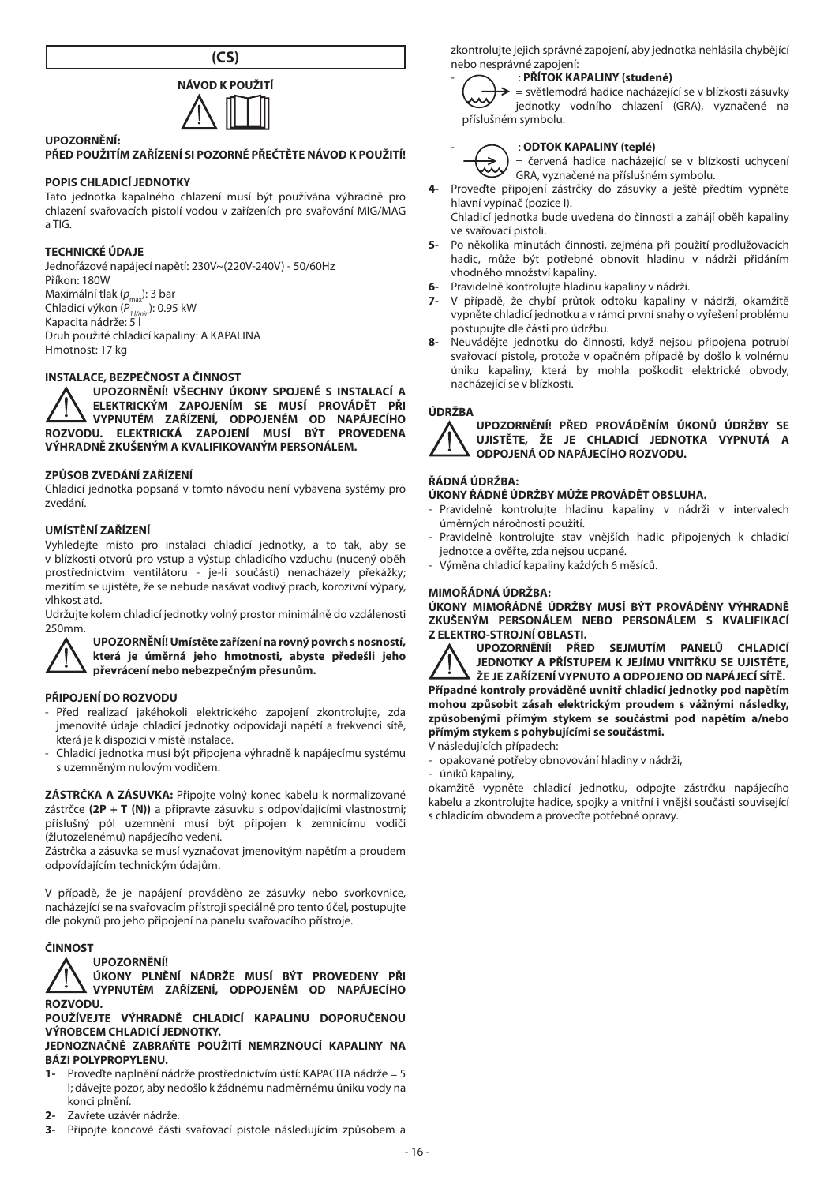## (CS)

### NÁVOD K POUŽITÍ

**UPOZORNĚNÍ:**
**PŘED POUŽITÍM ZAŘÍZENÍ SI POZORNĚ PŘEČTĚTE NÁVOD K POUŽITÍ!**

**POPIS CHLADICÍ JEDNOTKY**
Tato jednotka kapalného chlazení musí být používána výhradně pro chlazení svařovacích pistolí vodou v zařízeních pro svařování MIG/MAG a TIG.

**TECHNICKÉ ÚDAJE**
Jednofázové napájecí napětí: 230V~(220V-240V) - 50/60Hz
Příkon: 180W
Maximální tlak ($p_{max}$): 3 bar
Chladicí výkon ($P_{1 l/min}$): 0.95 kW
Kapacita nádrže: 5 l
Druh použité chladicí kapaliny: A KAPALINA
Hmotnost: 17 kg

**INSTALACE, BEZPEČNOST A ČINNOST**

**UPOZORNĚNÍ! VŠECHNY ÚKONY SPOJENÉ S INSTALACÍ A ELEKTRICKÝM ZAPOJENÍM SE MUSÍ PROVÁDĚT PŘI VYPNUTÉM ZAŘÍZENÍ, ODPOJENÉM OD NAPÁJECÍHO ROZVODU. ELEKTRICKÁ ZAPOJENÍ MUSÍ BÝT PROVEDENA VÝHRADNĚ ZKUŠENÝM A KVALIFIKOVANÝM PERSONÁLEM.**

**ZPŮSOB ZVEDÁNÍ ZAŘÍZENÍ**
Chladicí jednotka popsaná v tomto návodu není vybavena systémy pro zvedání.

**UMÍSTĚNÍ ZAŘÍZENÍ**
Vyhledejte místo pro instalaci chladicí jednotky, a to tak, aby se v blízkosti otvorů pro vstup a výstup chladicího vzduchu (nucený oběh prostřednictvím ventilátoru - je-li součástí) nenacházely překážky; mezitím se ujistěte, že se nebude nasávat vodivý prach, korozivní výpary, vlhkost atd.
Udržujte kolem chladicí jednotky volný prostor minimálně do vzdálenosti 250mm.

**UPOZORNĚNÍ! Umístěte zařízení na rovný povrch s nosností, která je úměrná jeho hmotnosti, abyste předešli jeho převrácení nebo nebezpečným přesunům.**

**PŘIPOJENÍ DO ROZVODU**
- Před realizací jakéhokoli elektrického zapojení zkontrolujte, zda jmenovité údaje chladicí jednotky odpovídají napětí a frekvenci sítě, která je k dispozici v místě instalace.
- Chladicí jednotka musí být připojena výhradně k napájecímu systému s uzemněným nulovým vodičem.

**ZÁSTRČKA A ZÁSUVKA:** Připojte volný konec kabelu k normalizované zástrčce **(2P + T (N))** a připravte zásuvku s odpovídajícími vlastnostmi; příslušný pól uzemnění musí být připojen k zemnicímu vodiči (žlutozelenému) napájecího vedení.
Zástrčka a zásuvka se musí vyznačovat jmenovitým napětím a proudem odpovídajícím technickým údajům.

V případě, že je napájení prováděno ze zásuvky nebo svorkovnice, nacházející se na svařovacím přístroji speciálně pro tento účel, postupujte dle pokynů pro jeho připojení na panelu svařovacího přístroje.

**ČINNOST**

**UPOZORNĚNÍ!**
**ÚKONY PLNĚNÍ NÁDRŽE MUSÍ BÝT PROVEDENY PŘI VYPNUTÉM ZAŘÍZENÍ, ODPOJENÉM OD NAPÁJECÍHO ROZVODU.**
**POUŽÍVEJTE VÝHRADNĚ CHLADICÍ KAPALINU DOPORUČENOU VÝROBCEM CHLADICÍ JEDNOTKY.**
**JEDNOZNAČNĚ ZABRAŇTE POUŽITÍ NEMRZNOUCÍ KAPALINY NA BÁZI POLYPROPYLENU.**

1- Proveďte naplnění nádrže prostřednictvím ústí: KAPACITA nádrže = 5 l; dávejte pozor, aby nedošlo k žádnému nadměrnému úniku vody na konci plnění.
2- Zavřete uzávěr nádrže.
3- Připojte koncové části svařovací pistole následujícím způsobem a zkontrolujte jejich správné zapojení, aby jednotka nehlásila chybějící nebo nesprávné zapojení:
   - : **PŘÍTOK KAPALINY (studené)** = světlemodrá hadice nacházející se v blízkosti zásuvky jednotky vodního chlazení (GRA), vyznačené na příslušném symbolu.
   - : **ODTOK KAPALINY (teplé)** = červená hadice nacházející se v blízkosti uchycení GRA, vyznačené na příslušném symbolu.
4- Proveďte připojení zástrčky do zásuvky a ještě předtím vypněte hlavní vypínač (pozice I).
   Chladicí jednotka bude uvedena do činnosti a zahájí oběh kapaliny ve svařovací pistoli.
5- Po několika minutách činnosti, zejména při použití prodlužovacích hadic, může být potřebné obnovit hladinu v nádrži přidáním vhodného množství kapaliny.
6- Pravidelně kontrolujte hladinu kapaliny v nádrži.
7- V případě, že chybí průtok odtoku kapaliny v nádrži, okamžitě vypněte chladicí jednotku a v rámci první snahy o vyřešení problému postupujte dle části pro údržbu.
8- Neuvádějte jednotku do činnosti, když nejsou připojena potrubí svařovací pistole, protože v opačném případě by došlo k volnému úniku kapaliny, která by mohla poškodit elektrické obvody, nacházející se v blízkosti.

**ÚDRŽBA**

**UPOZORNĚNÍ! PŘED PROVÁDĚNÍM ÚKONŮ ÚDRŽBY SE UJISTĚTE, ŽE JE CHLADICÍ JEDNOTKA VYPNUTÁ A ODPOJENÁ OD NAPÁJECÍHO ROZVODU.**

**ŘÁDNÁ ÚDRŽBA:**
**ÚKONY ŘÁDNÉ ÚDRŽBY MŮŽE PROVÁDĚT OBSLUHA.**
- Pravidelně kontrolujte hladinu kapaliny v nádrži v intervalech úměrných náročnosti použití.
- Pravidelně kontrolujte stav vnějších hadic připojených k chladicí jednotce a ověřte, zda nejsou ucpané.
- Výměna chladicí kapaliny každých 6 měsíců.

**MIMOŘÁDNÁ ÚDRŽBA:**
**ÚKONY MIMOŘÁDNÉ ÚDRŽBY MUSÍ BÝT PROVÁDĚNY VÝHRADNĚ ZKUŠENÝM PERSONÁLEM NEBO PERSONÁLEM S KVALIFIKACÍ Z ELEKTRO-STROJNÍ OBLASTI.**

**UPOZORNĚNÍ! PŘED SEJMUTÍM PANELŮ CHLADICÍ JEDNOTKY A PŘÍSTUPEM K JEJÍMU VNITŘKU SE UJISTĚTE, ŽE JE ZAŘÍZENÍ VYPNUTO A ODPOJENO OD NAPÁJECÍ SÍTĚ.**
**Případné kontroly prováděné uvnitř chladicí jednotky pod napětím mohou způsobit zásah elektrickým proudem s vážnými následky, způsobenými přímým stykem se součástmi pod napětím a/nebo přímým stykem s pohybujícími se součástmi.**
V následujících případech:
- opakované potřeby obnovování hladiny v nádrži,
- úniků kapaliny,

okamžitě vypněte chladicí jednotku, odpojte zástrčku napájecího kabelu a zkontrolujte hadice, spojky a vnitřní i vnější součásti související s chladicím obvodem a proveďte potřebné opravy.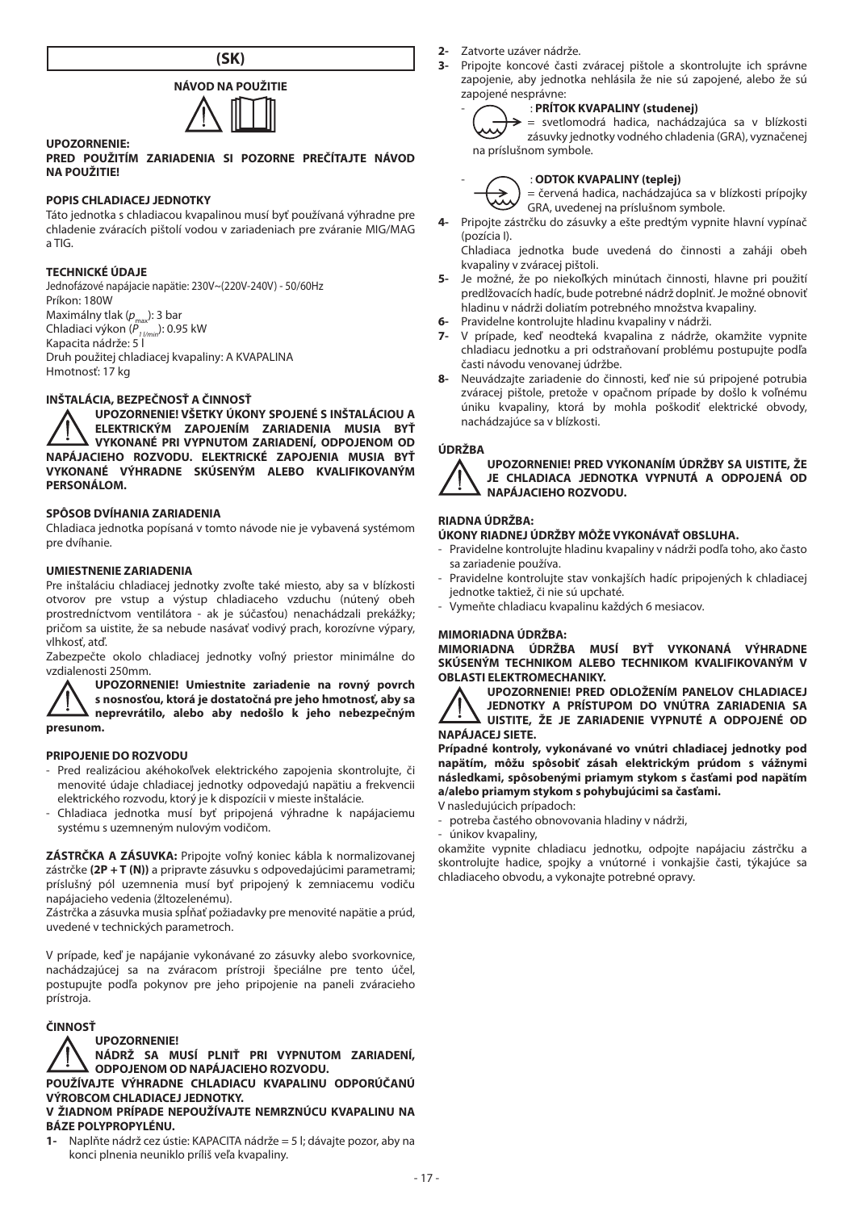# (SK)

## NÁVOD NA POUŽITIE

**UPOZORNENIE:**

**PRED POUŽITÍM ZARIADENIA SI POZORNE PREČÍTAJTE NÁVOD NA POUŽITIE!**

### POPIS CHLADIACEJ JEDNOTKY

Táto jednotka s chladiacou kvapalinou musí byť používaná výhradne pre chladenie zváracích pištolí vodou v zariadeniach pre zváranie MIG/MAG a TIG.

### TECHNICKÉ ÚDAJE

Jednofázové napájacie napätie: 230V~(220V-240V) - 50/60Hz
Príkon: 180W
Maximálny tlak ($p_{max}$): 3 bar
Chladiaci výkon ($P_{1 l/min}$): 0.95 kW
Kapacita nádrže: 5 l
Druh použitej chladiacej kvapaliny: A KVAPALINA
Hmotnosť: 17 kg

### INŠTALÁCIA, BEZPEČNOSŤ A ČINNOSŤ

**UPOZORNENIE! VŠETKY ÚKONY SPOJENÉ S INŠTALÁCIOU A ELEKTRICKÝM ZAPOJENÍM ZARIADENIA MUSIA BYŤ VYKONANÉ PRI VYPNUTOM ZARIADENÍ, ODPOJENOM OD NAPÁJACIEHO ROZVODU. ELEKTRICKÉ ZAPOJENIA MUSIA BYŤ VYKONANÉ VÝHRADNE SKÚSENÝM ALEBO KVALIFIKOVANÝM PERSONÁLOM.**

### SPÔSOB DVÍHANIA ZARIADENIA

Chladiaca jednotka popísaná v tomto návode nie je vybavená systémom pre dvíhanie.

### UMIESTNENIE ZARIADENIA

Pre inštaláciu chladiacej jednotky zvoľte také miesto, aby sa v blízkosti otvorov pre vstup a výstup chladiaceho vzduchu (nútený obeh prostredníctvom ventilátora - ak je súčasťou) nenachádzali prekážky; pričom sa uistite, že sa nebude nasávať vodivý prach, korozívne výpary, vlhkosť, atď.

Zabezpečte okolo chladiacej jednotky voľný priestor minimálne do vzdialenosti 250mm.

**UPOZORNENIE! Umiestnite zariadenie na rovný povrch s nosnosťou, ktorá je dostatočná pre jeho hmotnosť, aby sa neprevrátilo, alebo aby nedošlo k jeho nebezpečným presunom.**

### PRIPOJENIE DO ROZVODU

- Pred realizáciou akéhokoľvek elektrického zapojenia skontrolujte, či menovité údaje chladiacej jednotky odpovedajú napätiu a frekvencii elektrického rozvodu, ktorý je k dispozícii v mieste inštalácie.
- Chladiaca jednotka musí byť pripojená výhradne k napájaciemu systému s uzemneným nulovým vodičom.

**ZÁSTRČKA A ZÁSUVKA:** Pripojte voľný koniec kábla k normalizovanej zástrčke **(2P + T (N))** a pripravte zásuvku s odpovedajúcimi parametrami; príslušný pól uzemnenia musí byť pripojený k zemniacemu vodiču napájacieho vedenia (žltozelenému).

Zástrčka a zásuvka musia spĺňať požiadavky pre menovité napätie a prúd, uvedené v technických parametroch.

V prípade, keď je napájanie vykonávané zo zásuvky alebo svorkovnice, nachádzajúcej sa na zváracom prístroji špeciálne pre tento účel, postupujte podľa pokynov pre jeho pripojenie na paneli zváracieho prístroja.

### ČINNOSŤ

**UPOZORNENIE!**
**NÁDRŽ SA MUSÍ PLNIŤ PRI VYPNUTOM ZARIADENÍ, ODPOJENOM OD NAPÁJACIEHO ROZVODU.**

**POUŽÍVAJTE VÝHRADNE CHLADIACU KVAPALINU ODPORÚČANÚ VÝROBCOM CHLADIACEJ JEDNOTKY.**

**V ŽIADNOM PRÍPADE NEPOUŽÍVAJTE NEMRZNÚCU KVAPALINU NA BÁZE POLYPROPYLÉNU.**

1- Naplňte nádrž cez ústie: KAPACITA nádrže = 5 l; dávajte pozor, aby na konci plnenia neuniklo príliš veľa kvapaliny.
2- Zatvorte uzáver nádrže.
3- Pripojte koncové časti zváracej pištole a skontrolujte ich správne zapojenie, aby jednotka nehlásila že nie sú zapojené, alebo že sú zapojené nesprávne:
   - : **PRÍTOK KVAPALINY (studenej)** = svetlomodrá hadica, nachádzajúca sa v blízkosti zásuvky jednotky vodného chladenia (GRA), vyznačenej na príslušnom symbole.
   - : **ODTOK KVAPALINY (teplej)** = červená hadica, nachádzajúca sa v blízkosti prípojky GRA, uvedenej na príslušnom symbole.
4- Pripojte zástrčku do zásuvky a ešte predtým vypnite hlavní vypínač (pozícia I).
   Chladiaca jednotka bude uvedená do činnosti a zaháji obeh kvapaliny v zváracej pištoli.
5- Je možné, že po niekoľkých minútach činnosti, hlavne pri použití predlžovacích hadíc, bude potrebné nádrž doplniť. Je možné obnoviť hladinu v nádrži doliatím potrebného množstva kvapaliny.
6- Pravidelne kontrolujte hladinu kvapaliny v nádrži.
7- V prípade, keď neodteká kvapalina z nádrže, okamžite vypnite chladiacu jednotku a pri odstraňovaní problému postupujte podľa časti návodu venovanej údržbe.
8- Neuvádzajte zariadenie do činnosti, keď nie sú pripojené potrubia zváracej pištole, pretože v opačnom prípade by došlo k voľnému úniku kvapaliny, ktorá by mohla poškodiť elektrické obvody, nachádzajúce sa v blízkosti.

### ÚDRŽBA

**UPOZORNENIE! PRED VYKONANÍM ÚDRŽBY SA UISTITE, ŽE JE CHLADIACA JEDNOTKA VYPNUTÁ A ODPOJENÁ OD NAPÁJACIEHO ROZVODU.**

### RIADNA ÚDRŽBA:

**ÚKONY RIADNEJ ÚDRŽBY MÔŽE VYKONÁVAŤ OBSLUHA.**

- Pravidelne kontrolujte hladinu kvapaliny v nádrži podľa toho, ako často sa zariadenie používa.
- Pravidelne kontrolujte stav vonkajších hadíc pripojených k chladiacej jednotke taktiež, či nie sú upchaté.
- Vymeňte chladiacu kvapalinu každých 6 mesiacov.

### MIMORIADNA ÚDRŽBA:

**MIMORIADNA ÚDRŽBA MUSÍ BYŤ VYKONANÁ VÝHRADNE SKÚSENÝM TECHNIKOM ALEBO TECHNIKOM KVALIFIKOVANÝM V OBLASTI ELEKTROMECHANIKY.**

**UPOZORNENIE! PRED ODLOŽENÍM PANELOV CHLADIACEJ JEDNOTKY A PRÍSTUPOM DO VNÚTRA ZARIADENIA SA UISTITE, ŽE JE ZARIADENIE VYPNUTÉ A ODPOJENÉ OD NAPÁJACEJ SIETE.**

**Prípadné kontroly, vykonávané vo vnútri chladiacej jednotky pod napätím, môžu spôsobiť zásah elektrickým prúdom s vážnymi následkami, spôsobenými priamym stykom s časťami pod napätím a/alebo priamym stykom s pohybujúcimi sa časťami.**

V nasledujúcich prípadoch:

- potreba častého obnovovania hladiny v nádrži,
- únikov kvapaliny,

okamžite vypnite chladiacu jednotku, odpojte napájaciu zástrčku a skontrolujte hadice, spojky a vnútorné i vonkajšie časti, týkajúce sa chladiaceho obvodu, a vykonajte potrebné opravy.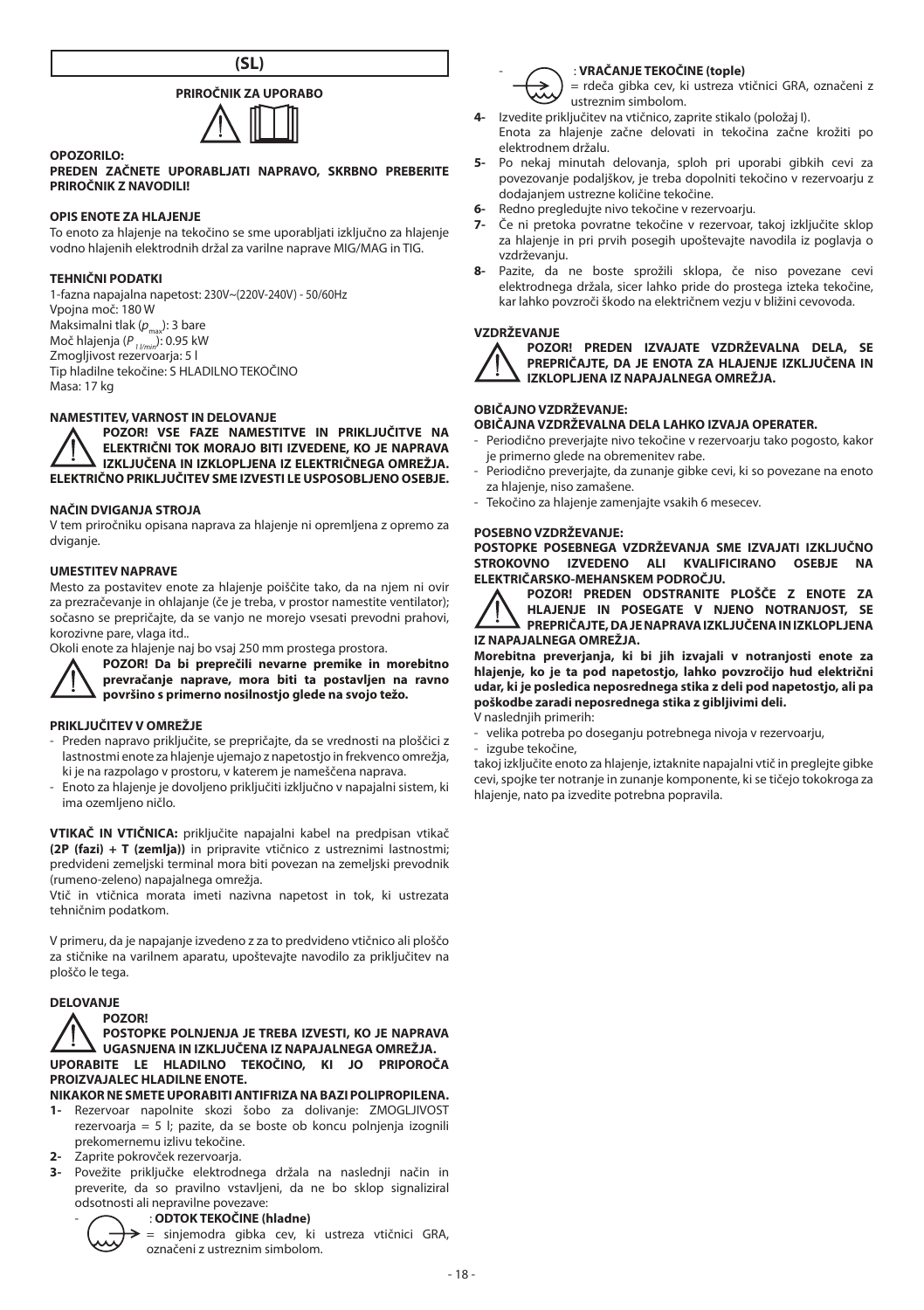# (SL)

## PRIROČNIK ZA UPORABO

**OPOZORILO:**

**PREDEN ZAČNETE UPORABLJATI NAPRAVO, SKRBNO PREBERITE PRIROČNIK Z NAVODILI!**

**OPIS ENOTE ZA HLAJENJE**

To enoto za hlajenje na tekočino se sme uporabljati izključno za hlajenje vodno hlajenih elektrodnih držal za varilne naprave MIG/MAG in TIG.

**TEHNIČNI PODATKI**

1-fazna napajalna napetost: 230V~(220V-240V) - 50/60Hz
Vpojna moč: 180 W
Maksimalni tlak ($p_{max}$): 3 bare
Moč hlajenja ($P_{1 l/min}$): 0.95 kW
Zmogljivost rezervoarja: 5 l
Tip hladilne tekočine: S HLADILNO TEKOČINO
Masa: 17 kg

**NAMESTITEV, VARNOST IN DELOVANJE**

**POZOR! VSE FAZE NAMESTITVE IN PRIKLJUČITVE NA ELEKTRIČNI TOK MORAJO BITI IZVEDENE, KO JE NAPRAVA IZKLJUČENA IN IZKLOPLJENA IZ ELEKTRIČNEGA OMREŽJA. ELEKTRIČNO PRIKLJUČITEV SME IZVESTI LE USPOSOBLJENO OSEBJE.**

**NAČIN DVIGANJA STROJA**

V tem priročniku opisana naprava za hlajenje ni opremljena z opremo za dviganje.

**UMESTITEV NAPRAVE**

Mesto za postavitev enote za hlajenje poiščite tako, da na njem ni ovir za prezračevanje in ohlajanje (če je treba, v prostor namestite ventilator); sočasno se prepričajte, da se vanjo ne morejo vsesati prevodni prahovi, korozivne pare, vlaga itd..

Okoli enote za hlajenje naj bo vsaj 250 mm prostega prostora.

**POZOR! Da bi preprečili nevarne premike in morebitno prevračanje naprave, mora biti ta postavljen na ravno površino s primerno nosilnostjo glede na svojo težo.**

**PRIKLJUČITEV V OMREŽJE**

- Preden napravo priključite, se prepričajte, da se vrednosti na ploščici z lastnostmi enote za hlajenje ujemajo z napetostjo in frekvenco omrežja, ki je na razpolago v prostoru, v katerem je nameščena naprava.
- Enoto za hlajenje je dovoljeno priključiti izključno v napajalni sistem, ki ima ozemljeno ničlo.

**VTIKAČ IN VTIČNICA:** priključite napajalni kabel na predpisan vtikač **(2P (fazi) + T (zemlja))** in pripravite vtičnico z ustreznimi lastnostmi; predvideni zemeljski terminal mora biti povezan na zemeljski prevodnik (rumeno-zeleno) napajalnega omrežja.

Vtič in vtičnica morata imeti nazivna napetost in tok, ki ustrezata tehničnim podatkom.

V primeru, da je napajanje izvedeno z za to predvideno vtičnico ali ploščo za stičnike na varilnem aparatu, upoštevajte navodilo za priključitev na ploščo le tega.

**DELOVANJE**

**POZOR!**

**POSTOPKE POLNJENJA JE TREBA IZVESTI, KO JE NAPRAVA UGASNJENA IN IZKLJUČENA IZ NAPAJALNEGA OMREŽJA.**

**UPORABITE LE HLADILNO TEKOČINO, KI JO PRIPOROČA PROIZVAJALEC HLADILNE ENOTE.**

**NIKAKOR NE SMETE UPORABITI ANTIFRIZA NA BAZI POLIPROPILENA.**

1- Rezervoar napolnite skozi šobo za dolivanje: ZMOGLJIVOST rezervoarja = 5 l; pazite, da se boste ob koncu polnjenja izognili prekomernemu izlivu tekočine.
2- Zaprite pokrovček rezervoarja.
3- Povežite priključke elektrodnega držala na naslednji način in preverite, da so pravilno vstavljeni, da ne bo sklop signaliziral odsotnosti ali nepravilne povezave:
   - : **ODTOK TEKOČINE (hladne)** = sinjemodra gibka cev, ki ustreza vtičnici GRA, označeni z ustreznim simbolom.
   - : **VRAČANJE TEKOČINE (tople)** = rdeča gibka cev, ki ustreza vtičnici GRA, označeni z ustreznim simbolom.
4- Izvedite priključitev na vtičnico, zaprite stikalo (položaj I). Enota za hlajenje začne delovati in tekočina začne krožiti po elektrodnem držalu.
5- Po nekaj minutah delovanja, sploh pri uporabi gibkih cevi za povezovanje podaljškov, je treba dopolniti tekočino v rezervoarju z dodajanjem ustrezne količine tekočine.
6- Redno pregledujte nivo tekočine v rezervoarju.
7- Če ni pretoka povratne tekočine v rezervoar, takoj izključite sklop za hlajenje in pri prvih posegih upoštevajte navodila iz poglavja o vzdrževanju.
8- Pazite, da ne boste sprožili sklopa, če niso povezane cevi elektrodnega držala, sicer lahko pride do prostega izteka tekočine, kar lahko povzroči škodo na električnem vezju v bližini cevovoda.

**VZDRŽEVANJE**

**POZOR! PREDEN IZVAJATE VZDRŽEVALNA DELA, SE PREPRIČAJTE, DA JE ENOTA ZA HLAJENJE IZKLJUČENA IN IZKLOPLJENA IZ NAPAJALNEGA OMREŽJA.**

**OBIČAJNO VZDRŽEVANJE:**

**OBIČAJNA VZDRŽEVALNA DELA LAHKO IZVAJA OPERATER.**

- Periodično preverjajte nivo tekočine v rezervoarju tako pogosto, kakor je primerno glede na obremenitev rabe.
- Periodično preverjajte, da zunanje gibke cevi, ki so povezane na enoto za hlajenje, niso zamašene.
- Tekočino za hlajenje zamenjajte vsakih 6 mesecev.

**POSEBNO VZDRŽEVANJE:**

**POSTOPKE POSEBNEGA VZDRŽEVANJA SME IZVAJATI IZKLJUČNO STROKOVNO IZVEDENO ALI KVALIFICIRANO OSEBJE NA ELEKTRIČARSKO-MEHANSKEM PODROČJU.**

**POZOR! PREDEN ODSTRANITE PLOŠČE Z ENOTE ZA HLAJENJE IN POSEGATE V NJENO NOTRANJOST, SE PREPRIČAJTE, DA JE NAPRAVA IZKLJUČENA IN IZKLOPLJENA IZ NAPAJALNEGA OMREŽJA.**

**Morebitna preverjanja, ki bi jih izvajali v notranjosti enote za hlajenje, ko je ta pod napetostjo, lahko povzročijo hud električni udar, ki je posledica neposrednega stika z deli pod napetostjo, ali pa poškodbe zaradi neposrednega stika z gibljivimi deli.**

V naslednjih primerih:

- velika potreba po doseganju potrebnega nivoja v rezervoarju,
- izgube tekočine,

takoj izključite enoto za hlajenje, iztaknite napajalni vtič in preglejte gibke cevi, spojke ter notranje in zunanje komponente, ki se tičejo tokokroga za hlajenje, nato pa izvedite potrebna popravila.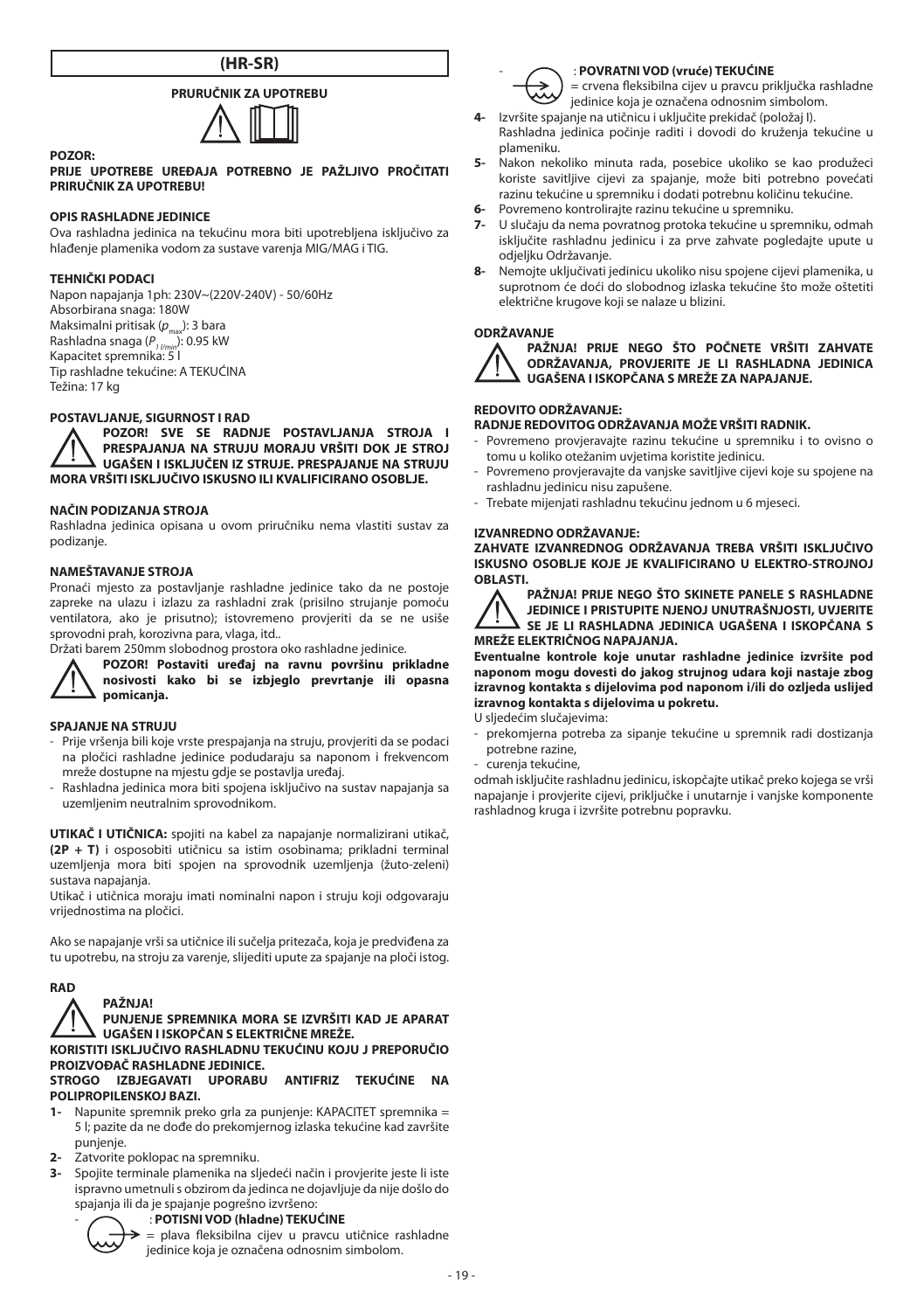# (HR-SR)

## PRURUČNIK ZA UPOTREBU

**POZOR:**

**PRIJE UPOTREBE UREĐAJA POTREBNO JE PAŽLJIVO PROČITATI PRIRUČNIK ZA UPOTREBU!**

### OPIS RASHLADNE JEDINICE

Ova rashladna jedinica na tekućinu mora biti upotrebljena isključivo za hlađenje plamenika vodom za sustave varenja MIG/MAG i TIG.

### TEHNIČKI PODACI

Napon napajanja 1ph: 230V~(220V-240V) - 50/60Hz
Absorbirana snaga: 180W
Maksimalni pritisak ($p_{max}$): 3 bara
Rashladna snaga ($P_{1\,l/min}$): 0.95 kW
Kapacitet spremnika: 5 l
Tip rashladne tekućine: A TEKUĆINA
Težina: 17 kg

### POSTAVLJANJE, SIGURNOST I RAD

**POZOR! SVE SE RADNJE POSTAVLJANJA STROJA I PRESPAJANJA NA STRUJU MORAJU VRŠITI DOK JE STROJ UGAŠEN I ISKLJUČEN IZ STRUJE. PRESPAJANJE NA STRUJU MORA VRŠITI ISKLJUČIVO ISKUSNO ILI KVALIFICIRANO OSOBLJE.**

### NAČIN PODIZANJA STROJA

Rashladna jedinica opisana u ovom priručniku nema vlastiti sustav za podizanje.

### NAMEŠTAVANJE STROJA

Pronaći mjesto za postavljanje rashladne jedinice tako da ne postoje zapreke na ulazu i izlazu za rashladni zrak (prisilno strujanje pomoću ventilatora, ako je prisutno); istovremeno provjeriti da se ne usiše sprovodni prah, korozivna para, vlaga, itd..
Držati barem 250mm slobodnog prostora oko rashladne jedinice.

**POZOR! Postaviti uređaj na ravnu površinu prikladne nosivosti kako bi se izbjeglo prevrtanje ili opasna pomicanja.**

### SPAJANJE NA STRUJU

- Prije vršenja bili koje vrste prespajanja na struju, provjeriti da se podaci na pločici rashladne jedinice podudaraju sa naponom i frekvencom mreže dostupne na mjestu gdje se postavlja uređaj.
- Rashladna jedinica mora biti spojena isključivo na sustav napajanja sa uzemljenim neutralnim sprovodnikom.

**UTIKAČ I UTIČNICA:** spojiti na kabel za napajanje normalizirani utikač, **(2P + T)** i osposobiti utičnicu sa istim osobinama; prikladni terminal uzemljenja mora biti spojen na sprovodnik uzemljenja (žuto-zeleni) sustava napajanja.
Utikač i utičnica moraju imati nominalni napon i struju koji odgovaraju vrijednostima na pločici.

Ako se napajanje vrši sa utičnice ili sučelja pritezača, koja je predviđena za tu upotrebu, na stroju za varenje, slijediti upute za spajanje na ploči istog.

### RAD

**PAŽNJA!**
**PUNJENJE SPREMNIKA MORA SE IZVRŠITI KAD JE APARAT UGAŠEN I ISKOPČAN S ELEKTRIČNE MREŽE.**
**KORISTITI ISKLJUČIVO RASHLADNU TEKUĆINU KOJU J PREPORUČIO PROIZVOĐAČ RASHLADNE JEDINICE.**
**STROGO IZBJEGAVATI UPORABU ANTIFRIZ TEKUĆINE NA POLIPROPILENSKOJ BAZI.**

1- Napunite spremnik preko grla za punjenje: KAPACITET spremnika = 5 l; pazite da ne dođe do prekomjernog izlaska tekućine kad završite punjenje.
2- Zatvorite poklopac na spremniku.
3- Spojite terminale plamenika na sljedeći način i provjerite jeste li iste ispravno umetnuli s obzirom da jedinca ne dojavljuje da nije došlo do spajanja ili da je spajanje pogrešno izvršeno:
   - : **POTISNI VOD (hladne) TEKUĆINE** = plava fleksibilna cijev u pravcu utičnice rashladne jedinice koja je označena odnosnim simbolom.
   - : **POVRATNI VOD (vruće) TEKUĆINE** = crvena fleksibilna cijev u pravcu priključka rashladne jedinice koja je označena odnosnim simbolom.
4- Izvršite spajanje na utičnicu i uključite prekidač (položaj I). Rashladna jedinica počinje raditi i dovodi do kruženja tekućine u plameniku.
5- Nakon nekoliko minuta rada, posebice ukoliko se kao produžeci koriste savitljive cijevi za spajanje, može biti potrebno povećati razinu tekućine u spremniku i dodati potrebnu količinu tekućine.
6- Povremeno kontrolirajte razinu tekućine u spremniku.
7- U slučaju da nema povratnog protoka tekućine u spremniku, odmah isključite rashladnu jedinicu i za prve zahvate pogledajte upute u odjeljku Održavanje.
8- Nemojte uključivati jedinicu ukoliko nisu spojene cijevi plamenika, u suprotnom će doći do slobodnog izlaska tekućine što može oštetiti električne krugove koji se nalaze u blizini.

### ODRŽAVANJE

**PAŽNJA! PRIJE NEGO ŠTO POČNETE VRŠITI ZAHVATE ODRŽAVANJA, PROVJERITE JE LI RASHLADNA JEDINICA UGAŠENA I ISKOPČANA S MREŽE ZA NAPAJANJE.**

### REDOVITO ODRŽAVANJE:

**RADNJE REDOVITOG ODRŽAVANJA MOŽE VRŠITI RADNIK.**

- Povremeno provjeravajte razinu tekućine u spremniku i to ovisno o tomu u koliko otežanim uvjetima koristite jedinicu.
- Povremeno provjeravajte da vanjske savitljive cijevi koje su spojene na rashladnu jedinicu nisu zapušene.
- Trebate mijenjati rashladnu tekućinu jednom u 6 mjeseci.

### IZVANREDNO ODRŽAVANJE:

**ZAHVATE IZVANREDNOG ODRŽAVANJA TREBA VRŠITI ISKLJUČIVO ISKUSNO OSOBLJE KOJE JE KVALIFICIRANO U ELEKTRO-STROJNOJ OBLASTI.**

**PAŽNJA! PRIJE NEGO ŠTO SKINETE PANELE S RASHLADNE JEDINICE I PRISTUPITE NJENOJ UNUTRAŠNJOSTI, UVJERITE SE JE LI RASHLADNA JEDINICA UGAŠENA I ISKOPČANA S MREŽE ELEKTRIČNOG NAPAJANJA.**

**Eventualne kontrole koje unutar rashladne jedinice izvršite pod naponom mogu dovesti do jakog strujnog udara koji nastaje zbog izravnog kontakta s dijelovima pod naponom i/ili do ozljeda uslijed izravnog kontakta s dijelovima u pokretu.**

U sljedećim slučajevima:

- prekomjerna potreba za sipanje tekućine u spremnik radi dostizanja potrebne razine,
- curenja tekućine,

odmah isključite rashladnu jedinicu, iskopčajte utikač preko kojega se vrši napajanje i provjerite cijevi, priključke i unutarnje i vanjske komponente rashladnog kruga i izvršite potrebnu popravku.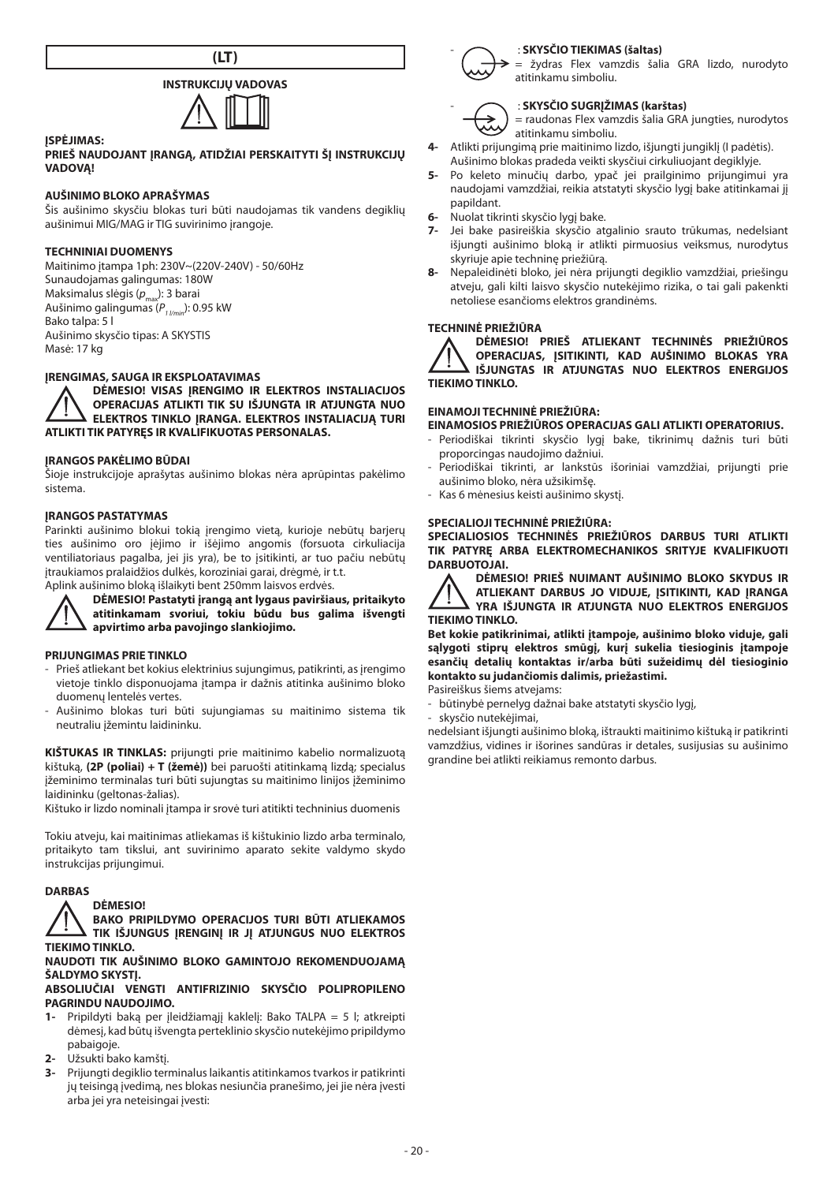# (LT)

## INSTRUKCIJŲ VADOVAS

**ĮSPĖJIMAS:**

**PRIEŠ NAUDOJANT ĮRANGĄ, ATIDŽIAI PERSKAITYTI ŠĮ INSTRUKCIJŲ VADOVĄ!**

### AUŠINIMO BLOKO APRAŠYMAS

Šis aušinimo skysčiu blokas turi būti naudojamas tik vandens degiklių aušinimui MIG/MAG ir TIG suvirinimo įrangoje.

### TECHNINIAI DUOMENYS

Maitinimo įtampa 1ph: 230V~(220V-240V) - 50/60Hz
Sunaudojamas galingumas: 180W
Maksimalus slėgis ($p_{max}$): 3 barai
Aušinimo galingumas ($P_{1\,l/min}$): 0.95 kW
Bako talpa: 5 l
Aušinimo skysčio tipas: A SKYSTIS
Masė: 17 kg

### ĮRENGIMAS, SAUGA IR EKSPLOATAVIMAS

**DĖMESIO! VISAS ĮRENGIMO IR ELEKTROS INSTALIACIJOS OPERACIJAS ATLIKTI TIK SU IŠJUNGTA IR ATJUNGTA NUO ELEKTROS TINKLO ĮRANGA. ELEKTROS INSTALIACIJĄ TURI ATLIKTI TIK PATYRĘS IR KVALIFIKUOTAS PERSONALAS.**

### ĮRANGOS PAKĖLIMO BŪDAI

Šioje instrukcijoje aprašytas aušinimo blokas nėra aprūpintas pakėlimo sistema.

### ĮRANGOS PASTATYMAS

Parinkti aušinimo blokui tokią įrengimo vietą, kurioje nebūtų barjerų ties aušinimo oro įėjimo ir išėjimo angomis (forsuota cirkuliacija ventiliatoriaus pagalba, jei jis yra), be to įsitikinti, ar tuo pačiu nebūtų įtraukiamos pralaidžios dulkės, koroziniai garai, drėgmė, ir t.t.
Aplink aušinimo bloką išlaikyti bent 250mm laisvos erdvės.

**DĖMESIO! Pastatyti įrangą ant lygaus paviršiaus, pritaikyto atitinkamam svoriui, tokiu būdu bus galima išvengti apvirtimo arba pavojingo slankiojimo.**

### PRIJUNGIMAS PRIE TINKLO

- Prieš atliekant bet kokius elektrinius sujungimus, patikrinti, as įrengimo vietoje tinklo disponuojama įtampa ir dažnis atitinka aušinimo bloko duomenų lentelės vertes.
- Aušinimo blokas turi būti sujungiamas su maitinimo sistema tik neutraliu įžemintu laidininku.

**KIŠTUKAS IR TINKLAS:** prijungti prie maitinimo kabelio normalizuotą kištuką, **(2P (poliai) + T (žemė))** bei paruošti atitinkamą lizdą; specialus įžeminimo terminalas turi būti sujungtas su maitinimo linijos įžeminimo laidininku (geltonas-žalias).
Kištuko ir lizdo nominali įtampa ir srovė turi atitikti techninius duomenis

Tokiu atveju, kai maitinimas atliekamas iš kištukinio lizdo arba terminalo, pritaikyto tam tikslui, ant suvirinimo aparato sekite valdymo skydo instrukcijas prijungimui.

### DARBAS

**DĖMESIO!**
**BAKO PRIPILDYMO OPERACIJOS TURI BŪTI ATLIEKAMOS TIK IŠJUNGUS ĮRENGINĮ IR JĮ ATJUNGUS NUO ELEKTROS TIEKIMO TINKLO.**

**NAUDOTI TIK AUŠINIMO BLOKO GAMINTOJO REKOMENDUOJAMĄ ŠALDYMO SKYSTĮ.**

**ABSOLIUČIAI VENGTI ANTIFRIZINIO SKYSČIO POLIPROPILENO PAGRINDU NAUDOJIMO.**

1- Pripildyti baką per įleidžiamąjį kaklelį: Bako TALPA = 5 l; atkreipti dėmesį, kad būtų išvengta perteklinio skysčio nutekėjimo pripildymo pabaigoje.
2- Užsukti bako kamštį.
3- Prijungti degiklio terminalus laikantis atitinkamos tvarkos ir patikrinti jų teisingą įvedimą, nes blokas nesiunčia pranešimo, jei jie nėra įvesti arba jei yra neteisingai įvesti:
   - : **SKYSČIO TIEKIMAS (šaltas)** = žydras Flex vamzdis šalia GRA lizdo, nurodyto atitinkamu simboliu.
   - : **SKYSČIO SUGRĮŽIMAS (karštas)** = raudonas Flex vamzdis šalia GRA jungties, nurodytos atitinkamu simboliu.
4- Atlikti prijungimą prie maitinimo lizdo, išjungti jungiklį (I padėtis). Aušinimo blokas pradeda veikti skysčiui cirkuliuojant degiklyje.
5- Po keleto minučių darbo, ypač jei prailginimo prijungimui yra naudojami vamzdžiai, reikia atstatyti skysčio lygį bake atitinkamai jį papildant.
6- Nuolat tikrinti skysčio lygį bake.
7- Jei bake pasireiškia skysčio atgalinio srauto trūkumas, nedelsiant išjungti aušinimo bloką ir atlikti pirmuosius veiksmus, nurodytus skyriuje apie techninę priežiūrą.
8- Nepaleidinėti bloko, jei nėra prijungti degiklio vamzdžiai, priešingu atveju, gali kilti laisvo skysčio nutekėjimo rizika, o tai gali pakenkti netoliese esančioms elektros grandinėms.

### TECHNINĖ PRIEŽIŪRA

**DĖMESIO! PRIEŠ ATLIEKANT TECHNINĖS PRIEŽIŪROS OPERACIJAS, ĮSITIKINTI, KAD AUŠINIMO BLOKAS YRA IŠJUNGTAS IR ATJUNGTAS NUO ELEKTROS ENERGIJOS TIEKIMO TINKLO.**

### EINAMOJI TECHNINĖ PRIEŽIŪRA:

**EINAMOSIOS PRIEŽIŪROS OPERACIJAS GALI ATLIKTI OPERATORIUS.**

- Periodiškai tikrinti skysčio lygį bake, tikrinimų dažnis turi būti proporcingas naudojimo dažniui.
- Periodiškai tikrinti, ar lankstūs išoriniai vamzdžiai, prijungti prie aušinimo bloko, nėra užsikimšę.
- Kas 6 mėnesius keisti aušinimo skystį.

### SPECIALIOJI TECHNINĖ PRIEŽIŪRA:

**SPECIALIOSIOS TECHNINĖS PRIEŽIŪROS DARBUS TURI ATLIKTI TIK PATYRĘ ARBA ELEKTROMECHANIKOS SRITYJE KVALIFIKUOTI DARBUOTOJAI.**

**DĖMESIO! PRIEŠ NUIMANT AUŠINIMO BLOKO SKYDUS IR ATLIEKANT DARBUS JO VIDUJE, ĮSITIKINTI, KAD ĮRANGA YRA IŠJUNGTA IR ATJUNGTA NUO ELEKTROS ENERGIJOS TIEKIMO TINKLO.**

**Bet kokie patikrinimai, atlikti įtampoje, aušinimo bloko viduje, gali sąlygoti stiprų elektros smūgį, kurį sukelia tiesioginis įtampoje esančių detalių kontaktas ir/arba būti sužeidimų dėl tiesioginio kontakto su judančiomis dalimis, priežastimi.**

Pasireiškus šiems atvejams:
- būtinybė pernelyg dažnai bake atstatyti skysčio lygį,
- skysčio nutekėjimai,

nedelsiant išjungti aušinimo bloką, ištraukti maitinimo kištuką ir patikrinti vamzdžius, vidines ir išorines sandūras ir detales, susijusias su aušinimo grandine bei atlikti reikiamus remonto darbus.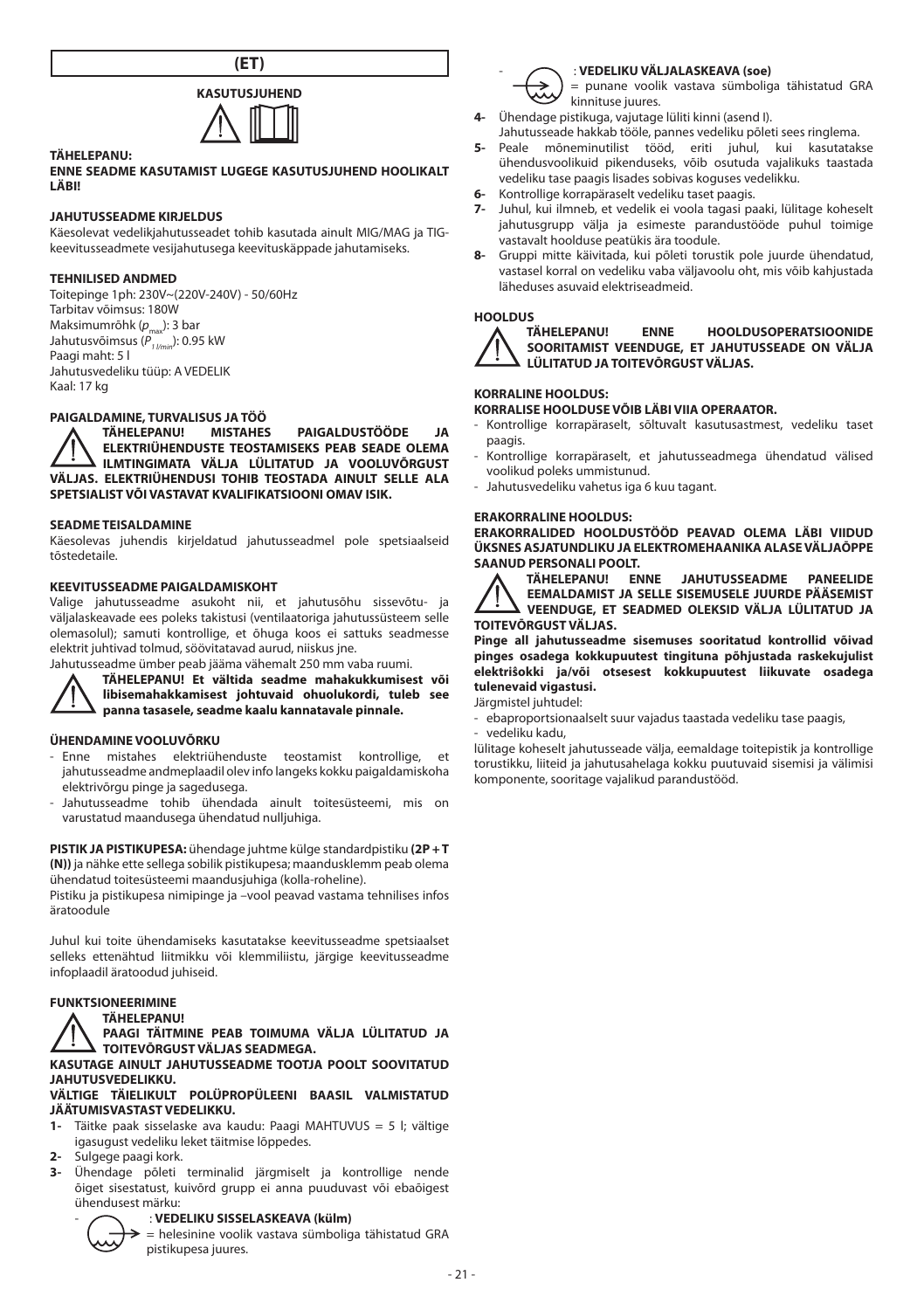# (ET)

## KASUTUSJUHEND

**TÄHELEPANU:**

**ENNE SEADME KASUTAMIST LUGEGE KASUTUSJUHEND HOOLIKALT LÄBI!**

### JAHUTUSSEADME KIRJELDUS

Käesolevat vedelikjahutusseadet tohib kasutada ainult MIG/MAG ja TIG-keevitusseadmete vesijahutusega keevituskäppade jahutamiseks.

### TEHNILISED ANDMED

Toitepinge 1ph: 230V~(220V-240V) - 50/60Hz
Tarbitav võimsus: 180W
Maksimumrõhk ($p_{max}$): 3 bar
Jahutusvõimsus ($P_{1\,l/min}$): 0.95 kW
Paagi maht: 5 l
Jahutusvedeliku tüüp: A VEDELIK
Kaal: 17 kg

### PAIGALDAMINE, TURVALISUS JA TÖÖ

**TÄHELEPANU! MISTAHES PAIGALDUSTÖÖDE JA ELEKTRIÜHENDUSTE TEOSTAMISEKS PEAB SEADE OLEMA ILMTINGIMATA VÄLJA LÜLITATUD JA VOOLUVÕRGUST VÄLJAS. ELEKTRIÜHENDUSI TOHIB TEOSTADA AINULT SELLE ALA SPETSIALIST VÕI VASTAVAT KVALIFIKATSIOONI OMAV ISIK.**

### SEADME TEISALDAMINE

Käesolevas juhendis kirjeldatud jahutusseadmel pole spetsiaalseid tõstedetaile.

### KEEVITUSSEADME PAIGALDAMISKOHT

Valige jahutusseadme asukoht nii, et jahutusõhu sissevõtu- ja väljalaskeavade ees poleks takistusi (ventilaatoriga jahutussüsteem selle olemasolul); samuti kontrollige, et õhuga koos ei satuks seadmesse elektrit juhtivad tolmud, söövitatavad aurud, niiskus jne.
Jahutusseadme ümber peab jääma vähemalt 250 mm vaba ruumi.

**TÄHELEPANU! Et vältida seadme mahakukkumisest või libisemahakkamisest johtuvaid ohuolukordi, tuleb see panna tasasele, seadme kaalu kannatavale pinnale.**

### ÜHENDAMINE VOOLUVÕRKU

- Enne mistahes elektriühenduste teostamist kontrollige, et jahutusseadme andmeplaadil olev info langeks kokku paigaldamiskoha elektrivõrgu pinge ja sagedusega.
- Jahutusseadme tohib ühendada ainult toitesüsteemi, mis on varustatud maandusega ühendatud nulljuhiga.

**PISTIK JA PISTIKUPESA:** ühendage juhtme külge standardpistiku **(2P + T (N))** ja nähke ette sellega sobilik pistikupesa; maandusklemm peab olema ühendatud toitesüsteemi maandusjuhiga (kolla-roheline).
Pistiku ja pistikupesa nimipinge ja –vool peavad vastama tehnilises infos äratoodule

Juhul kui toite ühendamiseks kasutatakse keevitusseadme spetsiaalset selleks ettenähtud liitmikku või klemmiliistu, järgige keevitusseadme infoplaadil äratoodud juhiseid.

### FUNKTSIONEERIMINE

**TÄHELEPANU!**
**PAAGI TÄITMINE PEAB TOIMUMA VÄLJA LÜLITATUD JA TOITEVÕRGUST VÄLJAS SEADMEGA.**

**KASUTAGE AINULT JAHUTUSSEADME TOOTJA POOLT SOOVITATUD JAHUTUSVEDELIKKU.**

**VÄLTIGE TÄIELIKULT POLÜPROPÜLEENI BAASIL VALMISTATUD JÄÄTUMISVASTAST VEDELIKKU.**

1- Täitke paak sisselaske ava kaudu: Paagi MAHTUVUS = 5 l; vältige igasugust vedeliku leket täitmise lõppedes.
2- Sulgege paagi kork.
3- Ühendage põleti terminalid järgmiselt ja kontrollige nende õiget sisestatust, kuivõrd grupp ei anna puuduvast või ebaõigest ühendusest märku:
   - : **VEDELIKU SISSELASKEAVA (külm)** = helesinine voolik vastava sümboliga tähistatud GRA pistikupesa juures.
   - : **VEDELIKU VÄLJALASKEAVA (soe)** = punane voolik vastava sümboliga tähistatud GRA kinnituse juures.
4- Ühendage pistikuga, vajutage lüliti kinni (asend I).
   Jahutusseade hakkab tööle, pannes vedeliku põleti sees ringlema.
5- Peale mõneminutilist tööd, eriti juhul, kui kasutatakse ühendusvoolikuid pikenduseks, võib osutuda vajalikuks taastada vedeliku tase paagis lisades sobivas koguses vedelikku.
6- Kontrollige korrapäraselt vedeliku taset paagis.
7- Juhul, kui ilmneb, et vedelik ei voola tagasi paaki, lülitage koheselt jahutusgrupp välja ja esimeste parandustööde puhul toimige vastavalt hoolduse peatükis ära toodule.
8- Gruppi mitte käivitada, kui põleti torustik pole juurde ühendatud, vastasel korral on vedeliku vaba väljavoolu oht, mis võib kahjustada läheduses asuvaid elektriseadmeid.

### HOOLDUS

**TÄHELEPANU! ENNE HOOLDUSOPERATSIOONIDE SOORITAMIST VEENDUGE, ET JAHUTUSSEADE ON VÄLJA LÜLITATUD JA TOITEVÕRGUST VÄLJAS.**

### KORRALINE HOOLDUS:

**KORRALISE HOOLDUSE VÕIB LÄBI VIIA OPERAATOR.**

- Kontrollige korrapäraselt, sõltuvalt kasutusastmest, vedeliku taset paagis.
- Kontrollige korrapäraselt, et jahutusseadmega ühendatud välised voolikud poleks ummistunud.
- Jahutusvedeliku vahetus iga 6 kuu tagant.

### ERAKORRALINE HOOLDUS:

**ERAKORRALIDED HOOLDUSTÖÖD PEAVAD OLEMA LÄBI VIIDUD ÜKSNES ASJATUNDLIKU JA ELEKTROMEHAANIKA ALASE VÄLJAÕPPE SAANUD PERSONALI POOLT.**

**TÄHELEPANU! ENNE JAHUTUSSEADME PANEELIDE EEMALDAMIST JA SELLE SISEMUSELE JUURDE PÄÄSEMIST VEENDUGE, ET SEADMED OLEKSID VÄLJA LÜLITATUD JA TOITEVÕRGUST VÄLJAS.**

**Pinge all jahutusseadme sisemuses sooritatud kontrollid võivad pinges osadega kokkupuutest tingituna põhjustada raskekujulist elektrišokki ja/või otsesest kokkupuutest liikuvate osadega tulenevaid vigastusi.**

Järgmistel juhtudel:

- ebaproportsionaalselt suur vajadus taastada vedeliku tase paagis,
- vedeliku kadu,

lülitage koheselt jahutusseade välja, eemaldage toitepistik ja kontrollige torustikku, liiteid ja jahutusahelaga kokku puutuvaid sisemisi ja välimisi komponente, sooritage vajalikud parandustööd.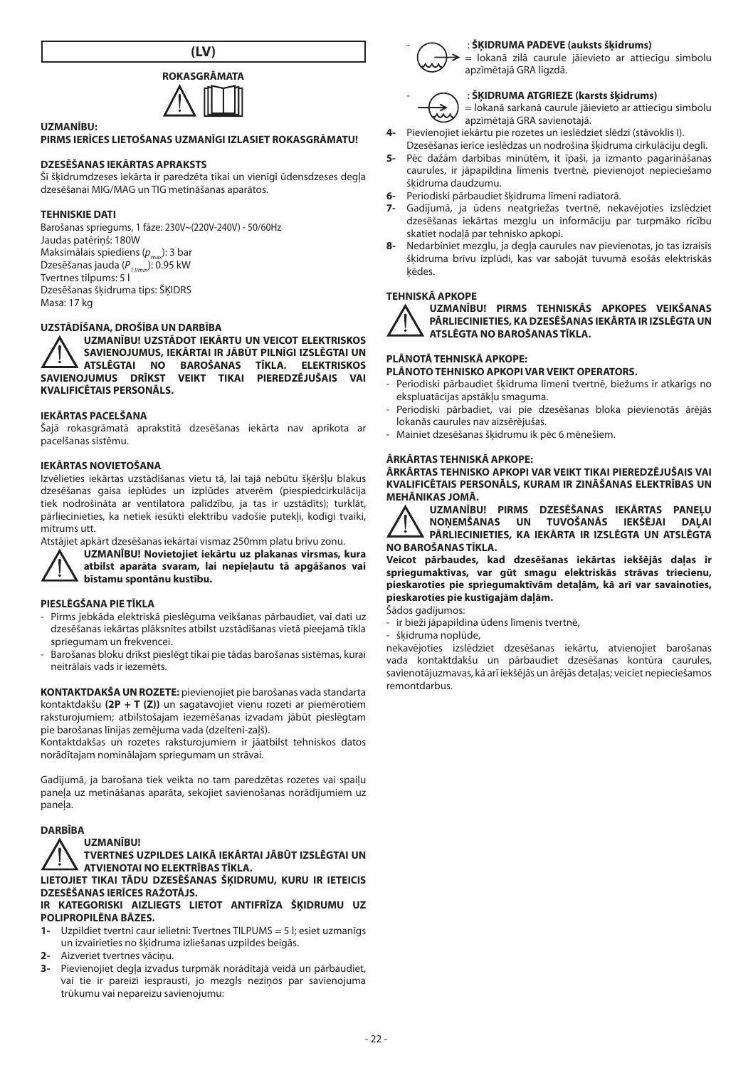# (LV)

## ROKASGRĀMATA

**UZMANĪBU:**

**PIRMS IERĪCES LIETOŠANAS UZMANĪGI IZLASIET ROKASGRĀMATU!**

### DZESĒŠANAS IEKĀRTAS APRAKSTS

Šī šķidrumdzeses iekārta ir paredzēta tikai un vienīgi ūdensdzeses degļa dzesēšanai MIG/MAG un TIG metināšanas aparātos.

### TEHNISKIE DATI

Barošanas spriegums, 1 fāze: 230V~(220V-240V) - 50/60Hz
Jaudas patēriņš: 180W
Maksimālais spiediens ($p_{max}$): 3 bar
Dzesēšanas jauda ($P_{1\,l/min}$): 0.95 kW
Tvertnes tilpums: 5 l
Dzesēšanas šķidruma tips: ŠĶIDRS
Masa: 17 kg

### UZSTĀDĪŠANA, DROŠĪBA UN DARBĪBA

**UZMANĪBU! UZSTĀDOT IEKĀRTU UN VEICOT ELEKTRISKOS SAVIENOJUMUS, IEKĀRTAI IR JĀBŪT PILNĪGI IZSLĒGTAI UN ATSLĒGTAI NO BAROŠANAS TĪKLA. ELEKTRISKOS SAVIENOJUMUS DRĪKST VEIKT TIKAI PIEREDZĒJUŠAIS VAI KVALIFICĒTAIS PERSONĀLS.**

### IEKĀRTAS PACELŠANA

Šajā rokasgrāmatā aprakstītā dzesēšanas iekārta nav aprīkota ar pacelšanas sistēmu.

### IEKĀRTAS NOVIETOŠANA

Izvēlieties iekārtas uzstādīšanas vietu tā, lai tajā nebūtu šķēršļu blakus dzesēšanas gaisa ieplūdes un izplūdes atverēm (piespiedcirkulācija tiek nodrošināta ar ventilatora palīdzību, ja tas ir uzstādīts); turklāt, pārliecinieties, ka netiek iesūkti elektrību vadošie putekļi, kodīgi tvaiki, mitrums utt.

Atstājiet apkārt dzesēšanas iekārtai vismaz 250mm platu brīvu zonu.

**UZMANĪBU! Novietojiet iekārtu uz plakanas virsmas, kura atbilst aparāta svaram, lai nepieļautu tā apgāšanos vai bīstamu spontānu kustību.**

### PIESLĒGŠANA PIE TĪKLA

- Pirms jebkāda elektriskā pieslēguma veikšanas pārbaudiet, vai dati uz dzesēšanas iekārtas plāksnītes atbilst uzstādīšanas vietā pieejamā tīkla spriegumam un frekvencei.
- Barošanas bloku drīkst pieslēgt tikai pie tādas barošanas sistēmas, kurai neitrālais vads ir iezemēts.

**KONTAKTDAKŠA UN ROZETE:** pievienojiet pie barošanas vada standarta kontaktdakšu **(2P + T (Z))** un sagatavojiet vienu rozeti ar piemērotiem raksturojumiem; atbilstošajam iezemēšanas izvadam jābūt pieslēgtam pie barošanas līnijas zemējuma vada (dzelteni-zaļš).

Kontaktdakšas un rozetes raksturojumiem ir jāatbilst tehniskos datos norādītajam nominālajam spriegumam un strāvai.

Gadījumā, ja barošana tiek veikta no tam paredzētas rozetes vai spaiļu paneļa uz metināšanas aparāta, sekojiet savienošanas norādījumiem uz paneļa.

### DARBĪBA

**UZMANĪBU!**

**TVERTNES UZPILDES LAIKĀ IEKĀRTAI JĀBŪT IZSLĒGTAI UN ATVIENOTAI NO ELEKTRĪBAS TĪKLA.**

**LIETOJIET TIKAI TĀDU DZESĒŠANAS ŠĶIDRUMU, KURU IR IETEICIS DZESĒŠANAS IERĪCES RAŽOTĀJS.**

**IR KATEGORISKI AIZLIEGTS LIETOT ANTIFRĪZA ŠĶIDRUMU UZ POLIPROPILĒNA BĀZES.**

1- Uzpildiet tvertni caur ielietni: Tvertnes TILPUMS = 5 l; esiet uzmanīgs un izvairieties no šķidruma izliešanas uzpildes beigās.
2- Aizveriet tvertnes vāciņu.
3- Pievienojiet degļa izvadus turpmāk norādītajā veidā un pārbaudiet, vai tie ir pareizi iesprausti, jo mezgls neziņos par savienojuma trūkumu vai nepareizu savienojumu:
   - : **ŠĶIDRUMA PADEVE (auksts šķidrums)** = lokanā zilā caurule jāievieto ar attiecīgu simbolu apzīmētajā GRA ligzdā.
   - : **ŠĶIDRUMA ATGRIEZE (karsts šķidrums)** = lokanā sarkanā caurule jāievieto ar attiecīgu simbolu apzīmētajā GRA savienotajā.
4- Pievienojiet iekārtu pie rozetes un ieslēdziet slēdzi (stāvoklis I). Dzesēšanas ierīce ieslēdzas un nodrošina šķidruma cirkulāciju deglī.
5- Pēc dažām darbības minūtēm, it īpaši, ja izmanto pagarināšanas caurules, ir jāpapildina līmenis tvertnē, pievienojot nepieciešamo šķidruma daudzumu.
6- Periodiski pārbaudiet šķidruma līmeni radiatorā.
7- Gadījumā, ja ūdens neatgriežas tvertnē, nekavējoties izslēdziet dzesēšanas iekārtas mezglu un informāciju par turpmāko rīcību skatiet nodaļā par tehnisko apkopi.
8- Nedarbiniet mezglu, ja degļa caurules nav pievienotas, jo tas izraisīs šķidruma brīvu izplūdi, kas var sabojāt tuvumā esošās elektriskās ķēdes.

### TEHNISKĀ APKOPE

**UZMANĪBU! PIRMS TEHNISKĀS APKOPES VEIKŠANAS PĀRLIECINIETIES, KA DZESĒŠANAS IEKĀRTA IR IZSLĒGTA UN ATSLĒGTA NO BAROŠANAS TĪKLA.**

#### PLĀNOTĀ TEHNISKĀ APKOPE:

**PLĀNOTO TEHNISKO APKOPI VAR VEIKT OPERATORS.**

- Periodiski pārbaudiet šķidruma līmeni tvertnē, biežums ir atkarīgs no ekspluatācijas apstākļu smaguma.
- Periodiski pārbaudiet, vai pie dzesēšanas bloka pievienotās ārējās lokanās caurules nav aizsērējušas.
- Mainiet dzesēšanas šķidrumu ik pēc 6 mēnešiem.

#### ĀRKĀRTAS TEHNISKĀ APKOPE:

**ĀRKĀRTAS TEHNISKO APKOPI VAR VEIKT TIKAI PIEREDZĒJUŠAIS VAI KVALIFICĒTAIS PERSONĀLS, KURAM IR ZINĀŠANAS ELEKTRĪBAS UN MEHĀNIKAS JOMĀ.**

**UZMANĪBU! PIRMS DZESĒŠANAS IEKĀRTAS PANEĻU NOŅEMŠANAS UN TUVOŠANĀS IEKŠĒJAI DAĻAI PĀRLIECINIETIES, KA IEKĀRTA IR IZSLĒGTA UN ATSLĒGTA NO BAROŠANAS TĪKLA.**

**Veicot pārbaudes, kad dzesēšanas iekārtas iekšējās daļas ir spriegumaktīvas, var gūt smagu elektriskās strāvas triecienu, pieskaroties pie spriegumaktīvām detaļām, kā arī var savainoties, pieskaroties pie kustīgajām daļām.**

Šādos gadījumos:

- ir bieži jāpapildina ūdens līmenis tvertnē,
- šķidruma noplūde,

nekavējoties izslēdziet dzesēšanas iekārtu, atvienojiet barošanas vada kontaktdakšu un pārbaudiet dzesēšanas kontūra caurules, savienotājuzmavas, kā arī iekšējās un ārējās detaļas; veiciet nepieciešamos remontdarbus.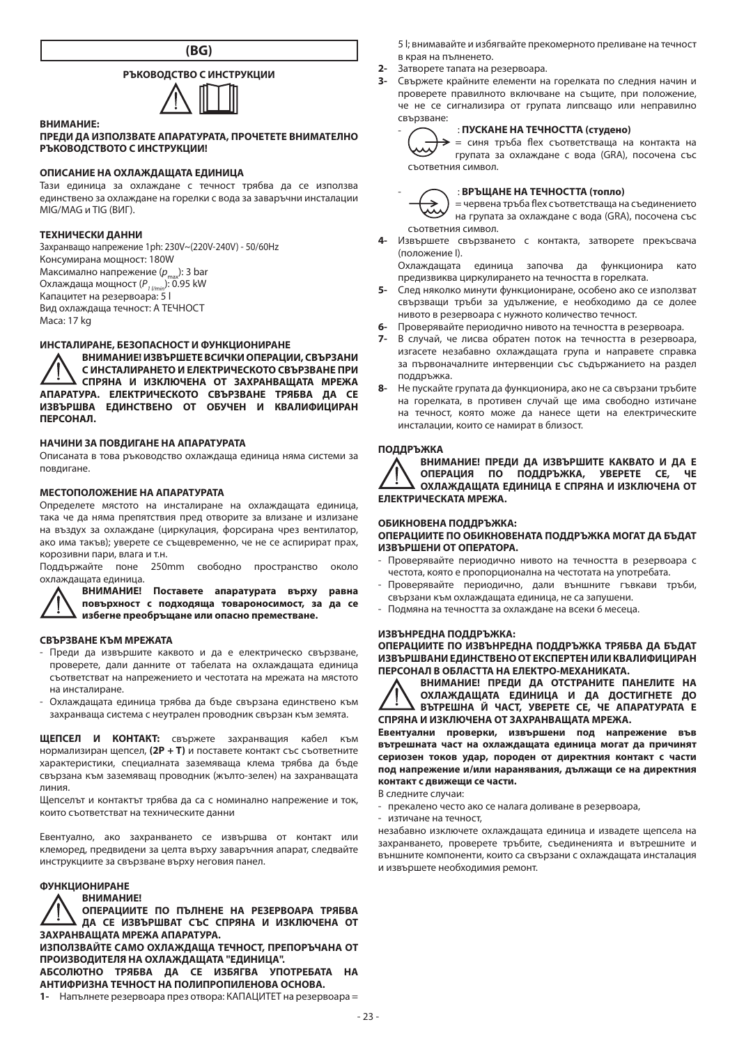**(BG)**

## РЪКОВОДСТВО С ИНСТРУКЦИИ

**ВНИМАНИЕ:**

**ПРЕДИ ДА ИЗПОЛЗВАТЕ АПАРАТУРАТА, ПРОЧЕТЕТЕ ВНИМАТЕЛНО РЪКОВОДСТВОТО С ИНСТРУКЦИИ!**

### ОПИСАНИЕ НА ОХЛАЖДАЩАТА ЕДИНИЦА

Тази единица за охлаждане с течност трябва да се използва единствено за охлаждане на горелки с вода за заваръчни инсталации MIG/MAG и TIG (ВИГ).

### ТЕХНИЧЕСКИ ДАННИ

Захранващо напрежение 1ph: 230V~(220V-240V) - 50/60Hz
Консумирана мощност: 180W
Максимално напрежение ($p_{max}$): 3 bar
Охлаждаща мощност ($P_{1\ l/min}$): 0.95 kW
Капацитет на резервоара: 5 l
Вид охлаждаща течност: A ТЕЧНОСТ
Маса: 17 kg

### ИНСТАЛИРАНЕ, БЕЗОПАСНОСТ И ФУНКЦИОНИРАНЕ

**ВНИМАНИЕ! ИЗВЪРШЕТЕ ВСИЧКИ ОПЕРАЦИИ, СВЪРЗАНИ С ИНСТАЛИРАНЕТО И ЕЛЕКТРИЧЕСКОТО СВЪРЗВАНЕ ПРИ СПРЯНА И ИЗКЛЮЧЕНА ОТ ЗАХРАНВАЩАТА МРЕЖА АПАРАТУРА. ЕЛЕКТРИЧЕСКОТО СВЪРЗВАНЕ ТРЯБВА ДА СЕ ИЗВЪРШВА ЕДИНСТВЕНО ОТ ОБУЧЕН И КВАЛИФИЦИРАН ПЕРСОНАЛ.**

### НАЧИНИ ЗА ПОВДИГАНЕ НА АПАРАТУРАТА

Описаната в това ръководство охлаждаща единица няма системи за повдигане.

### МЕСТОПОЛОЖЕНИЕ НА АПАРАТУРАТА

Определете мястото на инсталиране на охлаждащата единица, така че да няма препятствия пред отворите за влизане и излизане на въздух за охлаждане (циркулация, форсирана чрез вентилатор, ако има такъв); уверете се същевременно, че не се аспирират прах, корозивни пари, влага и т.н.

Поддържайте поне 250mm свободно пространство около охлаждащата единица.

**ВНИМАНИЕ! Поставете апаратурата върху равна повърхност с подходяща товароносимост, за да се избегне преобръщане или опасно преместване.**

### СВЪРЗВАНЕ КЪМ МРЕЖАТА

- Преди да извършите каквото и да е електрическо свързване, проверете, дали данните от табелата на охлаждащата единица съответстват на напрежението и честотата на мрежата на мястото на инсталиране.
- Охлаждащата единица трябва да бъде свързана единствено към захранваща система с неутрален проводник свързан към земята.

**ЩЕПСЕЛ И КОНТАКТ:** свържете захранващия кабел към нормализиран щепсел, **(2P + T)** и поставете контакт със съответните характеристики, специалната заземяваща клема трябва да бъде свързана към заземяващ проводник (жълто-зелен) на захранващата линия.

Щепселът и контактът трябва да са с номинално напрежение и ток, които съответстват на техническите данни

Евентуално, ако захранването се извършва от контакт или клеморед, предвидени за целта върху заваръчния апарат, следвайте инструкциите за свързване върху неговия панел.

### ФУНКЦИОНИРАНЕ

**ВНИМАНИЕ!**

**ОПЕРАЦИИТЕ ПО ПЪЛНЕНЕ НА РЕЗЕРВОАРА ТРЯБВА ДА СЕ ИЗВЪРШВАТ СЪС СПРЯНА И ИЗКЛЮЧЕНА ОТ ЗАХРАНВАЩАТА МРЕЖА АПАРАТУРА.**

**ИЗПОЛЗВАЙТЕ САМО ОХЛАЖДАЩА ТЕЧНОСТ, ПРЕПОРЪЧАНА ОТ ПРОИЗВОДИТЕЛЯ НА ОХЛАЖДАЩАТА "ЕДИНИЦА".**

**АБСОЛЮТНО ТРЯБВА ДА СЕ ИЗБЯГВА УПОТРЕБАТА НА АНТИФРИЗНА ТЕЧНОСТ НА ПОЛИПРОПИЛЕНОВА ОСНОВА.**

1- Напълнете резервоара през отвора: КАПАЦИТЕТ на резервоара = 5 l; внимавайте и избягвайте прекомерното преливане на течност в края на пълненето.
2- Затворете тапата на резервоара.
3- Свържете крайните елементи на горелката по следния начин и проверете правилното включване на същите, при положение, че не се сигнализира от групата липсващо или неправилно свързване:
   - : **ПУСКАНЕ НА ТЕЧНОСТТА (студено)** = синя тръба flex съответстваща на контакта на групата за охлаждане с вода (GRA), посочена със съответния символ.
   - : **ВРЪЩАНЕ НА ТЕЧНОСТТА (топло)** = червена тръба flex съответстваща на съединението на групата за охлаждане с вода (GRA), посочена със съответния символ.
4- Извършете свързването с контакта, затворете прекъсвача (положение I).
   Охлаждащата единица започва да функционира като предизвиква циркулирането на течността в горелката.
5- След няколко минути функциониране, особено ако се използват свързващи тръби за удължение, е необходимо да се долее нивото в резервоара с нужното количество течност.
6- Проверявайте периодично нивото на течността в резервоара.
7- В случай, че липса обратен поток на течността в резервоара, изгасете незабавно охлаждащата група и направете справка за първоначалните интервенции със съдържанието на раздел поддръжка.
8- Не пускайте групата да функционира, ако не са свързани тръбите на горелката, в противен случай ще има свободно изтичане на течност, която може да нанесе щети на електрическите инсталации, които се намират в близост.

### ПОДДРЪЖКА

**ВНИМАНИЕ! ПРЕДИ ДА ИЗВЪРШИТЕ КАКВАТО И ДА Е ОПЕРАЦИЯ ПО ПОДДРЪЖКА, УВЕРЕТЕ СЕ, ЧЕ ОХЛАЖДАЩАТА ЕДИНИЦА Е СПРЯНА И ИЗКЛЮЧЕНА ОТ ЕЛЕКТРИЧЕСКАТА МРЕЖА.**

#### ОБИКНОВЕНА ПОДДРЪЖКА:

**ОПЕРАЦИИТЕ ПО ОБИКНОВЕНАТА ПОДДРЪЖКА МОГАТ ДА БЪДАТ ИЗВЪРШЕНИ ОТ ОПЕРАТОРА.**

- Проверявайте периодично нивото на течността в резервоара с честота, която е пропорционална на честотата на употребата.
- Проверявайте периодично, дали външните гъвкави тръби, свързани към охлаждащата единица, не са запушени.
- Подмяна на течността за охлаждане на всеки 6 месеца.

#### ИЗВЪНРЕДНА ПОДДРЪЖКА:

**ОПЕРАЦИИТЕ ПО ИЗВЪНРЕДНА ПОДДРЪЖКА ТРЯБВА ДА БЪДАТ ИЗВЪРШВАНИ ЕДИНСТВЕНО ОТ ЕКСПЕРТЕН ИЛИ КВАЛИФИЦИРАН ПЕРСОНАЛ В ОБЛАСТТА НА ЕЛЕКТРО-МЕХАНИКАТА.**

**ВНИМАНИЕ! ПРЕДИ ДА ОТСТРАНИТЕ ПАНЕЛИТЕ НА ОХЛАЖДАЩАТА ЕДИНИЦА И ДА ДОСТИГНЕТЕ ДО ВЪТРЕШНА Й ЧАСТ, УВЕРЕТЕ СЕ, ЧЕ АПАРАТУРАТА Е СПРЯНА И ИЗКЛЮЧЕНА ОТ ЗАХРАНВАЩАТА МРЕЖА.**

**Евентуални проверки, извършени под напрежение във вътрешната част на охлаждащата единица могат да причинят сериозен токов удар, породен от директния контакт с части под напрежение и/или наранявания, дължащи се на директния контакт с движещи се части.**

В следните случаи:

- прекалено често ако се налага доливане в резервоара,
- изтичане на течност,

незабавно изключете охлаждащата единица и извадете щепсела на захранването, проверете тръбите, съединенията и вътрешните и външните компоненти, които са свързани с охлаждащата инсталация и извършете необходимия ремонт.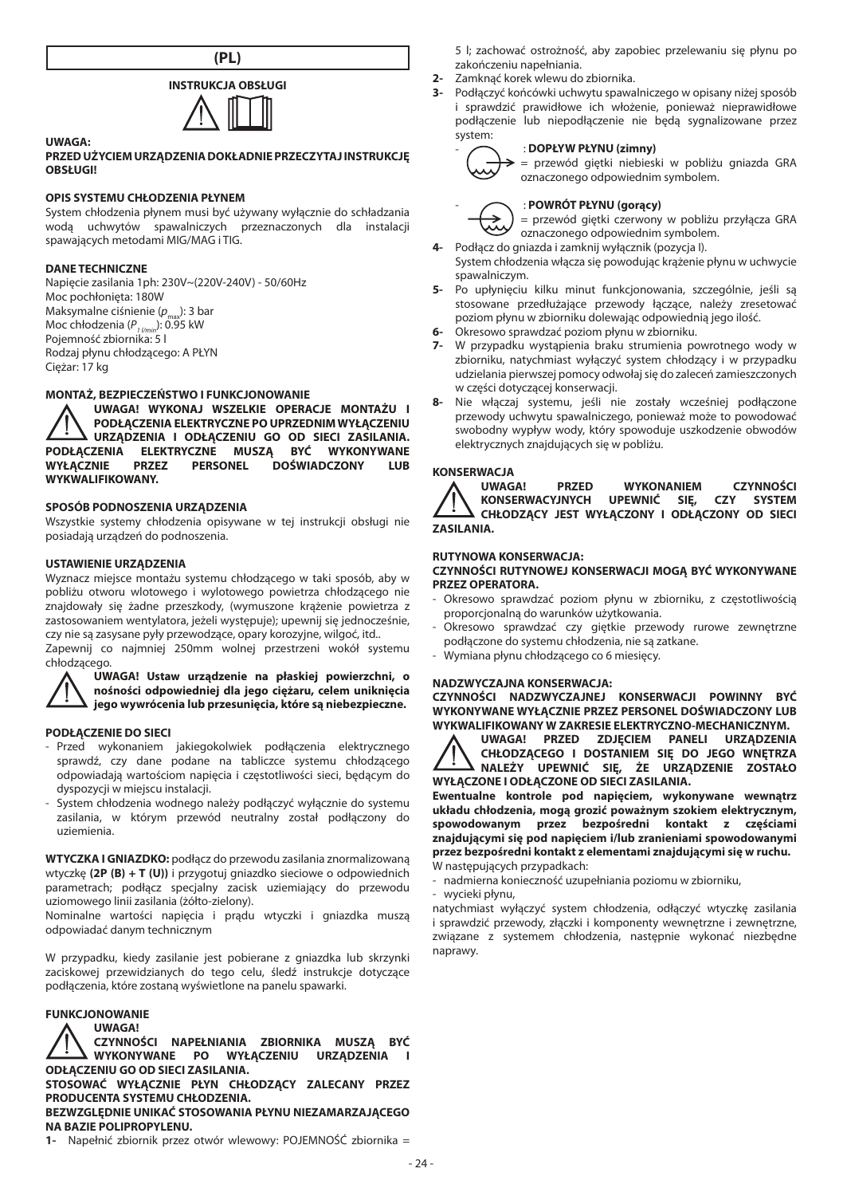## (PL)

### INSTRUKCJA OBSŁUGI

**UWAGA:**

**PRZED UŻYCIEM URZĄDZENIA DOKŁADNIE PRZECZYTAJ INSTRUKCJĘ OBSŁUGI!**

**OPIS SYSTEMU CHŁODZENIA PŁYNEM**

System chłodzenia płynem musi być używany wyłącznie do schładzania wodą uchwytów spawalniczych przeznaczonych dla instalacji spawających metodami MIG/MAG i TIG.

**DANE TECHNICZNE**

Napięcie zasilania 1ph: 230V~(220V-240V) - 50/60Hz
Moc pochłonięta: 180W
Maksymalne ciśnienie ($p_{max}$): 3 bar
Moc chłodzenia ($P_{1\,l/min}$): 0.95 kW
Pojemność zbiornika: 5 l
Rodzaj płynu chłodzącego: A PŁYN
Ciężar: 17 kg

**MONTAŻ, BEZPIECZEŃSTWO I FUNKCJONOWANIE**

**UWAGA! WYKONAJ WSZELKIE OPERACJE MONTAŻU I PODŁĄCZENIA ELEKTRYCZNE PO UPRZEDNIM WYŁĄCZENIU URZĄDZENIA I ODŁĄCZENIU GO OD SIECI ZASILANIA. PODŁĄCZENIA ELEKTRYCZNE MUSZĄ BYĆ WYKONYWANE WYŁĄCZNIE PRZEZ PERSONEL DOŚWIADCZONY LUB WYKWALIFIKOWANY.**

**SPOSÓB PODNOSZENIA URZĄDZENIA**

Wszystkie systemy chłodzenia opisywane w tej instrukcji obsługi nie posiadają urządzeń do podnoszenia.

**USTAWIENIE URZĄDZENIA**

Wyznacz miejsce montażu systemu chłodzącego w taki sposób, aby w pobliżu otworu wlotowego i wylotowego powietrza chłodzącego nie znajdowały się żadne przeszkody, (wymuszone krążenie powietrza z zastosowaniem wentylatora, jeżeli występuje); upewnij się jednocześnie, czy nie są zasysane pyły przewodzące, opary korozyjne, wilgoć, itd..
Zapewnij co najmniej 250mm wolnej przestrzeni wokół systemu chłodzącego.

**UWAGA! Ustaw urządzenie na płaskiej powierzchni, o nośności odpowiedniej dla jego ciężaru, celem uniknięcia jego wywrócenia lub przesunięcia, które są niebezpieczne.**

**PODŁĄCZENIE DO SIECI**

- Przed wykonaniem jakiegokolwiek podłączenia elektrycznego sprawdź, czy dane podane na tabliczce systemu chłodzącego odpowiadają wartościom napięcia i częstotliwości sieci, będącym do dyspozycji w miejscu instalacji.
- System chłodzenia wodnego należy podłączyć wyłącznie do systemu zasilania, w którym przewód neutralny został podłączony do uziemienia.

**WTYCZKA I GNIAZDKO:** podłącz do przewodu zasilania znormalizowaną wtyczkę **(2P (B) + T (U))** i przygotuj gniazdko sieciowe o odpowiednich parametrach; podłącz specjalny zacisk uziemiający do przewodu uziomowego linii zasilania (żółto-zielony).
Nominalne wartości napięcia i prądu wtyczki i gniazdka muszą odpowiadać danym technicznym

W przypadku, kiedy zasilanie jest pobierane z gniazdka lub skrzynki zaciskowej przewidzianych do tego celu, śledź instrukcje dotyczące podłączenia, które zostaną wyświetlone na panelu spawarki.

**FUNKCJONOWANIE**

**UWAGA!**
**CZYNNOŚCI NAPEŁNIANIA ZBIORNIKA MUSZĄ BYĆ WYKONYWANE PO WYŁĄCZENIU URZĄDZENIA I ODŁĄCZENIU GO OD SIECI ZASILANIA.**
**STOSOWAĆ WYŁĄCZNIE PŁYN CHŁODZĄCY ZALECANY PRZEZ PRODUCENTA SYSTEMU CHŁODZENIA.**
**BEZWZGLĘDNIE UNIKAĆ STOSOWANIA PŁYNU NIEZAMARZAJĄCEGO NA BAZIE POLIPROPYLENU.**

**1-** Napełnić zbiornik przez otwór wlewowy: POJEMNOŚĆ zbiornika = 5 l; zachować ostrożność, aby zapobiec przelewaniu się płynu po zakończeniu napełniania.
**2-** Zamknąć korek wlewu do zbiornika.
**3-** Podłączyć końcówki uchwytu spawalniczego w opisany niżej sposób i sprawdzić prawidłowe ich włożenie, ponieważ nieprawidłowe podłączenie lub niepodłączenie nie będą sygnalizowane przez system:
- : **DOPŁYW PŁYNU (zimny)** = przewód giętki niebieski w pobliżu gniazda GRA oznaczonego odpowiednim symbolem.
- : **POWRÓT PŁYNU (gorący)** = przewód giętki czerwony w pobliżu przyłącza GRA oznaczonego odpowiednim symbolem.

**4-** Podłącz do gniazda i zamknij wyłącznik (pozycja I).
System chłodzenia włącza się powodując krążenie płynu w uchwycie spawalniczym.
**5-** Po upłynięciu kilku minut funkcjonowania, szczególnie, jeśli są stosowane przedłużające przewody łączące, należy zresetować poziom płynu w zbiorniku dolewając odpowiednią jego ilość.
**6-** Okresowo sprawdzać poziom płynu w zbiorniku.
**7-** W przypadku wystąpienia braku strumienia powrotnego wody w zbiorniku, natychmiast wyłączyć system chłodzący i w przypadku udzielania pierwszej pomocy odwołaj się do zaleceń zamieszczonych w części dotyczącej konserwacji.
**8-** Nie włączaj systemu, jeśli nie zostały wcześniej podłączone przewody uchwytu spawalniczego, ponieważ może to powodować swobodny wypływ wody, który spowoduje uszkodzenie obwodów elektrycznych znajdujących się w pobliżu.

**KONSERWACJA**

**UWAGA! PRZED WYKONANIEM CZYNNOŚCI KONSERWACYJNYCH UPEWNIĆ SIĘ, CZY SYSTEM CHŁODZĄCY JEST WYŁĄCZONY I ODŁĄCZONY OD SIECI ZASILANIA.**

**RUTYNOWA KONSERWACJA:**

**CZYNNOŚCI RUTYNOWEJ KONSERWACJI MOGĄ BYĆ WYKONYWANE PRZEZ OPERATORA.**

- Okresowo sprawdzać poziom płynu w zbiorniku, z częstotliwością proporcjonalną do warunków użytkowania.
- Okresowo sprawdzać czy giętkie przewody rurowe zewnętrzne podłączone do systemu chłodzenia, nie są zatkane.
- Wymiana płynu chłodzącego co 6 miesięcy.

**NADZWYCZAJNA KONSERWACJA:**

**CZYNNOŚCI NADZWYCZAJNEJ KONSERWACJI POWINNY BYĆ WYKONYWANE WYŁĄCZNIE PRZEZ PERSONEL DOŚWIADCZONY LUB WYKWALIFIKOWANY W ZAKRESIE ELEKTRYCZNO-MECHANICZNYM.**

**UWAGA! PRZED ZDJĘCIEM PANELI URZĄDZENIA CHŁODZĄCEGO I DOSTANIEM SIĘ DO JEGO WNĘTRZA NALEŻY UPEWNIĆ SIĘ, ŻE URZĄDZENIE ZOSTAŁO WYŁĄCZONE I ODŁĄCZONE OD SIECI ZASILANIA.**

**Ewentualne kontrole pod napięciem, wykonywane wewnątrz układu chłodzenia, mogą grozić poważnym szokiem elektrycznym, spowodowanym przez bezpośredni kontakt z częściami znajdującymi się pod napięciem i/lub zranieniami spowodowanymi przez bezpośredni kontakt z elementami znajdującymi się w ruchu.**

W następujących przypadkach:
- nadmierna konieczność uzupełniania poziomu w zbiorniku,
- wycieki płynu,

natychmiast wyłączyć system chłodzenia, odłączyć wtyczkę zasilania i sprawdzić przewody, złączki i komponenty wewnętrzne i zewnętrzne, związane z systemem chłodzenia, następnie wykonać niezbędne naprawy.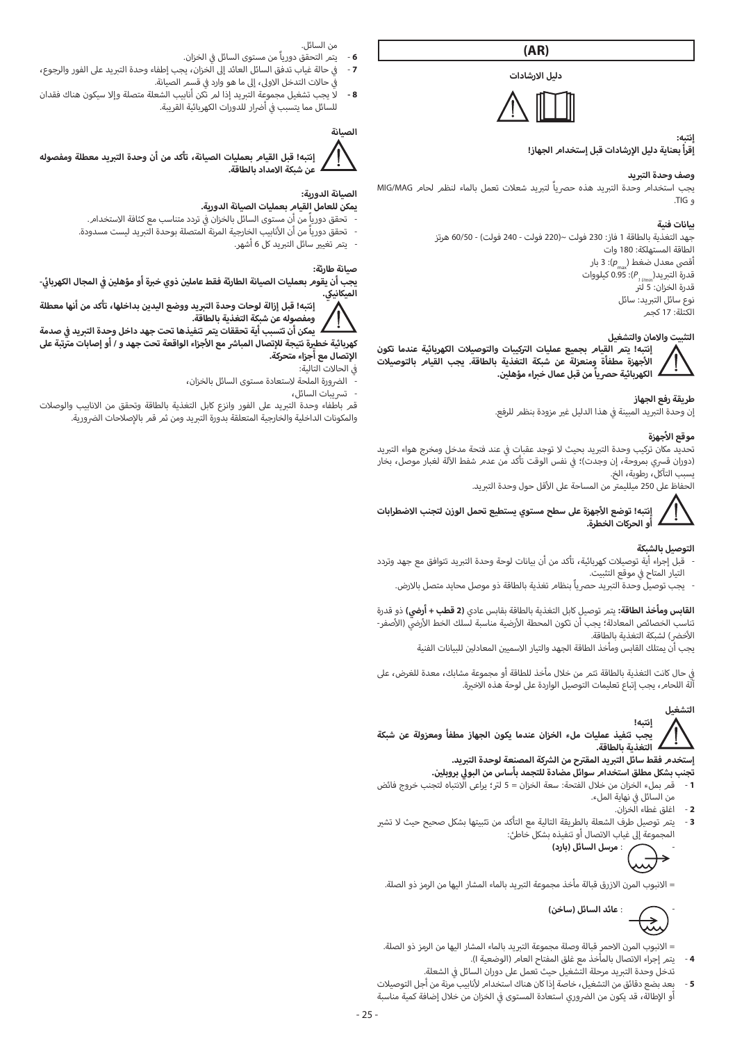# (AR)

**دليل الارشادات**

**إنتبه:**
**إقرأ بعناية دليل الإرشادات قبل إستخدام الجهاز!**

## وصف وحدة التبريد

يجب استخدام وحدة التبريد هذه حصرياً لتبريد شعلات تعمل بالماء لنظم لحام MIG/MAG و TIG.

## بيانات فنية

جهد التغذية بالطاقة 1 فاز: 230 فولت ~(220 فولت - 240 فولت) - 60/50 هرتز
الطاقة المستهلكة: 180 وات
أقصى معدل ضغط ($p_{max}$): 3 بار
قدرة التبريد($P_{1 l/min}$): 0.95 كيلووات
قدرة الخزان: 5 لتر
نوع سائل التبريد: سائل
الكتلة: 17 كجم

## التثبيت والامان والتشغيل

**إنتبه! يتم القيام بجميع عمليات التركيبات والتوصيلات الكهربائية عندما تكون الأجهزة مطفأة ومنعزلة عن شبكة التغذية بالطاقة. يجب القيام بالتوصيلات الكهربائية حصرياً من قبل عمال خبراء مؤهلين.**

### طريقة رفع الجهاز

إن وحدة التبريد المبينة في هذا الدليل غير مزودة بنظم للرفع.

### موقع الأجهزة

تحديد مكان تركيب وحدة التبريد بحيث لا توجد عقبات في عند فتحة مدخل ومخرج هواء التبريد (دوران قسري بمروحة، إن وجدت)؛ في نفس الوقت تأكد من عدم شفط الالة لغبار موصل، بخار بسبب التآكل، رطوبة، الخ.
الحفاظ على 250 ميلليمتر من المساحة على الأقل حول وحدة التبريد.

**إنتبه! توضع الأجهزة على سطح مستوي يستطيع تحمل الوزن لتجنب الاضطرابات أو الحركات الخطرة.**

### التوصيل بالشبكة

- قبل إجراء أية توصيلات كهربائية، تأكد من أن بيانات لوحة وحدة التبريد تتوافق مع جهد وتردد التيار المتاح في موقع التثبيت.
- يجب توصيل وحدة التبريد حصرياً بنظام تغذية بالطاقة ذو موصل محايد متصل بالارض.

**القابس ومأخذ الطاقة:** يتم توصيل كابل التغذية بالطاقة بقابس عادي **(2 قطب + أرضي)** ذو قدرة تناسب الخصائص المعادلة؛ يجب أن تكون المحطة الأرضية مناسبة لسلك الخط الأرضي (الأصفر-الأخضر) لشبكة التغذية بالطاقة.
يجب أن يمتلك القابس ومأخذ الطاقة الجهد والتيار الاسميين المعادلين للبيانات الفنية

في حال كانت التغذية بالطاقة تتم من خلال مأخذ للطاقة أو مجموعة مشابك، معدة للغرض، على آلة اللحام، يجب إتباع تعليمات التوصيل الواردة على لوحة هذه الاخيرة.

## التشغيل

**إنتبه!**
**يجب تنفيذ عمليات ملء الخزان عندما يكون الجهاز مطفأً ومعزولة عن شبكة التغذية بالطاقة.**

**إستخدم فقط سائل التبريد المقترح من الشركة المصنعة لوحدة التبريد.**
**تجنب بشكل مطلق استخدام سوائل مضادة للتجمد بأساس من البولي بروبلين.**

- **1** قم بملء الخزان من خلال الفتحة: سعة الخزان = 5 لتر؛ يراعى الانتباه لتجنب خروج فائض من السائل في نهاية الملء.
- **2** اغلق غطاء الخزان.
- **3** يتم توصيل طرف الشعلة بالطريقة التالية مع التأكد من تثبيتها بشكل صحيح حيث لا تشير المجموعة إلى غياب الاتصال أو تنفيذه بشكل خاطئ:
  - : **مرسل السائل (بارد)**

= الانبوب المرن الازرق قبالة مأخذ مجموعة التبريد بالماء المشار اليها من الرمز ذو الصلة.

  - : **عائد السائل (ساخن)**

= الانبوب المرن الاحمر قبالة وصلة مجموعة التبريد بالماء المشار اليها من الرمز ذو الصلة.

- **4** يتم إجراء الاتصال بالمأخذ مع غلق المفتاح العام (الوضعية I).
تدخل وحدة التبريد مرحلة التشغيل حيث تعمل على دوران السائل في الشعلة.
- **5** بعد بضع دقائق من التشغيل، خاصة إذا كان هناك استخدام لأنابيب مرنة من أجل التوصيلات أو الإطالة، قد يكون من الضروري استعادة المستوى في الخزان من خلال إضافة كمية مناسبة من السائل.
- **6** يتم التحقق دورياً من مستوى السائل في الخزان.
- **7** في حالة غياب تدفق السائل العائد إلى الخزان، يجب إطفاء وحدة التبريد على الفور والرجوع، في حالات التدخل الاولى، إلى ما هو وارد في قسم الصيانة.
- **8** لا يجب تشغيل مجموعة التبريد إذا لم تكن أنابيب الشعلة متصلة وإلا سيكون هناك فقدان للسائل مما يتسبب في أضرار للدورات الكهربائية القريبة.

## الصيانة

**إنتبه! قبل القيام بعمليات الصيانة، تأكد من أن وحدة التبريد معطلة ومفصوله عن شبكة الامداد بالطاقة.**

### الصيانة الدورية:

**يمكن للعامل القيام بعمليات الصيانة الدورية.**

- تحقق دورياً من أن مستوى السائل بالخزان في تردد متناسب مع كثافة الاستخدام.
- تحقق دورياً من أن الأنابيب الخارجية المرنة المتصلة بوحدة التبريد ليست مسدودة.
- يتم تغيير سائل التبريد كل 6 أشهر.

### صيانة طارئة:

**يجب أن يقوم بعمليات الصيانة الطارئة فقط عاملين ذوي خبرة أو مؤهلين في المجال الكهربائي-الميكانيكي.**

**إنتبه! قبل إزالة لوحات وحدة التبريد ووضع اليدين بداخلها، تأكد من أنها معطلة ومفصوله عن شبكة التغذية بالطاقة.**
**يمكن أن تتسبب أية تحققات يتم تنفيذها تحت جهد داخل وحدة التبريد في صدمة كهربائية خطيرة نتيجة للإتصال المباشر مع الأجزاء الواقعة تحت جهد و / أو إصابات مترتبة على الإتصال مع أجزاء متحركة.**

في الحالات التالية:

- الضرورة الملحة لاستعادة مستوى السائل بالخزان،
- تسريبات السائل،

قم باطفاء وحدة التبريد على الفور وانزع كابل التغذية بالطاقة وتحقق من الانابيب والوصلات والمكونات الداخلية والخارجية المتعلقة بدورة التبريد ومن ثم قم بالإصلاحات الضرورية.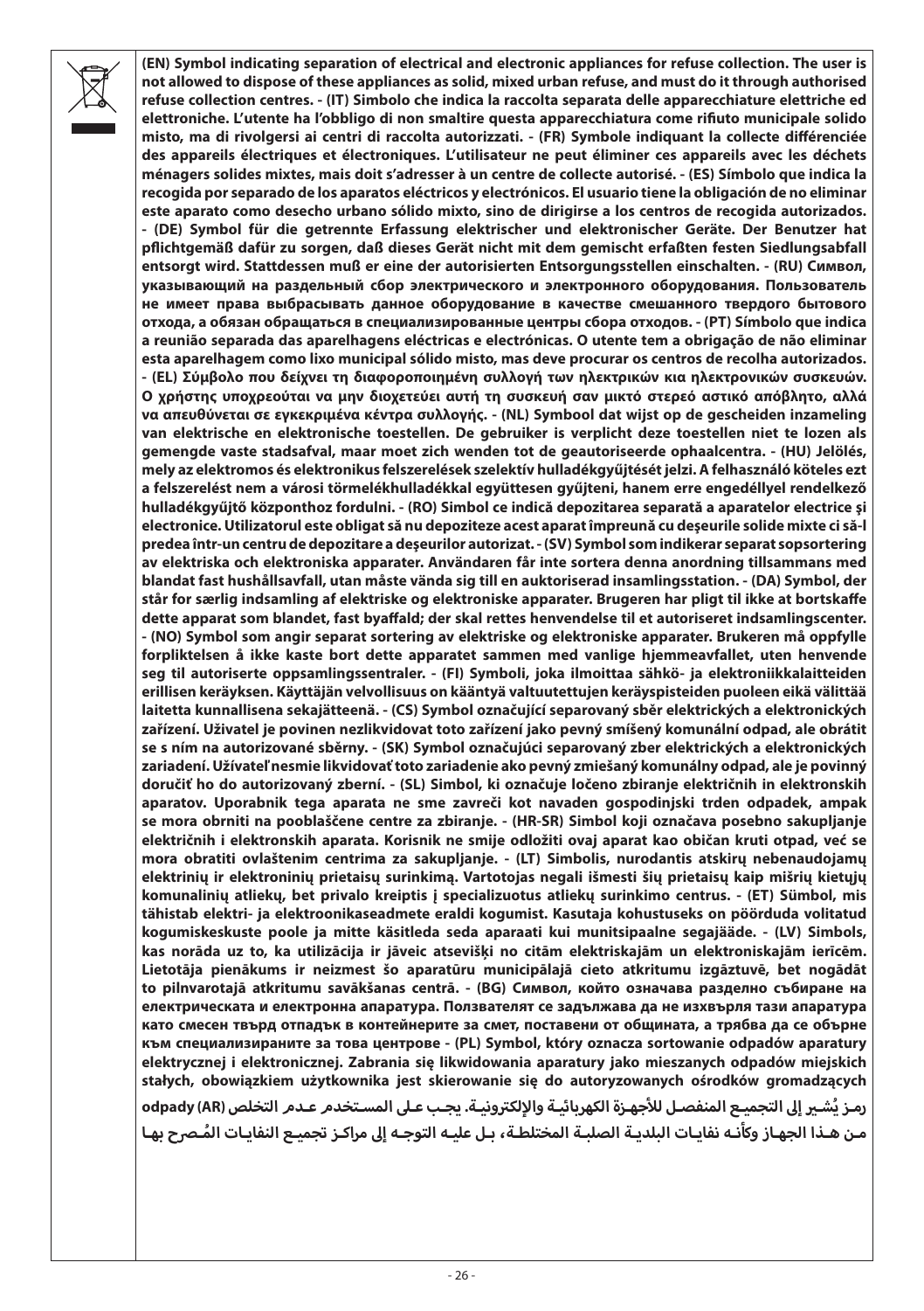**(EN) Symbol indicating separation of electrical and electronic appliances for refuse collection. The user is not allowed to dispose of these appliances as solid, mixed urban refuse, and must do it through authorised refuse collection centres. - (IT) Simbolo che indica la raccolta separata delle apparecchiature elettriche ed elettroniche. L'utente ha l'obbligo di non smaltire questa apparecchiatura come rifiuto municipale solido misto, ma di rivolgersi ai centri di raccolta autorizzati. - (FR) Symbole indiquant la collecte différenciée des appareils électriques et électroniques. L'utilisateur ne peut éliminer ces appareils avec les déchets ménagers solides mixtes, mais doit s'adresser à un centre de collecte autorisé. - (ES) Símbolo que indica la recogida por separado de los aparatos eléctricos y electrónicos. El usuario tiene la obligación de no eliminar este aparato como desecho urbano sólido mixto, sino de dirigirse a los centros de recogida autorizados. - (DE) Symbol für die getrennte Erfassung elektrischer und elektronischer Geräte. Der Benutzer hat pflichtgemäß dafür zu sorgen, daß dieses Gerät nicht mit dem gemischt erfaßten festen Siedlungsabfall entsorgt wird. Stattdessen muß er eine der autorisierten Entsorgungsstellen einschalten. - (RU) Символ, указывающий на раздельный сбор электрического и электронного оборудования. Пользователь не имеет права выбрасывать данное оборудование в качестве смешанного твердого бытового отхода, а обязан обращаться в специализированные центры сбора отходов. - (PT) Símbolo que indica a reunião separada das aparelhagens eléctricas e electrónicas. O utente tem a obrigação de não eliminar esta aparelhagem como lixo municipal sólido misto, mas deve procurar os centros de recolha autorizados. - (EL) Σύμβολο που δείχνει τη διαφοροποιημένη συλλογή των ηλεκτρικών κια ηλεκτρονικών συσκευών. Ο χρήστης υποχρεούται να μην διοχετεύει αυτή τη συσκευή σαν μικτό στερεό αστικό απόβλητο, αλλά να απευθύνεται σε εγκεκριμένα κέντρα συλλογής. - (NL) Symbool dat wijst op de gescheiden inzameling van elektrische en elektronische toestellen. De gebruiker is verplicht deze toestellen niet te lozen als gemengde vaste stadsafval, maar moet zich wenden tot de geautoriseerde ophaalcentra. - (HU) Jelölés, mely az elektromos és elektronikus felszerelések szelektív hulladékgyűjtését jelzi. A felhasználó köteles ezt a felszerelést nem a városi törmelékhulladékkal együttesen gyűjteni, hanem erre engedéllyel rendelkező hulladékgyűjtő központhoz fordulni. - (RO) Simbol ce indică depozitarea separată a aparatelor electrice şi electronice. Utilizatorul este obligat să nu depoziteze acest aparat împreună cu deşeurile solide mixte ci să-l predea într-un centru de depozitare a deşeurilor autorizat. - (SV) Symbol som indikerar separat sopsortering av elektriska och elektroniska apparater. Användaren får inte sortera denna anordning tillsammans med blandat fast hushållsavfall, utan måste vända sig till en auktoriserad insamlingsstation. - (DA) Symbol, der står for særlig indsamling af elektriske og elektroniske apparater. Brugeren har pligt til ikke at bortskaffe dette apparat som blandet, fast byaffald; der skal rettes henvendelse til et autoriseret indsamlingscenter. - (NO) Symbol som angir separat sortering av elektriske og elektroniske apparater. Brukeren må oppfylle forpliktelsen å ikke kaste bort dette apparatet sammen med vanlige hjemmeavfallet, uten henvende seg til autoriserte oppsamlingssentraler. - (FI) Symboli, joka ilmoittaa sähkö- ja elektroniikkalaitteiden erillisen keräyksen. Käyttäjän velvollisuus on kääntyä valtuutettujen keräyspisteiden puoleen eikä välittää laitetta kunnallisena sekajätteenä. - (CS) Symbol označující separovaný sběr elektrických a elektronických zařízení. Uživatel je povinen nezlikvidovat toto zařízení jako pevný smíšený komunální odpad, ale obrátit se s ním na autorizované sběrny. - (SK) Symbol označujúci separovaný zber elektrických a elektronických zariadení. Užívateľ nesmie likvidovať toto zariadenie ako pevný zmiešaný komunálny odpad, ale je povinný doručiť ho do autorizovaný zberní. - (SL) Simbol, ki označuje ločeno zbiranje električnih in elektronskih aparatov. Uporabnik tega aparata ne sme zavreči kot navaden gospodinjski trden odpadek, ampak se mora obrniti na pooblaščene centre za zbiranje. - (HR-SR) Simbol koji označava posebno sakupljanje električnih i elektronskih aparata. Korisnik ne smije odložiti ovaj aparat kao običan kruti otpad, već se mora obratiti ovlaštenim centrima za sakupljanje. - (LT) Simbolis, nurodantis atskirų nebenaudojamų elektrinių ir elektroninių prietaisų surinkimą. Vartotojas negali išmesti šių prietaisų kaip mišrių kietųjų komunalinių atliekų, bet privalo kreiptis į specializuotus atliekų surinkimo centrus. - (ET) Sümbol, mis tähistab elektri- ja elektroonikaseadmete eraldi kogumist. Kasutaja kohustuseks on pöörduda volitatud kogumiskeskuste poole ja mitte käsitleda seda aparaati kui munitsipaalne segajääde. - (LV) Simbols, kas norāda uz to, ka utilizācija ir jāveic atsevišķi no citām elektriskajām un elektroniskajām ierīcēm. Lietotāja pienākums ir neizmest šo aparatūru municipālajā cieto atkritumu izgāztuvē, bet nogādāt to pilnvarotajā atkritumu savākšanas centrā. - (BG) Символ, който означава разделно събиране на електрическата и електронна апаратура. Ползвателят се задължава да не изхвърля тази апаратура като смесен твърд отпадък в контейнерите за смет, поставени от общината, а трябва да се обърне към специализираните за това центрове - (PL) Symbol, który oznacza sortowanie odpadów aparatury elektrycznej i elektronicznej. Zabrania się likwidowania aparatury jako mieszanych odpadów miejskich stałych, obowiązkiem użytkownika jest skierowanie się do autoryzowanych ośrodków gromadzących odpady (AR) رمـز يُشـير إلى التجميـع المنفصـل للأجهـزة الكهربائيـة والإلكترونيـة. يجـب عـلى المسـتخدم عـدم التخلص مـن هـذا الجهـاز وكأنـه نفايـات البلديـة الصلبـة المختلطـة، بـل عليـه التوجـه إلى مراكـز تجميـع النفايـات المُـصرح بهـا**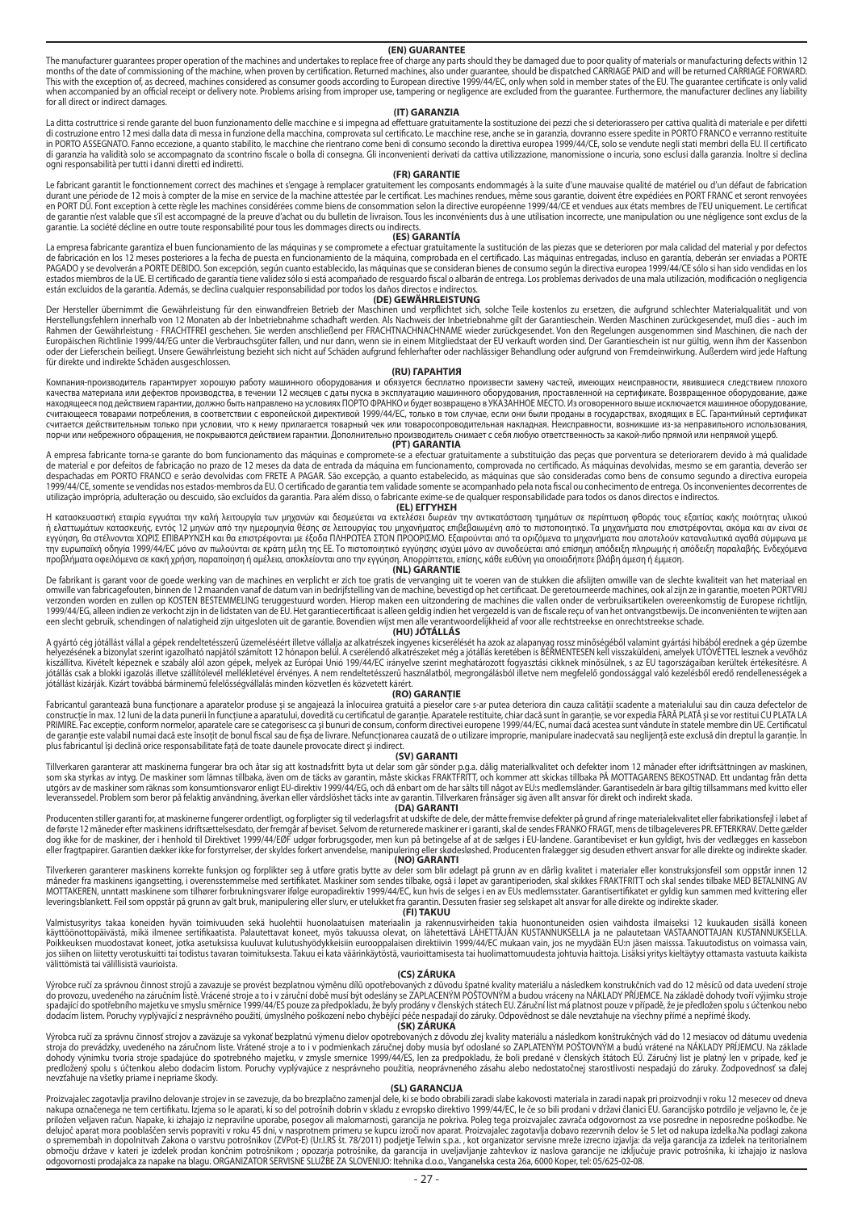## (EN) GUARANTEE

The manufacturer guarantees proper operation of the machines and undertakes to replace free of charge any parts should they be damaged due to poor quality of materials or manufacturing defects within 12 months of the date of commissioning of the machine, when proven by certification. Returned machines, also under guarantee, should be dispatched CARRIAGE PAID and will be returned CARRIAGE FORWARD. This with the exception of, as decreed, machines considered as consumer goods according to European directive 1999/44/EC, only when sold in member states of the EU. The guarantee certificate is only valid when accompanied by an official receipt or delivery note. Problems arising from improper use, tampering or negligence are excluded from the guarantee. Furthermore, the manufacturer declines any liability for all direct or indirect damages.

## (IT) GARANZIA

La ditta costruttrice si rende garante del buon funzionamento delle macchine e si impegna ad effettuare gratuitamente la sostituzione dei pezzi che si deteriorassero per cattiva qualità di materiale e per difetti di costruzione entro 12 mesi dalla data di messa in funzione della macchina, comprovata sul certificato. Le macchine rese, anche se in garanzia, dovranno essere spedite in PORTO FRANCO e verranno restituite in PORTO ASSEGNATO. Fanno eccezione, a quanto stabilito, le macchine che rientrano come beni di consumo secondo la direttiva europea 1999/44/CE, solo se vendute negli stati membri della EU. Il certificato di garanzia ha validità solo se accompagnato da scontrino fiscale o bolla di consegna. Gli inconvenienti derivati da cattiva utilizzazione, manomissione o incuria, sono esclusi dalla garanzia. Inoltre si declina ogni responsabilità per tutti i danni diretti ed indiretti.

## (FR) GARANTIE

Le fabricant garantit le fonctionnement correct des machines et s'engage à remplacer gratuitement les composants endommagés à la suite d'une mauvaise qualité de matériel ou d'un défaut de fabrication durant une période de 12 mois à compter de la mise en service de la machine attestée par le certificat. Les machines rendues, même sous garantie, doivent être expédiées en PORT FRANC et seront renvoyées en PORT DÛ. Font exception à cette règle les machines considérées comme biens de consommation selon la directive européenne 1999/44/CE et vendues aux états membres de l'EU uniquement. Le certificat de garantie n'est valable que s'il est accompagné de la preuve d'achat ou du bulletin de livraison. Tous les inconvénients dus à une utilisation incorrecte, une manipulation ou une négligence sont exclus de la garantie. La société décline en outre toute responsabilité pour tous les dommages directs ou indirects.

## (ES) GARANTÍA

La empresa fabricante garantiza el buen funcionamiento de las máquinas y se compromete a efectuar gratuitamente la sustitución de las piezas que se deterioren por mala calidad del material y por defectos de fabricación en los 12 meses posteriores a la fecha de puesta en funcionamiento de la máquina, comprobada en el certificado. Las máquinas entregadas, incluso en garantía, deberán ser enviadas a PORTE PAGADO y se devolverán a PORTE DEBIDO. Son excepción, según cuanto establecido, las máquinas que se consideran bienes de consumo según la directiva europea 1999/44/CE sólo si han sido vendidas en los estados miembros de la UE. El certificado de garantía tiene validez sólo si está acompañado de resguardo fiscal o albarán de entrega. Los problemas derivados de una mala utilización, modificación o negligencia están excluidos de la garantía. Además, se declina cualquier responsabilidad por todos los daños directos e indirectos.

## (DE) GEWÄHRLEISTUNG

Der Hersteller übernimmt die Gewährleistung für den einwandfreien Betrieb der Maschinen und verpflichtet sich, solche Teile kostenlos zu ersetzen, die aufgrund schlechter Materialqualität und von Herstellungsfehlern innerhalb von 12 Monaten ab der Inbetriebnahme schadhaft werden. Als Nachweis der Inbetriebnahme gilt der Garantieschein. Werden Maschinen zurückgesendet, muß dies - auch im Rahmen der Gewährleistung - FRACHTFREI geschehen. Sie werden anschließend per FRACHTNACHNAHME wieder zurückgesendet. Von den Regelungen ausgenommen sind Maschinen, die nach der Europäischen Richtlinie 1999/44/EG unter die Verbrauchsgüter fallen, und nur dann, wenn sie in einem Mitgliedstaat der EU verkauft worden sind. Der Garantieschein ist nur gültig, wenn ihm der Kassenbon oder der Lieferschein beiliegt. Unsere Gewährleistung bezieht sich nicht auf Schäden aufgrund fehlerhafter oder nachlässiger Behandlung oder aufgrund von Fremdeinwirkung. Außerdem wird jede Haftung für direkte und indirekte Schäden ausgeschlossen.

## (RU) ГАРАНТИЯ

Компания-производитель гарантирует хорошую работу машинного оборудования и обязуется бесплатно произвести замену частей, имеющих неисправности, явившиеся следствием плохого качества материала или дефектов производства, в течении 12 месяцев с даты пуска в эксплуатацию машинного оборудования, проставленной на сертификате. Возвращенное оборудование, даже находящееся под действием гарантии, должно быть направлено на условиях ПОРТО ФРАНКО и будет возвращено в УКАЗАННОЕ МЕСТО. Из оговоренного выше исключается машинное оборудование, считающееся товарами потребления, в соответствии с европейской директивой 1999/44/ЕС, только в том случае, если они были проданы в государствах, входящих в ЕС. Гарантийный сертификат считается действительным только при условии, что к нему прилагается товарный чек или товаросопроводительная накладная. Неисправности, возникшие из-за неправильного использования, порчи или небрежного обращения, не покрываются действием гарантии. Дополнительно производитель снимает с себя любую ответственность за какой-либо прямой или непрямой ущерб.

## (PT) GARANTIA

A empresa fabricante torna-se garante do bom funcionamento das máquinas e compromete-se a efectuar gratuitamente a substituição das peças que porventura se deteriorarem devido à má qualidade de material e por defeitos de fabricação no prazo de 12 meses da data de entrada da máquina em funcionamento, comprovada no certificado. As máquinas devolvidas, mesmo se em garantia, deverão ser despachadas em PORTO FRANCO e serão devolvidas com FRETE A PAGAR. São excepção, a quanto estabelecido, as máquinas que são consideradas como bens de consumo segundo a directiva europeia 1999/44/CE, somente se vendidas nos estados-membros da EU. O certificado de garantia tem validade somente se acompanhado pela nota fiscal ou conhecimento de entrega. Os inconvenientes decorrentes de utilização imprópria, adulteração ou descuido, são excluídos da garantia. Para além disso, o fabricante exime-se de qualquer responsabilidade para todos os danos directos e indirectos.

## (EL) ΕΓΓΥΗΣΗ

Η κατασκευαστική εταιρία εγγυάται την καλή λειτουργία των μηχανών και δεσμεύεται να εκτελέσει δωρεάν την αντικατάσταση τμημάτων σε περίπτωση φθοράς τους εξαιτίας κακής ποιότητας υλικού ή ελαττωμάτων κατασκευής, εντός 12 μηνών από την ημερομηνία θέσης σε λειτουργίας του μηχανήματος επιβεβαιωμένη από το πιστοποιητικό. Τα μηχανήματα που επιστρέφονται, ακόμα και αν είναι σε εγγύηση, θα στέλνονται ΧΩΡΙΣ ΕΠΙΒΑΡΥΝΣΗ και θα επιστρέφονται με έξοδα ΠΛΗΡΩΤΕΑ ΣΤΟΝ ΠΡΟΟΡΙΣΜΟ. Εξαιρούνται από τα οριζόμενα τα μηχανήματα που αποτελούν καταναλωτικά αγαθά σύμφωνα με την ευρωπαϊκή οδηγία 1999/44/ΕC μόνο αν πωλούνται σε κράτη μέλη της ΕΕ. Το πιστοποιητικό εγγύησης ισχύει μόνο αν συνοδεύεται από επίσημη απόδειξη πληρωμής ή απόδειξη παραλαβής. Ενδεχόμενα προβλήματα οφειλόμενα σε κακή χρήση, παραποίηση ή αμέλεια, αποκλείονται απο την εγγύηση. Απορρίπτεται, επίσης, κάθε ευθύνη για οποιαδήποτε βλάβη άμεση ή έμμεση.

## (NL) GARANTIE

De fabrikant is garant voor de goede werking van de machines en verplicht er zich toe gratis de vervanging uit te voeren van de stukken die afslijten omwille van de slechte kwaliteit van het materiaal en omwille van fabricagefouten, binnen de 12 maanden vanaf de datum van in bedrijfstelling van de machine, bevestigd op het certificaat. De geretourneerde machines, ook al zijn ze in garantie, moeten PORTVRIJ verzonden worden en zullen op KOSTEN BESTEMMELING teruggestuurd worden. Hierop maken een uitzondering de machines die vallen onder de verbruiksartikelen overeenkomstig de Europese richtlijn, 1999/44/EG, alleen indien ze verkocht zijn in de lidstaten van de EU. Het garantiecertificaat is alleen geldig indien het vergezeld is van de fiscale reçu of van het ontvangstbewijs. De inconveniënten te wijten aan een slecht gebruik, schendingen of nalatigheid zijn uitgesloten uit de garantie. Bovendien wijst men alle verantwoordelijkheid af voor alle rechtstreekse en onrechtstreekse schade.

## (HU) JÓTÁLLÁS

A gyártó cég jótállást vállal a gépek rendeltetésszerű üzemeléséért illetve vállalja az alkatrészek ingyenes kicserélését ha azok az alapanyag rossz minőségéből valamint gyártási hibából erednek a gép üzembe helyezésének a bizonylat szerint igazolható napjától számított 12 hónapon belül. A cserélendő alkatrészeket még a jótállás keretében is BÉRMENTESEN kell visszaküldeni, amelyek UTÓVÉTTEL lesznek a vevőhöz kiszállítva. Kivételt képeznek e szabály alól azon gépek, melyek az Európai Unió 199/44/EC irányelve szerint meghatározott fogyasztási cikknek minősülnek, s az EU tagországaiban kerültek értékesítésre. A jótállás csak a blokki igazolás illetve szállítólevél mellékletével érvényes. A nem rendeltetésszerű használatból, megrongálásból illetve nem megfelelő gondossággal való kezelésből eredő rendellenességek a jótállást kizárják. Kizárt továbbá bárminemű felelősségvállalás minden közvetlen és közvetett kárért.

## (RO) GARANȚIE

Fabricantul garantează buna funcționare a aparatelor produse și se angajează la înlocuirea gratuită a pieselor care s-ar putea deteriora din cauza calității scadente a materialului sau din cauza defectelor de construcție în max. 12 luni de la data punerii în funcțiune a aparatului, dovedită cu certificatul de garanție. Aparatele restituite, chiar dacă sunt în garanție, se vor expedia FĂRĂ PLATĂ și se vor restitui CU PLATA LA PRIMIRE. Fac excepție, conform normelor, aparatele care se categorisesc ca și bunuri de consum, conform directivei europene 1999/44/EC, numai dacă acestea sunt vândute în statele membre din UE. Certificatul de garanție este valabil numai dacă este însoțit de bonul fiscal sau de fișa de livrare. Nefuncționarea cauzată de o utilizare improprie, manipulare inadecvată sau neglijență este exclusă din dreptul la garanție. În plus fabricantul își declină orice responsabilitate față de toate daunele provocate direct și indirect.

## (SV) GARANTI

Tillverkaren garanterar att maskinerna fungerar bra och åtar sig att kostnadsfritt byta ut delar som går sönder p.g.a. dålig materialkvalitet och defekter inom 12 månader efter idriftsättningen av maskinen, som ska styrkas av intyg. De maskiner som lämnas tillbaka, även om de täcks av garantin, måste skickas FRAKTFRITT, och kommer att skickas tillbaka PÅ MOTTAGARENS BEKOSTNAD. Ett undantag från detta utgörs av de maskiner som räknas som konsumtionsvaror enligt EU-direktiv 1999/44/EG, och då enbart om de har sålts till något av EU:s medlemsländer. Garantisedeln är bara giltig tillsammans med kvitto eller leveranssedel. Problem som beror på felaktig användning, åverkan eller vårdslöshet täcks inte av garantin. Tillverkaren frånsäger sig även allt ansvar för direkt och indirekt skada.

## (DA) GARANTI

Producenten stiller garanti for, at maskinerne fungerer ordentligt, og forpligter sig til vederlagsfrit at udskifte de dele, der måtte fremvise defekter på grund af ringe materialekvalitet eller fabrikationsfejl i løbet af de første 12 måneder efter maskinens idriftsættelsesdato, der fremgår af beviset. Selvom de returnerede maskiner er i garanti, skal de sendes FRANKO FRAGT, mens de tilbageleveres PR. EFTERKRAV. Dette gælder dog ikke for de maskiner, der i henhold til Direktivet 1999/44/EØF udgør forbrugsgoder, men kun på betingelse af at de sælges i EU-landene. Garantibeviset er kun gyldigt, hvis der vedlægges en kassebon eller fragtpapirer. Garantien dækker ikke for forstyrrelser, der skyldes forkert anvendelse, manipulering eller skødesløshed. Producenten fralægger sig desuden ethvert ansvar for alle direkte og indirekte skader.

## (NO) GARANTI

Tilverkeren garanterer maskinens korrekte funksjon og forplikter seg å utføre gratis bytte av deler som blir ødelagt på grunn av en dårlig kvalitet i materialer eller konstruksjonsfeil som oppstår innen 12 måneder fra maskinens igangsetting, i overensstemmelse med sertifikatet. Maskiner som sendes tilbake, også i løpet av garantiperioden, skal skikkes FRAKTFRITT och skal sendes tilbake MED BETALNING AV MOTTAKEREN, unntatt maskinene som tilhører forbrukningsvarer ifølge europadirektiv 1999/44/EC, kun hvis de selges i en av EUs medlemsstater. Garantisertifikatet er gyldig kun sammen med kvittering eller leveringsblankett. Feil som oppstår på grunn av galt bruk, manipulering eller slurv, er utelukket fra garantin. Dessuten frasier seg selskapet alt ansvar for alle direkte og indirekte skader.

## (FI) TAKUU

Valmistusyritys takaa koneiden hyvän toimivuuden sekä huolehtii huonolaatuisen materiaalin ja rakennusvirheiden takia huonontuneiden osien vaihdosta ilmaiseksi 12 kuukauden sisällä koneen käyttöönottopäivästä, mikä ilmenee sertifikaatista. Palautettavat koneet, myös takuussa olevat, on lähetettävä LÄHETTÄJÄN KUSTANNUKSELLA ja ne palautetaan VASTAANOTTAJAN KUSTANNUKSELLA. Poikkeuksen muodostavat koneet, jotka asetuksissa kuuluvat kulutushyödykkeisiin eurooppalaisen direktiivin 1999/44/EC mukaan vain, jos ne myydään EU:n jäsen maissa. Takuutodistus on voimassa vain, jos siihen on liitetty verotuskuitti tai todistus tavaran toimituksesta. Takuu ei kata väärinkäytöstä, vaurioittamisesta tai huolimattomuudesta johtuvia haittoja. Lisäksi yritys kieltäytyy ottamasta vastuuta kaikista välittömistä tai välillisistä vaurioista.

## (CS) ZÁRUKA

Výrobce ručí za správnou činnost strojů a zavazuje se provést bezplatnou výměnu dílů opotřebovaných z důvodu špatné kvality materiálu a následkem konstrukčních vad do 12 měsíců od data uvedení stroje do provozu, uvedeného na záručním listě. Vrácené stroje a to i v záruční době musí být odeslány se ZAPLACENÝM POŠTOVNÝM a budou vráceny na NÁKLADY PŘÍJEMCE. Na základě dohody tvoří výjimku stroje spadající do spotřebního majetku ve smyslu směrnice 1999/44/ES pouze za předpokladu, že byly prodány v členských státech EU. Záruční list má platnost pouze v případě, že je předložen spolu s účtenkou nebo dodacím listem. Poruchy vyplývající z nesprávného použití, úmyslného poškození nebo chybějící péče nespadají do záruky. Odpovědnost se dále nevztahuje na všechny přímé a nepřímé škody.

## (SK) ZÁRUKA

Výrobca ručí za správnu činnosť strojov a zaväzuje sa vykonať bezplatnú výmenu dielov opotrebovaných z dôvodu zlej kvality materiálu a následkom konštrukčných vád do 12 mesiacov od dátumu uvedenia stroja do prevádzky, uvedeného na záručnom liste. Vrátené stroje a to i v podmienkach záručnej doby musia byť odoslané so ZAPLATENÝM POŠTOVNÝM a budú vrátené na NÁKLADY PRÍJEMCU. Na základe dohody výnimku tvoria stroje spadajúce do spotrebného majetku, v zmysle smernice 1999/44/ES, len za predpokladu, že boli predané v členských štátoch EÚ. Záručný list je platný len v prípade, keď je predložený spolu s účtenkou alebo dodacím listom. Poruchy vyplývajúce z nesprávneho použitia, neoprávneného zásahu alebo nedostatočnej starostlivosti nespadajú do záruky. Zodpovednosť sa ďalej nevzťahuje na všetky priame i nepriame škody.

## (SL) GARANCIJA

Proizvajalec zagotavlja pravilno delovanje strojev in se zavezuje, da bo brezplačno zamenjal dele, ki se bodo obrabili zaradi slabe kakovosti materiala in zaradi napak pri proizvodnji v roku 12 mesecev od dneva nakupa označenega ne tem certifikatu. Izjema so le aparati, ki so del potrošnih dobrin v skladu z evropsko direktivo 1999/44/EC, le če so bili prodani v državi članici EU. Garancijsko potrdilo je veljavno le, če je priložen veljaven račun. Napake, ki izhajajo iz nepravilne uporabe, posegov ali malomarnosti, garancija ne pokriva. Poleg tega proizvajalec zavrača odgovornost za vse posredne in neposredne poškodbe. Ne delujoč aparat mora pooblaščen servis popraviti v roku 45 dni, v nasprotnem primeru se kupcu izroči nov aparat. Proizvajalec zagotavlja dobavo rezervnih delov še 5 let od nakupa izdelka.Na podlagi zakona o spremembah in dopolnitvah Zakona o varstvu potrošnikov (ZVPot-E) (Ur.l.RS št. 78/2011) podjetje Telwin s.p.a. , kot organizator servisne mreže izrecno izjavlja: da velja garancija za izdelek na teritorialnem območju države v kateri je izdelek prodan končnim potrošnikom ; opozarja potrošnike, da garancija in uveljavljanje zahtevkov iz naslova garancije ne izključuje pravic potrošnika, ki izhajajo iz naslova odgovornosti prodajalca za napake na blagu. ORGANIZATOR SERVISNE SLUŽBE ZA SLOVENIJO: Itehnika d.o.o., Vanganelska cesta 26a, 6000 Koper, tel: 05/625-02-08.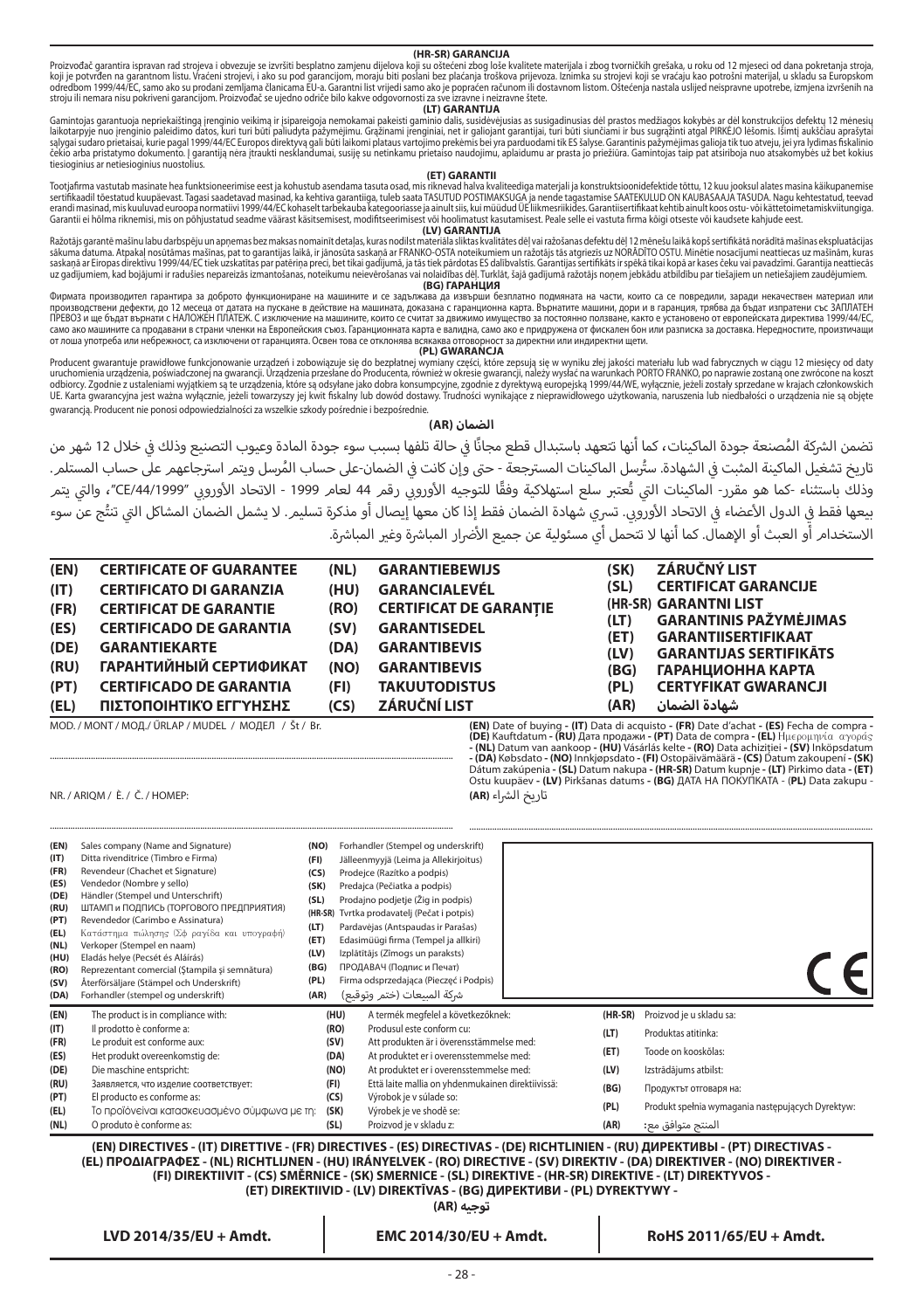### (HR-SR) GARANCIJA

Proizvođač garantira ispravan rad strojeva i obvezuje se izvršiti besplatno zamjenu dijelova koji su oštećeni zbog loše kvalitete materijala i zbog tvorničkih grešaka, u roku od 12 mjeseci od dana pokretanja stroja, koji je potvrđen na garantnom listu. Vraćeni strojevi, i ako su pod garancijom, moraju biti poslani bez plaćanja troškova prijevoza. Iznimka su strojevi koji se vraćaju kao potrošni materijal, u skladu sa Europskom odredbom 1999/44/EC, samo ako su prodani zemljama članicama EU-a. Garantni list vrijedi samo ako je popraćen računom ili dostavnom listom. Oštećenja nastala uslijed neispravne upotrebe, izmjena izvršenih na stroju ili nemara nisu pokriveni garancijom. Proizvođač se ujedno odriče bilo kakve odgovornosti za sve izravne i neizravne štete.

### (LT) GARANTIJA

Gamintojas garantuoja nepriekaištingą įrenginio veikimą ir įsipareigoja nemokamai pakeisti gaminio dalis, susidėvėjusias as susigadinusias dėl prastos medžiagos kokybės ar dėl konstrukcijos defektų 12 mėnesių laikotarpyje nuo įrenginio paleidimo datos, kuri turi būti paliudyta pažymėjimu. Grąžinami įrenginiai, net ir galiojant garantijai, turi būti siunčiami ir bus sugrąžinti atgal PIRKĖJO lėšomis. Išimtį aukščiau aprašytai sąlygai sudaro prietaisai, kurie pagal 1999/44/EC Europos direktyvą gali būti laikomi plataus vartojimo prekėmis bei yra parduodami tik ES šalyse. Garantinis pažymėjimas galioja tik tuo atveju, jei yra lydimas fiskalinio čekio arba pristatymo dokumento. Į garantiją nėra įtraukti nesklandumai, susiję su netinkamu prietaiso naudojimu, aplaidumu ar prasta jo priežiūra. Gamintojas taip pat atsiriboja nuo atsakomybės už bet kokius tiesioginius ar netiesioginius nuostolius.

### (ET) GARANTII

Tootjafirma vastutab masinate hea funktsioneerimise eest ja kohustub asendama tasuta osad, mis riknevad halva kvaliteediga materjali ja konstruktsioonidefektide tõttu, 12 kuu jooksul alates masina käikupanemise sertifikaadil tõestatud kuupäevast. Tagasi saadetavad masinad, ka kehtiva garantiiga, tuleb saata TASUTUD POSTIMAKSUGA ja nende tagastamise SAATEKULUD ON KAUBASAAJA TASUDA. Nagu kehtestatud, teevad erandi masinad, mis kuuluvad euroopa normatiivi 1999/44/EC kohaselt tarbekauba kategooriasse ja ainult siis, kui müüdud UE liikmesriikides. Garantiisertifikaat kehtib ainult koos ostu- või kättetoimetamiskviitungiga. Garantii ei hõlma riknemisi, mis on põhjustatud seadme väärast käsitsemisest, modifitseerimisest või hoolimatust kasutamisest. Peale selle ei vastuta firma kõigi otseste või kaudsete kahjude eest.

### (LV) GARANTIJA

Ražotājs garantē mašīnu labu darbspēju un apņemas bez maksas nomainīt detaļas, kuras nodilst materiāla sliktas kvalitātes dēļ vai ražošanas defektu dēļ 12 mēnešu laikā kopš sertifikātā norādītā mašīnas ekspluatācijas sākuma datuma. Atpakaļ nosūtāmas mašīnas, pat to garantijas laikā, ir jānosūta saskaņā ar FRANKO-OSTA noteikumiem un ražotājs tās atgriezīs uz NORĀDĪTO OSTU. Minētie nosacījumi neattiecas uz mašīnām, kuras saskaņā ar Eiropas direktīvu 1999/44/EC tiek uzskatītas par patēriņa preci, bet tikai gadījumā, ja tās tiek pārdotas ES dalībvalstīs. Garantijas sertifikāts ir spēkā tikai kopā ar kases čeku vai pavadzīmi. Garantija neattiecās uz gadījumiem, kad bojājumi ir radušies nepareizās izmantošanas, noteikumu neievērošanas vai nolaidības dēļ. Turklāt, šājā gadījumā ražotājs noņem jebkādu atbildību par tiešajiem un netiešajiem zaudējumiem.

### (BG) ГАРАНЦИЯ

Фирмата производител гарантира за доброто функциониране на машините и се задължава да извърши безплатно подмяната на части, които са се повредили, заради некачествен материал или производствени дефекти, до 12 месеца от датата на пускане в действие на машината, доказана с гаранционна карта. Върнатите машини, дори и в гаранция, трябва да бъдат изпратени със ЗАПЛАТЕН ПРЕВОЗ и ще бъдат върнати с НАЛОЖЕН ПЛАТЕЖ. С изключение на машините, които се считат за движимо имущество за постоянно ползване, както е установено от европейската директива 1999/44/EC, само ако машините са продавани в страни членки на Европейския съюз. Гаранционната карта е валидна, само ако е придружена от фискален бон или разписка за доставка. Нередностите, произтичащи от лоша употреба или небрежност, са изключени от гаранцията. Освен това се отклонява всякаква отговорност за директни или индиректни щети.

### (PL) GWARANCJA

Producent gwarantuje prawidłowe funkcjonowanie urządzeń i zobowiązuje się do bezpłatnej wymiany części, które zepsują się w wyniku złej jakości materiału lub wad fabrycznych w ciągu 12 miesięcy od daty uruchomienia urządzenia, poświadczonej na gwarancji. Urządzenia przesłane do Producenta, również w okresie gwarancji, należy wysłać na warunkach PORTO FRANKO, po naprawie zostaną one zwrócone na koszt odbiorcy. Zgodnie z ustaleniami wyjątkiem są te urządzenia, które są odsyłane jako dobra konsumpcyjne, zgodnie z dyrektywą europejską 1999/44/WE, wyłącznie, jeżeli zostały sprzedane w krajach członkowskich UE. Karta gwarancyjna jest ważna wyłącznie, jeżeli towarzyszy jej kwit fiskalny lub dowód dostawy. Trudności wynikające z nieprawidłowego użytkowania, naruszenia lub niedbałości o urządzenia nie są objęte gwarancją. Producent nie ponosi odpowiedzialności za wszelkie szkody pośrednie i bezpośrednie.

### الضمان (AR)

تضمن الشركة المُصنعة جودة الماكينات، كما أنها تتعهد باستبدال قطع مجاناً في حالة تلفها بسبب سوء جودة المادة وعيوب التصنيع وذلك في خلال 12 شهر من تاريخ تشغيل الماكينة المثبت في الشهادة. ستُرسل الماكينات المسترجعة - حتى وإن كانت في الضمان-على حساب المُرسل ويتم استرجاعهم على حساب المستلم. وذلك باستثناء -كما هو مقرر- الماكينات التي تُعتبر سلع استهلاكية وفقًا للتوجيه الأوروبي رقم 44 لعام 1999 - الاتحاد الأوروبي "CE/44/1999"، والتي يتم بيعها فقط في الدول الأعضاء في الاتحاد الأوروبي. تسري شهادة الضمان فقط إذا كان معها إيصال أو مذكرة تسليم. لا يشمل الضمان المشاكل التي تنتُج عن سوء الاستخدام أو العبث أو الإهمال. كما أنها لا تتحمل أي مسئولية عن جميع الأضرار المباشرة وغير المباشرة.

| | | | | | |
|---|---|---|---|---|---|
| (EN) | CERTIFICATE OF GUARANTEE | (NL) | GARANTIEBEWIJS | (SK) | ZÁRUČNÝ LIST |
| (IT) | CERTIFICATO DI GARANZIA | (HU) | GARANCIALEVÉL | (SL) | CERTIFICAT GARANCIJE |
| (FR) | CERTIFICAT DE GARANTIE | (RO) | CERTIFICAT DE GARANȚIE | (HR-SR) | GARANTNI LIST |
| (ES) | CERTIFICADO DE GARANTIA | (SV) | GARANTISEDEL | (LT) | GARANTINIS PAŽYMĖJIMAS |
| (DE) | GARANTIEKARTE | (DA) | GARANTIBEVIS | (ET) | GARANTIISERTIFIKAAT |
| (RU) | ГАРАНТИЙНЫЙ СЕРТИФИКАТ | (NO) | GARANTIBEVIS | (LV) | GARANTIJAS SERTIFIKĀTS |
| (PT) | CERTIFICADO DE GARANTIA | (FI) | TAKUUTODISTUS | (BG) | ГАРАНЦИОННА КАРТА |
| (EL) | ΠΙΣΤΟΠΟΙΗΤΙΚΌ ΕΓΓΥΗΣΗΣ | (CS) | ZÁRUČNÍ LIST | (PL) | CERTYFIKAT GWARANCJI |
| | | | | (AR) | شهادة الضمان |

MOD. / MONT / МОД./ ÜRLAP / MUDEL / МОДЕЛ / Št / Br.

NR. / ARIQM / È. / Č. / НОМЕР:

**(EN)** Date of buying - **(IT)** Data di acquisto - **(FR)** Date d'achat - **(ES)** Fecha de compra - **(DE)** Kauftdatum - **(RU)** Дата продажи - **(PT)** Data de compra - **(EL)** Ημερομηνία αγοράς - **(NL)** Datum van aankoop - **(HU)** Vásárlás kelte - **(RO)** Data achiziției - **(SV)** Inköpsdatum - **(DA)** Købsdato - **(NO)** Innkjøpsdato - **(FI)** Ostopäivämäärä - **(CS)** Datum zakoupení - **(SK)** Dátum zakúpenia - **(SL)** Datum nakupa - **(HR-SR)** Datum kupnje - **(LT)** Pirkimo data - **(ET)** Ostu kuupäev - **(LV)** Pirkšanas datums - **(BG)** ДАТА НА ПОКУПКАТА - (**PL**) Data zakupu - تاريخ الشراء **(AR)**

| | | | |
|---|---|---|---|
| (EN) | Sales company (Name and Signature) | (NO) | Forhandler (Stempel og underskrift) |
| (IT) | Ditta rivenditrice (Timbro e Firma) | (FI) | Jälleenmyyjä (Leima ja Allekirjoitus) |
| (FR) | Revendeur (Chachet et Signature) | (CS) | Prodejce (Razítko a podpis) |
| (ES) | Vendedor (Nombre y sello) | (SK) | Predajca (Pečiatka a podpis) |
| (DE) | Händler (Stempel und Unterschrift) | (SL) | Prodajno podjetje (Žig in podpis) |
| (RU) | ШТАМП и ПОДПИСЬ (ТОРГОВОГО ПРЕДПРИЯТИЯ) | (HR-SR) | Tvrtka prodavatelj (Pečat i potpis) |
| (PT) | Revendedor (Carimbo e Assinatura) | (LT) | Pardavėjas (Antspaudas ir Parašas) |
| (EL) | Κατάστημα πώλησης (Σφραγίδα και υπογραφή) | (ET) | Edasimüügi firma (Tempel ja allkiri) |
| (NL) | Verkoper (Stempel en naam) | (LV) | Izplātītājs (Zīmogs un paraksts) |
| (HU) | Eladás helye (Pecsét és Aláírás) | (BG) | ПРОДАВАЧ (Подпис и Печат) |
| (RO) | Reprezentant comercial (Ștampila și semnătura) | (PL) | Firma odsprzedająca (Pieczęć i Podpis) |
| (SV) | Återförsäljare (Stämpel och Underskrift) | (AR) | شركة المبيعات (ختم وتوقيع) |
| (DA) | Forhandler (stempel og underskrift) | | |

CE

| | | | | | |
|---|---|---|---|---|---|
| (EN) | The product is in compliance with: | (HU) | A termék megfelel a következőknek: | (HR-SR) | Proizvod je u skladu sa: |
| (IT) | Il prodotto è conforme a: | (RO) | Produsul este conform cu: | (LT) | Produktas atitinka: |
| (FR) | Le produit est conforme aux: | (SV) | Att produkten är i överensstämmelse med: | (ET) | Toode on kooskõlas: |
| (ES) | Het produkt overeenkomstig de: | (DA) | At produktet er i overensstemmelse med: | (LV) | Izstrādājums atbilst: |
| (DE) | Die maschine entspricht: | (NO) | At produktet er i overensstemmelse med: | (BG) | Продуктът отговаря на: |
| (RU) | Заявляется, что изделие соответствует: | (FI) | Että laite mallia on yhdenmukainen direktiivissä: | (PL) | Produkt spełnia wymagania następujących Dyrektyw: |
| (PT) | El producto es conforme as: | (CS) | Výrobek je v súlade so: | (AR) | المنتج متوافق مع: |
| (EL) | Το προϊόνείναι κατασκευασμένο σύμφωνα με τη: | (SK) | Výrobek je ve shodě se: | | |
| (NL) | O produto è conforme as: | (SL) | Proizvod je v skladu z: | | |

**(EN) DIRECTIVES - (IT) DIRETTIVE - (FR) DIRECTIVES - (ES) DIRECTIVAS - (DE) RICHTLINIEN - (RU) ДИРЕКТИВЫ - (PT) DIRECTIVAS - (EL) ΠΡΟΔΙΑΓΡΑΦΕΣ - (NL) RICHTLIJNEN - (HU) IRÁNYELVEK - (RO) DIRECTIVE - (SV) DIREKTIV - (DA) DIREKTIVER - (NO) DIREKTIVER - (FI) DIREKTIIVIT - (CS) SMĚRNICE - (SK) SMERNICE - (SL) DIREKTIVE - (HR-SR) DIREKTIVE - (LT) DIREKTYVOS - (ET) DIREKTIIVID - (LV) DIREKTĪVAS - (BG) ДИРЕКТИВИ - (PL) DYREKTYWY - توجيه (AR)**

| | | |
|---|---|---|
| **LVD 2014/35/EU + Amdt.** | **EMC 2014/30/EU + Amdt.** | **RoHS 2011/65/EU + Amdt.** |